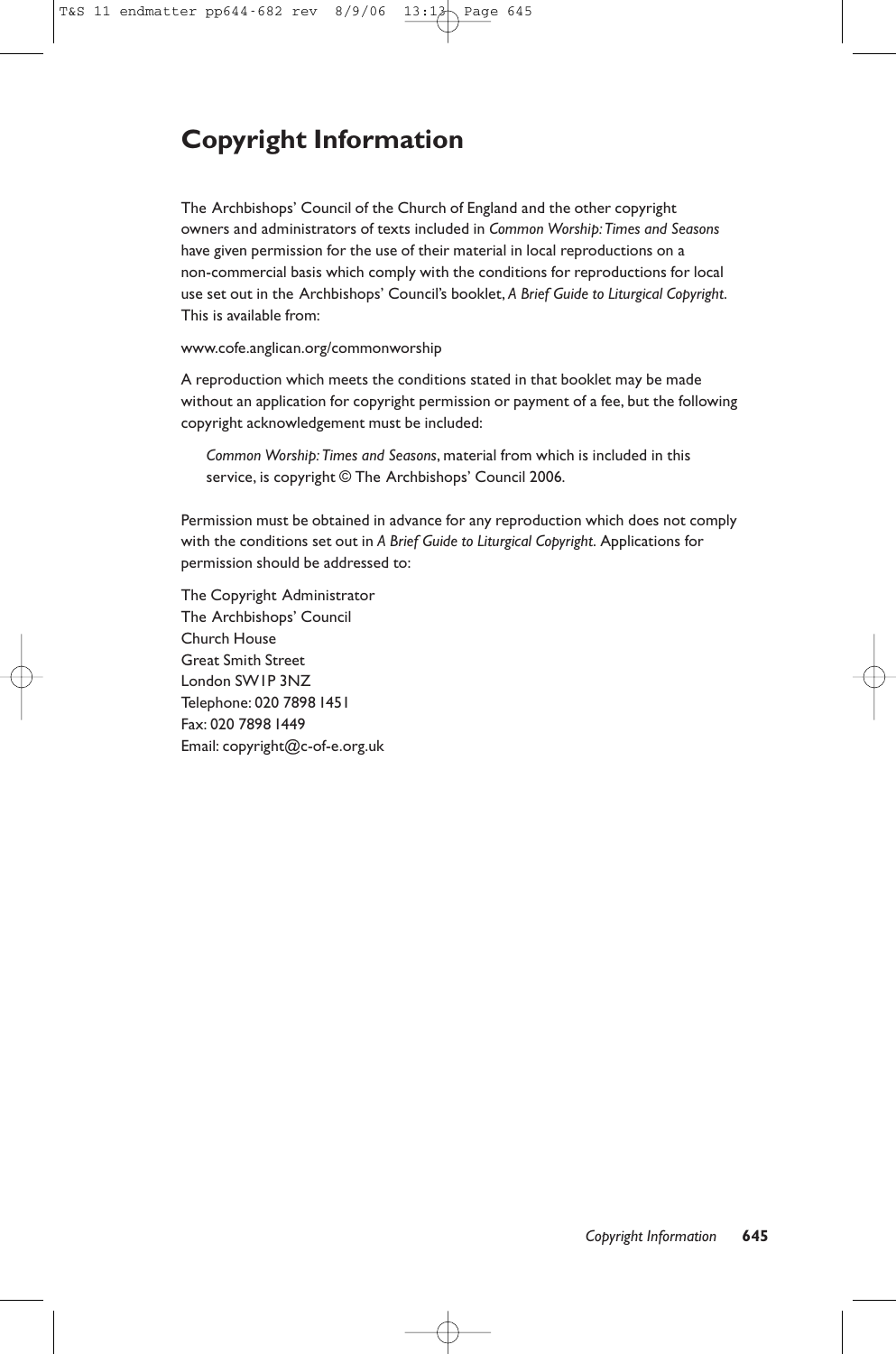# Copyright Information

The Archbishops' Council of the Church of England and the other copyright owners and administrators of texts included in *Common Worship: Times and Seasons* have given permission for the use of their material in local reproductions on a non-commercial basis which comply with the conditions for reproductions for local use set out in the Archbishops' Council's booklet, *A Brief Guide to Liturgical Copyright*. This is available from:

www.cofe.anglican.org/commonworship

A reproduction which meets the conditions stated in that booklet may be made without an application for copyright permission or payment of a fee, but the following copyright acknowledgement must be included:

> *Common Worship: Times and Seasons*, material from which is included in this service, is copyright © The Archbishops' Council 2006.

Permission must be obtained in advance for any reproduction which does not comply with the conditions set out in *A Brief Guide to Liturgical Copyright.* Applications for permission should be addressed to:

The Copyright Administrator
The Archbishops' Council
Church House
Great Smith Street
London SW1P 3NZ
Telephone: 020 7898 1451
Fax: 020 7898 1449
Email: copyright@c-of-e.org.uk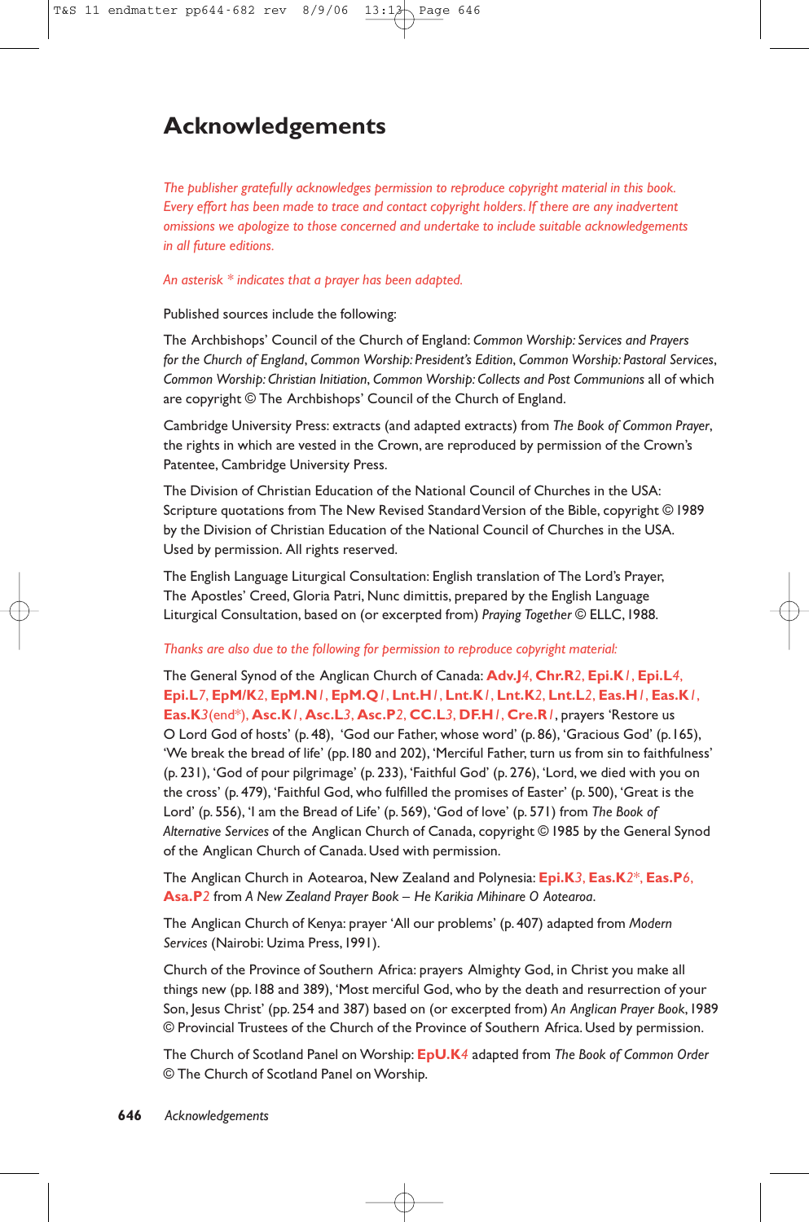# Acknowledgements

*The publisher gratefully acknowledges permission to reproduce copyright material in this book. Every effort has been made to trace and contact copyright holders. If there are any inadvertent omissions we apologize to those concerned and undertake to include suitable acknowledgements in all future editions.*

*An asterisk * indicates that a prayer has been adapted.*

Published sources include the following:

The Archbishops' Council of the Church of England: *Common Worship: Services and Prayers for the Church of England*, *Common Worship: President's Edition*, *Common Worship: Pastoral Services*, *Common Worship: Christian Initiation*, *Common Worship: Collects and Post Communions* all of which are copyright © The Archbishops' Council of the Church of England.

Cambridge University Press: extracts (and adapted extracts) from *The Book of Common Prayer*, the rights in which are vested in the Crown, are reproduced by permission of the Crown's Patentee, Cambridge University Press.

The Division of Christian Education of the National Council of Churches in the USA: Scripture quotations from The New Revised Standard Version of the Bible, copyright © 1989 by the Division of Christian Education of the National Council of Churches in the USA. Used by permission. All rights reserved.

The English Language Liturgical Consultation: English translation of The Lord's Prayer, The Apostles' Creed, Gloria Patri, Nunc dimittis, prepared by the English Language Liturgical Consultation, based on (or excerpted from) *Praying Together* © ELLC, 1988.

*Thanks are also due to the following for permission to reproduce copyright material:*

The General Synod of the Anglican Church of Canada: **Adv.J**4, **Chr.R**2, **Epi.K**1, **Epi.L**4, **Epi.L**7, **EpM/K**2, **EpM.N**1, **EpM.Q**1, **Lnt.H**1, **Lnt.K**1, **Lnt.K**2, **Lnt.L**2, **Eas.H**1, **Eas.K**1, **Eas.K**3(end*), **Asc.K**1, **Asc.L**3, **Asc.P**2, **CC.L**3, **DF.H**1, **Cre.R**1, prayers 'Restore us O Lord God of hosts' (p. 48), 'God our Father, whose word' (p. 86), 'Gracious God' (p. 165), 'We break the bread of life' (pp. 180 and 202), 'Merciful Father, turn us from sin to faithfulness' (p. 231), 'God of pour pilgrimage' (p. 233), 'Faithful God' (p. 276), 'Lord, we died with you on the cross' (p. 479), 'Faithful God, who fulfilled the promises of Easter' (p. 500), 'Great is the Lord' (p. 556), 'I am the Bread of Life' (p. 569), 'God of love' (p. 571) from *The Book of Alternative Services* of the Anglican Church of Canada, copyright © 1985 by the General Synod of the Anglican Church of Canada. Used with permission.

The Anglican Church in Aotearoa, New Zealand and Polynesia: **Epi.K**3, **Eas.K**2*, **Eas.P**6, **Asa.P**2 from *A New Zealand Prayer Book – He Karikia Mihinare O Aotearoa*.

The Anglican Church of Kenya: prayer 'All our problems' (p. 407) adapted from *Modern Services* (Nairobi: Uzima Press, 1991).

Church of the Province of Southern Africa: prayers Almighty God, in Christ you make all things new (pp. 188 and 389), 'Most merciful God, who by the death and resurrection of your Son, Jesus Christ' (pp. 254 and 387) based on (or excerpted from) *An Anglican Prayer Book*, 1989 © Provincial Trustees of the Church of the Province of Southern Africa. Used by permission.

The Church of Scotland Panel on Worship: **EpU.K**4 adapted from *The Book of Common Order* © The Church of Scotland Panel on Worship.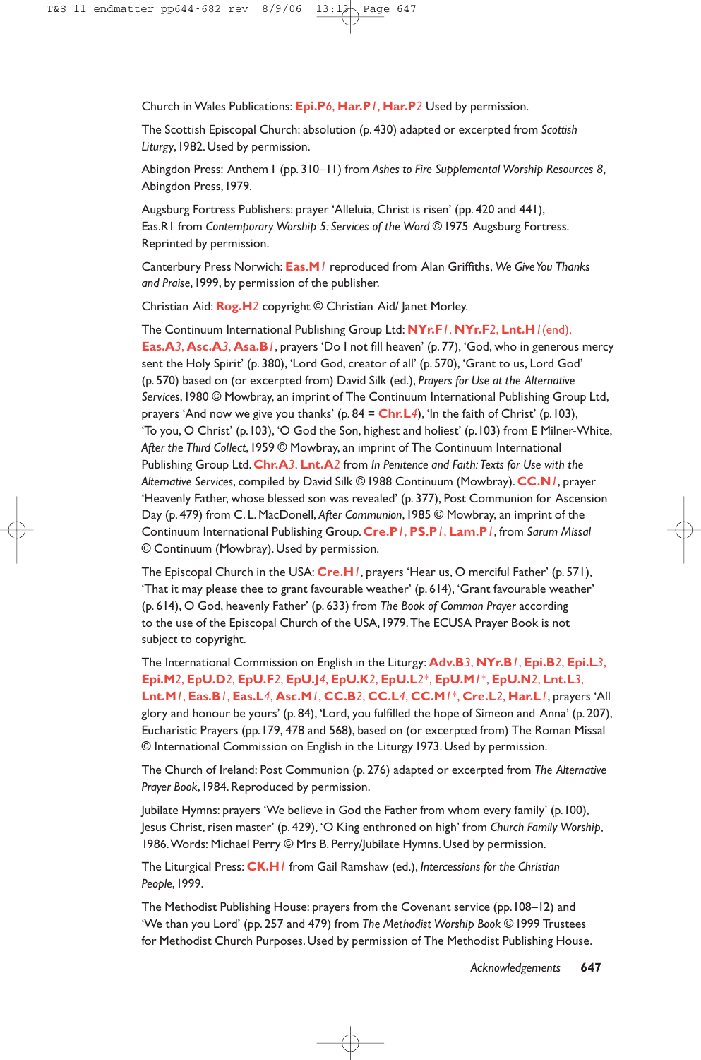Church in Wales Publications: **Epi.P**6, **Har.P**1, **Har.P**2 Used by permission.

The Scottish Episcopal Church: absolution (p. 430) adapted or excerpted from *Scottish Liturgy*, 1982. Used by permission.

Abingdon Press: Anthem 1 (pp. 310–11) from *Ashes to Fire Supplemental Worship Resources 8*, Abingdon Press, 1979.

Augsburg Fortress Publishers: prayer 'Alleluia, Christ is risen' (pp. 420 and 441), Eas.R1 from *Contemporary Worship 5: Services of the Word* © 1975 Augsburg Fortress. Reprinted by permission.

Canterbury Press Norwich: **Eas.M**1 reproduced from Alan Griffiths, *We Give You Thanks and Praise*, 1999, by permission of the publisher.

Christian Aid: **Rog.H**2 copyright © Christian Aid/ Janet Morley.

The Continuum International Publishing Group Ltd: **NYr.F**1, **NYr.F**2, **Lnt.H**1 (end), **Eas.A**3, **Asc.A**3, **Asa.B**1, prayers 'Do I not fill heaven' (p. 77), 'God, who in generous mercy sent the Holy Spirit' (p. 380), 'Lord God, creator of all' (p. 570), 'Grant to us, Lord God' (p. 570) based on (or excerpted from) David Silk (ed.), *Prayers for Use at the Alternative Services*, 1980 © Mowbray, an imprint of The Continuum International Publishing Group Ltd, prayers 'And now we give you thanks' (p. 84 = **Chr.L**4), 'In the faith of Christ' (p. 103), 'To you, O Christ' (p. 103), 'O God the Son, highest and holiest' (p. 103) from E Milner-White, *After the Third Collect*, 1959 © Mowbray, an imprint of The Continuum International Publishing Group Ltd. **Chr.A**3, **Lnt.A**2 from *In Penitence and Faith: Texts for Use with the Alternative Services*, compiled by David Silk © 1988 Continuum (Mowbray). **CC.N**1, prayer 'Heavenly Father, whose blessed son was revealed' (p. 377), Post Communion for Ascension Day (p. 479) from C. L. MacDonell, *After Communion*, 1985 © Mowbray, an imprint of the Continuum International Publishing Group. **Cre.P**1, **PS.P**1, **Lam.P**1, from *Sarum Missal* © Continuum (Mowbray). Used by permission.

The Episcopal Church in the USA: **Cre.H**1, prayers 'Hear us, O merciful Father' (p. 571), 'That it may please thee to grant favourable weather' (p. 614), 'Grant favourable weather' (p. 614), O God, heavenly Father' (p. 633) from *The Book of Common Prayer* according to the use of the Episcopal Church of the USA, 1979. The ECUSA Prayer Book is not subject to copyright.

The International Commission on English in the Liturgy: **Adv.B**3, **NYr.B**1, **Epi.B**2, **Epi.L**3, **Epi.M**2, **EpU.D**2, **EpU.F**2, **EpU.J**4, **EpU.K**2, **EpU.L**2*, **EpU.M**1*, **EpU.N**2, **Lnt.L**3, **Lnt.M**1, **Eas.B**1, **Eas.L**4, **Asc.M**1, **CC.B**2, **CC.L**4, **CC.M**1*, **Cre.L**2, **Har.L**1, prayers 'All glory and honour be yours' (p. 84), 'Lord, you fulfilled the hope of Simeon and Anna' (p. 207), Eucharistic Prayers (pp. 179, 478 and 568), based on (or excerpted from) The Roman Missal © International Commission on English in the Liturgy 1973. Used by permission.

The Church of Ireland: Post Communion (p. 276) adapted or excerpted from *The Alternative Prayer Book*, 1984. Reproduced by permission.

Jubilate Hymns: prayers 'We believe in God the Father from whom every family' (p. 100), Jesus Christ, risen master' (p. 429), 'O King enthroned on high' from *Church Family Worship*, 1986. Words: Michael Perry © Mrs B. Perry/Jubilate Hymns. Used by permission.

The Liturgical Press: **CK.H**1 from Gail Ramshaw (ed.), *Intercessions for the Christian People*, 1999.

The Methodist Publishing House: prayers from the Covenant service (pp. 108–12) and 'We than you Lord' (pp. 257 and 479) from *The Methodist Worship Book* © 1999 Trustees for Methodist Church Purposes. Used by permission of The Methodist Publishing House.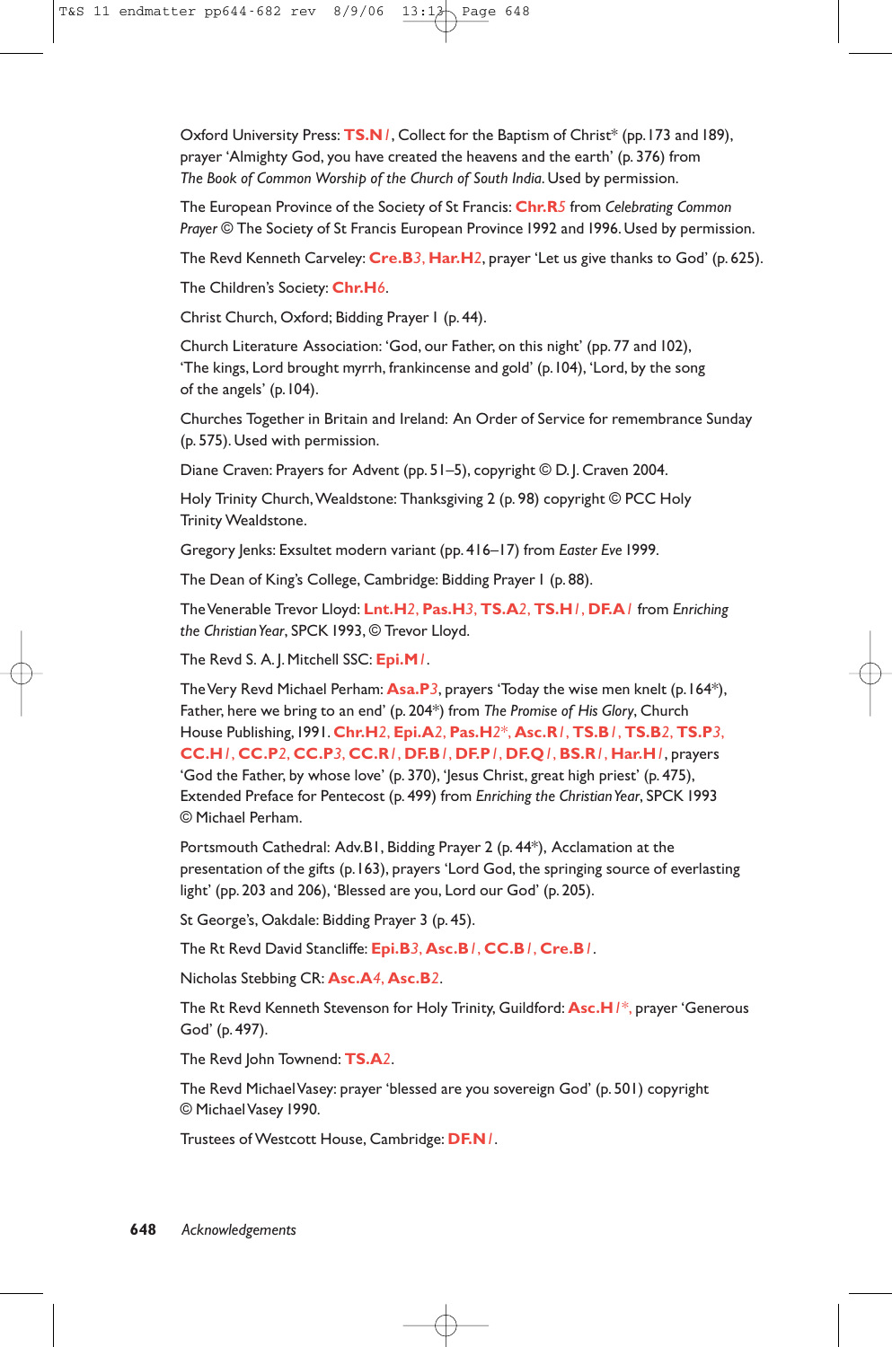Oxford University Press: **TS.N***1*, Collect for the Baptism of Christ* (pp. 173 and 189), prayer 'Almighty God, you have created the heavens and the earth' (p. 376) from *The Book of Common Worship of the Church of South India*. Used by permission.

The European Province of the Society of St Francis: **Chr.R***5* from *Celebrating Common Prayer* © The Society of St Francis European Province 1992 and 1996. Used by permission.

The Revd Kenneth Carveley: **Cre.B***3*, **Har.H***2*, prayer 'Let us give thanks to God' (p. 625).

The Children's Society: **Chr.H***6*.

Christ Church, Oxford; Bidding Prayer 1 (p. 44).

Church Literature Association: 'God, our Father, on this night' (pp. 77 and 102), 'The kings, Lord brought myrrh, frankincense and gold' (p. 104), 'Lord, by the song of the angels' (p. 104).

Churches Together in Britain and Ireland: An Order of Service for remembrance Sunday (p. 575). Used with permission.

Diane Craven: Prayers for Advent (pp. 51–5), copyright © D. J. Craven 2004.

Holy Trinity Church, Wealdstone: Thanksgiving 2 (p. 98) copyright © PCC Holy Trinity Wealdstone.

Gregory Jenks: Exsultet modern variant (pp. 416–17) from *Easter Eve* 1999.

The Dean of King's College, Cambridge: Bidding Prayer 1 (p. 88).

The Venerable Trevor Lloyd: **Lnt.H***2*, **Pas.H***3*, **TS.A***2*, **TS.H***1*, **DF.A***1* from *Enriching the Christian Year*, SPCK 1993, © Trevor Lloyd.

The Revd S. A. J. Mitchell SSC: **Epi.M***1*.

The Very Revd Michael Perham: **Asa.P***3*, prayers 'Today the wise men knelt (p. 164*), Father, here we bring to an end' (p. 204*) from *The Promise of His Glory*, Church House Publishing, 1991. **Chr.H***2*, **Epi.A***2*, **Pas.H***2**, **Asc.R***1*, **TS.B***1*, **TS.B***2*, **TS.P***3*, **CC.H***1*, **CC.P***2*, **CC.P***3*, **CC.R***1*, **DF.B***1*, **DF.P***1*, **DF.Q***1*, **BS.R***1*, **Har.H***1*, prayers 'God the Father, by whose love' (p. 370), 'Jesus Christ, great high priest' (p. 475), Extended Preface for Pentecost (p. 499) from *Enriching the Christian Year*, SPCK 1993 © Michael Perham.

Portsmouth Cathedral: Adv.B1, Bidding Prayer 2 (p. 44*), Acclamation at the presentation of the gifts (p. 163), prayers 'Lord God, the springing source of everlasting light' (pp. 203 and 206), 'Blessed are you, Lord our God' (p. 205).

St George's, Oakdale: Bidding Prayer 3 (p. 45).

The Rt Revd David Stancliffe: **Epi.B***3*, **Asc.B***1*, **CC.B***1*, **Cre.B***1*.

Nicholas Stebbing CR: **Asc.A***4*, **Asc.B***2*.

The Rt Revd Kenneth Stevenson for Holy Trinity, Guildford: **Asc.H***1**, prayer 'Generous God' (p. 497).

The Revd John Towend: **TS.A***2*.

The Revd Michael Vasey: prayer 'blessed are you sovereign God' (p. 501) copyright © Michael Vasey 1990.

Trustees of Westcott House, Cambridge: **DF.N***1*.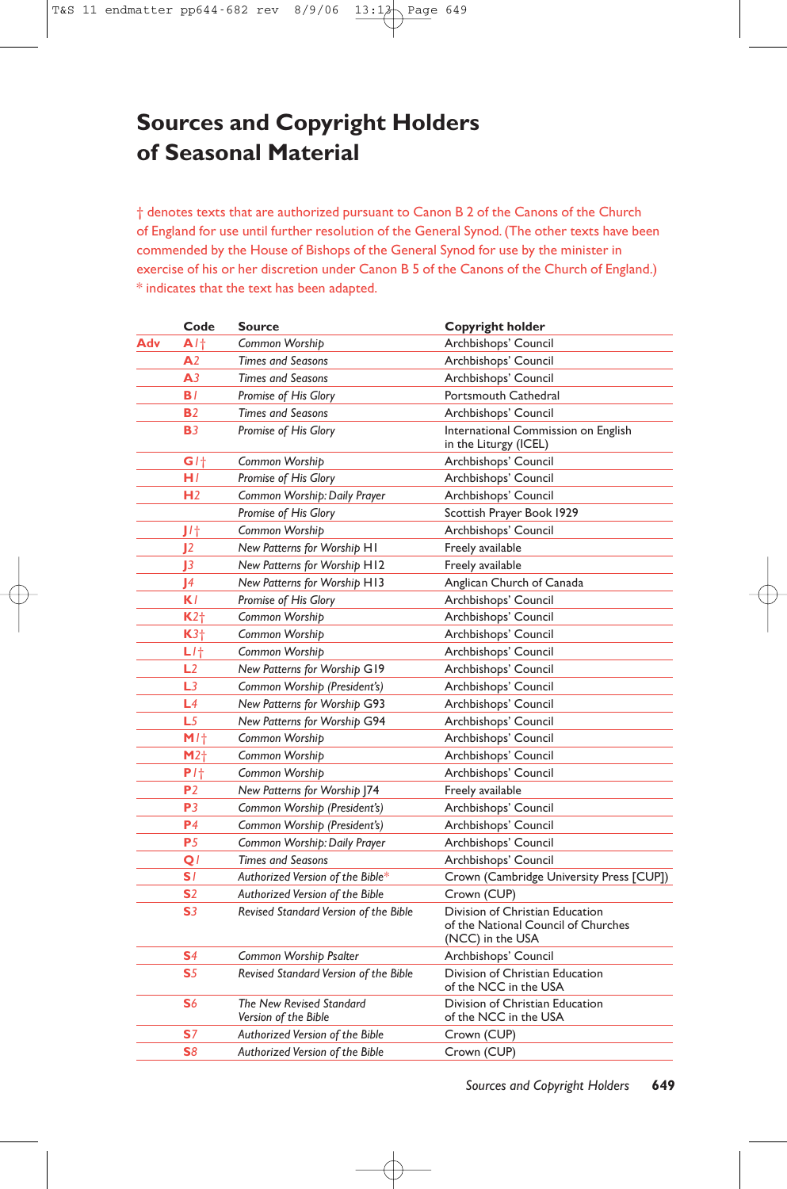# Sources and Copyright Holders of Seasonal Material

† denotes texts that are authorized pursuant to Canon B 2 of the Canons of the Church of England for use until further resolution of the General Synod. (The other texts have been commended by the House of Bishops of the General Synod for use by the minister in exercise of his or her discretion under Canon B 5 of the Canons of the Church of England.)
* indicates that the text has been adapted.

| | Code | Source | Copyright holder |
|---|---|---|---|
| **Adv** | **A**1† | *Common Worship* | Archbishops' Council |
| | **A**2 | *Times and Seasons* | Archbishops' Council |
| | **A**3 | *Times and Seasons* | Archbishops' Council |
| | **B**1 | *Promise of His Glory* | Portsmouth Cathedral |
| | **B**2 | *Times and Seasons* | Archbishops' Council |
| | **B**3 | *Promise of His Glory* | International Commission on English in the Liturgy (ICEL) |
| | **G**1† | *Common Worship* | Archbishops' Council |
| | **H**1 | *Promise of His Glory* | Archbishops' Council |
| | **H**2 | *Common Worship: Daily Prayer* | Archbishops' Council |
| | | *Promise of His Glory* | Scottish Prayer Book 1929 |
| | **J**1† | *Common Worship* | Archbishops' Council |
| | **J**2 | *New Patterns for Worship* H1 | Freely available |
| | **J**3 | *New Patterns for Worship* H12 | Freely available |
| | **J**4 | *New Patterns for Worship* H13 | Anglican Church of Canada |
| | **K**1 | *Promise of His Glory* | Archbishops' Council |
| | **K**2† | *Common Worship* | Archbishops' Council |
| | **K**3† | *Common Worship* | Archbishops' Council |
| | **L**1† | *Common Worship* | Archbishops' Council |
| | **L**2 | *New Patterns for Worship* G19 | Archbishops' Council |
| | **L**3 | *Common Worship (President's)* | Archbishops' Council |
| | **L**4 | *New Patterns for Worship* G93 | Archbishops' Council |
| | **L**5 | *New Patterns for Worship* G94 | Archbishops' Council |
| | **M**1† | *Common Worship* | Archbishops' Council |
| | **M**2† | *Common Worship* | Archbishops' Council |
| | **P**1† | *Common Worship* | Archbishops' Council |
| | **P**2 | *New Patterns for Worship* J74 | Freely available |
| | **P**3 | *Common Worship (President's)* | Archbishops' Council |
| | **P**4 | *Common Worship (President's)* | Archbishops' Council |
| | **P**5 | *Common Worship: Daily Prayer* | Archbishops' Council |
| | **Q**1 | *Times and Seasons* | Archbishops' Council |
| | **S**1 | *Authorized Version of the Bible** | Crown (Cambridge University Press [CUP]) |
| | **S**2 | *Authorized Version of the Bible* | Crown (CUP) |
| | **S**3 | *Revised Standard Version of the Bible* | Division of Christian Education of the National Council of Churches (NCC) in the USA |
| | **S**4 | *Common Worship Psalter* | Archbishops' Council |
| | **S**5 | *Revised Standard Version of the Bible* | Division of Christian Education of the NCC in the USA |
| | **S**6 | *The New Revised Standard Version of the Bible* | Division of Christian Education of the NCC in the USA |
| | **S**7 | *Authorized Version of the Bible* | Crown (CUP) |
| | **S**8 | *Authorized Version of the Bible* | Crown (CUP) |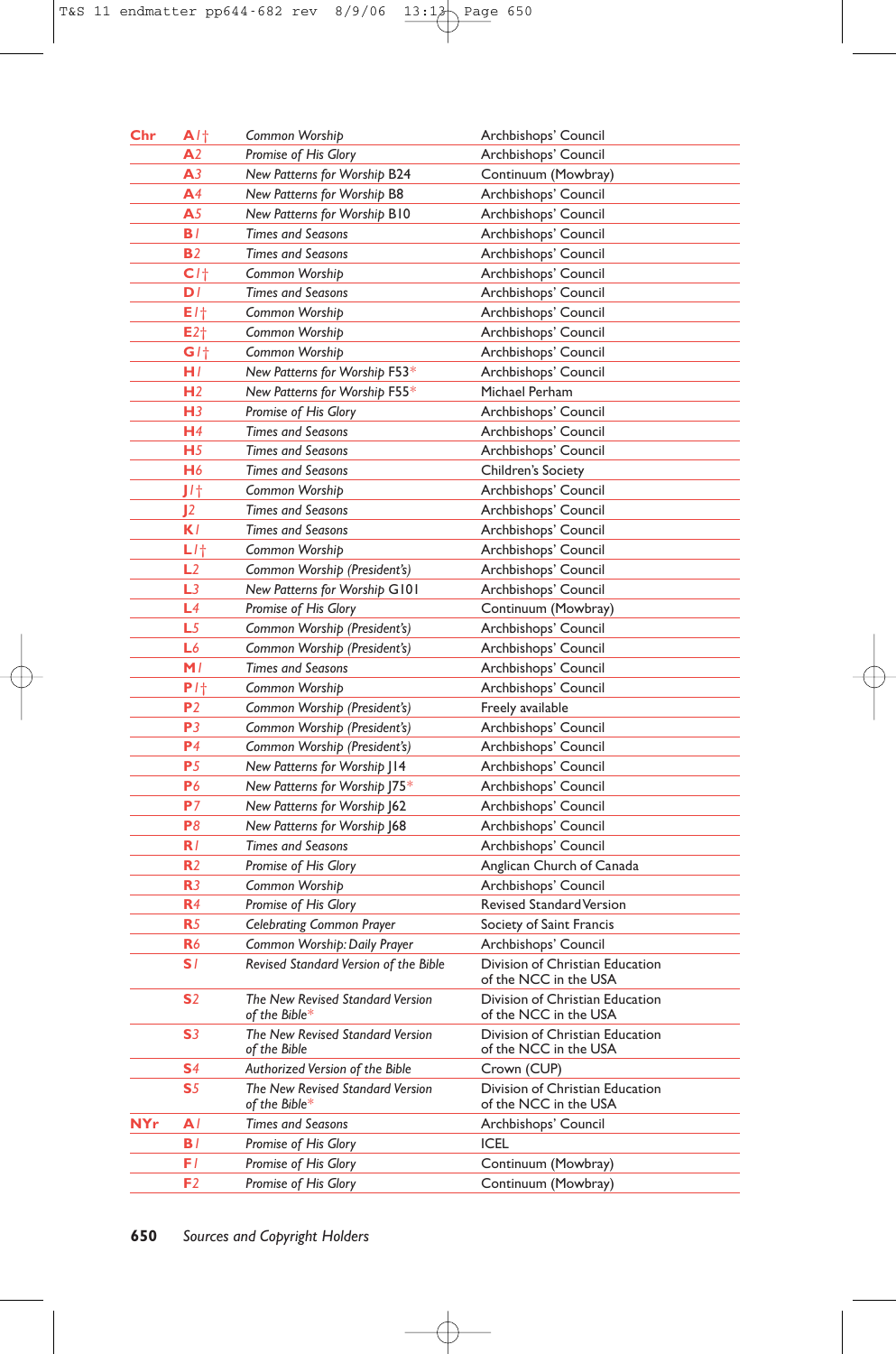| | | | |
|---|---|---|---|
| Chr | A1† | *Common Worship* | Archbishops' Council |
| | A2 | *Promise of His Glory* | Archbishops' Council |
| | A3 | *New Patterns for Worship* B24 | Continuum (Mowbray) |
| | A4 | *New Patterns for Worship* B8 | Archbishops' Council |
| | A5 | *New Patterns for Worship* B10 | Archbishops' Council |
| | B1 | *Times and Seasons* | Archbishops' Council |
| | B2 | *Times and Seasons* | Archbishops' Council |
| | C1† | *Common Worship* | Archbishops' Council |
| | D1 | *Times and Seasons* | Archbishops' Council |
| | E1† | *Common Worship* | Archbishops' Council |
| | E2† | *Common Worship* | Archbishops' Council |
| | G1† | *Common Worship* | Archbishops' Council |
| | H1 | *New Patterns for Worship* F53* | Archbishops' Council |
| | H2 | *New Patterns for Worship* F55* | Michael Perham |
| | H3 | *Promise of His Glory* | Archbishops' Council |
| | H4 | *Times and Seasons* | Archbishops' Council |
| | H5 | *Times and Seasons* | Archbishops' Council |
| | H6 | *Times and Seasons* | Children's Society |
| | J1† | *Common Worship* | Archbishops' Council |
| | J2 | *Times and Seasons* | Archbishops' Council |
| | K1 | *Times and Seasons* | Archbishops' Council |
| | L1† | *Common Worship* | Archbishops' Council |
| | L2 | *Common Worship (President's)* | Archbishops' Council |
| | L3 | *New Patterns for Worship* G101 | Archbishops' Council |
| | L4 | *Promise of His Glory* | Continuum (Mowbray) |
| | L5 | *Common Worship (President's)* | Archbishops' Council |
| | L6 | *Common Worship (President's)* | Archbishops' Council |
| | M1 | *Times and Seasons* | Archbishops' Council |
| | P1† | *Common Worship* | Archbishops' Council |
| | P2 | *Common Worship (President's)* | Freely available |
| | P3 | *Common Worship (President's)* | Archbishops' Council |
| | P4 | *Common Worship (President's)* | Archbishops' Council |
| | P5 | *New Patterns for Worship* J14 | Archbishops' Council |
| | P6 | *New Patterns for Worship* J75* | Archbishops' Council |
| | P7 | *New Patterns for Worship* J62 | Archbishops' Council |
| | P8 | *New Patterns for Worship* J68 | Archbishops' Council |
| | R1 | *Times and Seasons* | Archbishops' Council |
| | R2 | *Promise of His Glory* | Anglican Church of Canada |
| | R3 | *Common Worship* | Archbishops' Council |
| | R4 | *Promise of His Glory* | Revised Standard Version |
| | R5 | *Celebrating Common Prayer* | Society of Saint Francis |
| | R6 | *Common Worship: Daily Prayer* | Archbishops' Council |
| | S1 | *Revised Standard Version of the Bible* | Division of Christian Education of the NCC in the USA |
| | S2 | *The New Revised Standard Version of the Bible** | Division of Christian Education of the NCC in the USA |
| | S3 | *The New Revised Standard Version of the Bible* | Division of Christian Education of the NCC in the USA |
| | S4 | *Authorized Version of the Bible* | Crown (CUP) |
| | S5 | *The New Revised Standard Version of the Bible** | Division of Christian Education of the NCC in the USA |
| NYr | A1 | *Times and Seasons* | Archbishops' Council |
| | B1 | *Promise of His Glory* | ICEL |
| | F1 | *Promise of His Glory* | Continuum (Mowbray) |
| | F2 | *Promise of His Glory* | Continuum (Mowbray) |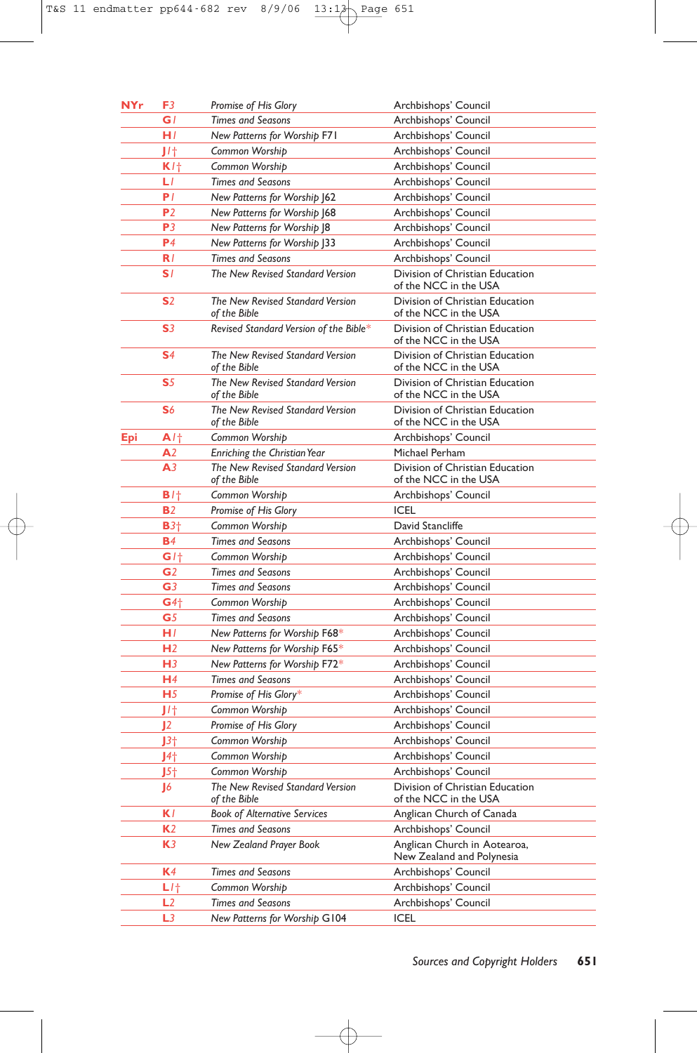| | | | |
|---|---|---|---|
| NYr | F3 | *Promise of His Glory* | Archbishops' Council |
| | G1 | *Times and Seasons* | Archbishops' Council |
| | H1 | *New Patterns for Worship* F71 | Archbishops' Council |
| | J1† | *Common Worship* | Archbishops' Council |
| | K1† | *Common Worship* | Archbishops' Council |
| | L1 | *Times and Seasons* | Archbishops' Council |
| | P1 | *New Patterns for Worship* J62 | Archbishops' Council |
| | P2 | *New Patterns for Worship* J68 | Archbishops' Council |
| | P3 | *New Patterns for Worship* J8 | Archbishops' Council |
| | P4 | *New Patterns for Worship* J33 | Archbishops' Council |
| | R1 | *Times and Seasons* | Archbishops' Council |
| | S1 | *The New Revised Standard Version* | Division of Christian Education of the NCC in the USA |
| | S2 | *The New Revised Standard Version of the Bible* | Division of Christian Education of the NCC in the USA |
| | S3 | *Revised Standard Version of the Bible** | Division of Christian Education of the NCC in the USA |
| | S4 | *The New Revised Standard Version of the Bible* | Division of Christian Education of the NCC in the USA |
| | S5 | *The New Revised Standard Version of the Bible* | Division of Christian Education of the NCC in the USA |
| | S6 | *The New Revised Standard Version of the Bible* | Division of Christian Education of the NCC in the USA |
| Epi | A1† | *Common Worship* | Archbishops' Council |
| | A2 | *Enriching the Christian Year* | Michael Perham |
| | A3 | *The New Revised Standard Version of the Bible* | Division of Christian Education of the NCC in the USA |
| | B1† | *Common Worship* | Archbishops' Council |
| | B2 | *Promise of His Glory* | ICEL |
| | B3† | *Common Worship* | David Stancliffe |
| | B4 | *Times and Seasons* | Archbishops' Council |
| | G1† | *Common Worship* | Archbishops' Council |
| | G2 | *Times and Seasons* | Archbishops' Council |
| | G3 | *Times and Seasons* | Archbishops' Council |
| | G4† | *Common Worship* | Archbishops' Council |
| | G5 | *Times and Seasons* | Archbishops' Council |
| | H1 | *New Patterns for Worship* F68* | Archbishops' Council |
| | H2 | *New Patterns for Worship* F65* | Archbishops' Council |
| | H3 | *New Patterns for Worship* F72* | Archbishops' Council |
| | H4 | *Times and Seasons* | Archbishops' Council |
| | H5 | *Promise of His Glory** | Archbishops' Council |
| | J1† | *Common Worship* | Archbishops' Council |
| | J2 | *Promise of His Glory* | Archbishops' Council |
| | J3† | *Common Worship* | Archbishops' Council |
| | J4† | *Common Worship* | Archbishops' Council |
| | J5† | *Common Worship* | Archbishops' Council |
| | J6 | *The New Revised Standard Version of the Bible* | Division of Christian Education of the NCC in the USA |
| | K1 | *Book of Alternative Services* | Anglican Church of Canada |
| | K2 | *Times and Seasons* | Archbishops' Council |
| | K3 | *New Zealand Prayer Book* | Anglican Church in Aotearoa, New Zealand and Polynesia |
| | K4 | *Times and Seasons* | Archbishops' Council |
| | L1† | *Common Worship* | Archbishops' Council |
| | L2 | *Times and Seasons* | Archbishops' Council |
| | L3 | *New Patterns for Worship* G104 | ICEL |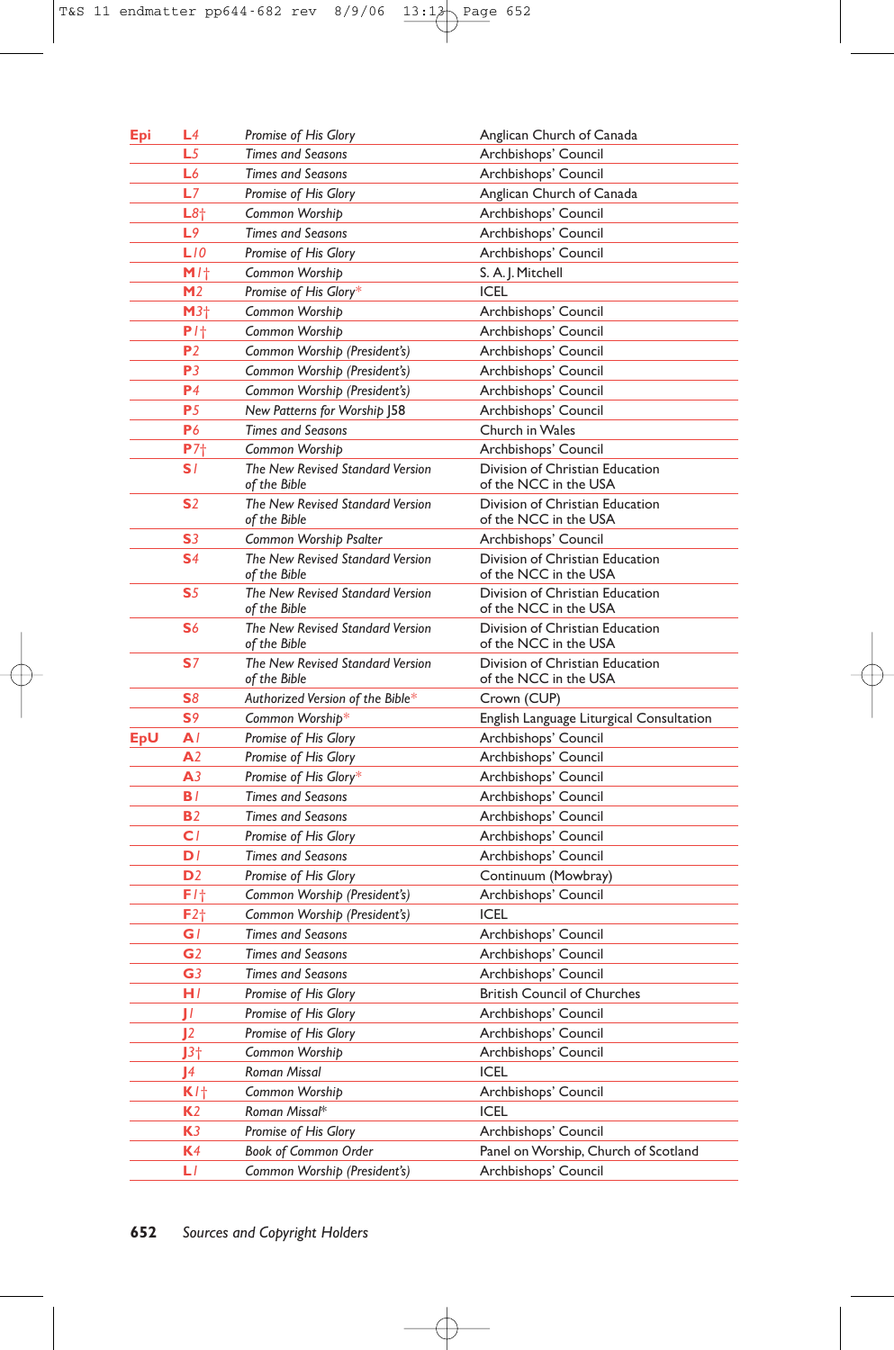| | | | |
|---|---|---|---|
| **Epi** | **L**4 | *Promise of His Glory* | Anglican Church of Canada |
| | **L**5 | *Times and Seasons* | Archbishops' Council |
| | **L**6 | *Times and Seasons* | Archbishops' Council |
| | **L**7 | *Promise of His Glory* | Anglican Church of Canada |
| | **L**8† | *Common Worship* | Archbishops' Council |
| | **L**9 | *Times and Seasons* | Archbishops' Council |
| | **L**10 | *Promise of His Glory* | Archbishops' Council |
| | **M**1† | *Common Worship* | S. A. J. Mitchell |
| | **M**2 | *Promise of His Glory** | ICEL |
| | **M**3† | *Common Worship* | Archbishops' Council |
| | **P**1† | *Common Worship* | Archbishops' Council |
| | **P**2 | *Common Worship (President's)* | Archbishops' Council |
| | **P**3 | *Common Worship (President's)* | Archbishops' Council |
| | **P**4 | *Common Worship (President's)* | Archbishops' Council |
| | **P**5 | *New Patterns for Worship* J58 | Archbishops' Council |
| | **P**6 | *Times and Seasons* | Church in Wales |
| | **P**7† | *Common Worship* | Archbishops' Council |
| | **S**1 | *The New Revised Standard Version of the Bible* | Division of Christian Education of the NCC in the USA |
| | **S**2 | *The New Revised Standard Version of the Bible* | Division of Christian Education of the NCC in the USA |
| | **S**3 | *Common Worship Psalter* | Archbishops' Council |
| | **S**4 | *The New Revised Standard Version of the Bible* | Division of Christian Education of the NCC in the USA |
| | **S**5 | *The New Revised Standard Version of the Bible* | Division of Christian Education of the NCC in the USA |
| | **S**6 | *The New Revised Standard Version of the Bible* | Division of Christian Education of the NCC in the USA |
| | **S**7 | *The New Revised Standard Version of the Bible* | Division of Christian Education of the NCC in the USA |
| | **S**8 | *Authorized Version of the Bible** | Crown (CUP) |
| | **S**9 | *Common Worship** | English Language Liturgical Consultation |
| **EpU** | **A**1 | *Promise of His Glory* | Archbishops' Council |
| | **A**2 | *Promise of His Glory* | Archbishops' Council |
| | **A**3 | *Promise of His Glory** | Archbishops' Council |
| | **B**1 | *Times and Seasons* | Archbishops' Council |
| | **B**2 | *Times and Seasons* | Archbishops' Council |
| | **C**1 | *Promise of His Glory* | Archbishops' Council |
| | **D**1 | *Times and Seasons* | Archbishops' Council |
| | **D**2 | *Promise of His Glory* | Continuum (Mowbray) |
| | **F**1† | *Common Worship (President's)* | Archbishops' Council |
| | **F**2† | *Common Worship (President's)* | ICEL |
| | **G**1 | *Times and Seasons* | Archbishops' Council |
| | **G**2 | *Times and Seasons* | Archbishops' Council |
| | **G**3 | *Times and Seasons* | Archbishops' Council |
| | **H**1 | *Promise of His Glory* | British Council of Churches |
| | **J**1 | *Promise of His Glory* | Archbishops' Council |
| | **J**2 | *Promise of His Glory* | Archbishops' Council |
| | **J**3† | *Common Worship* | Archbishops' Council |
| | **J**4 | *Roman Missal* | ICEL |
| | **K**1† | *Common Worship* | Archbishops' Council |
| | **K**2 | *Roman Missal** | ICEL |
| | **K**3 | *Promise of His Glory* | Archbishops' Council |
| | **K**4 | *Book of Common Order* | Panel on Worship, Church of Scotland |
| | **L**1 | *Common Worship (President's)* | Archbishops' Council |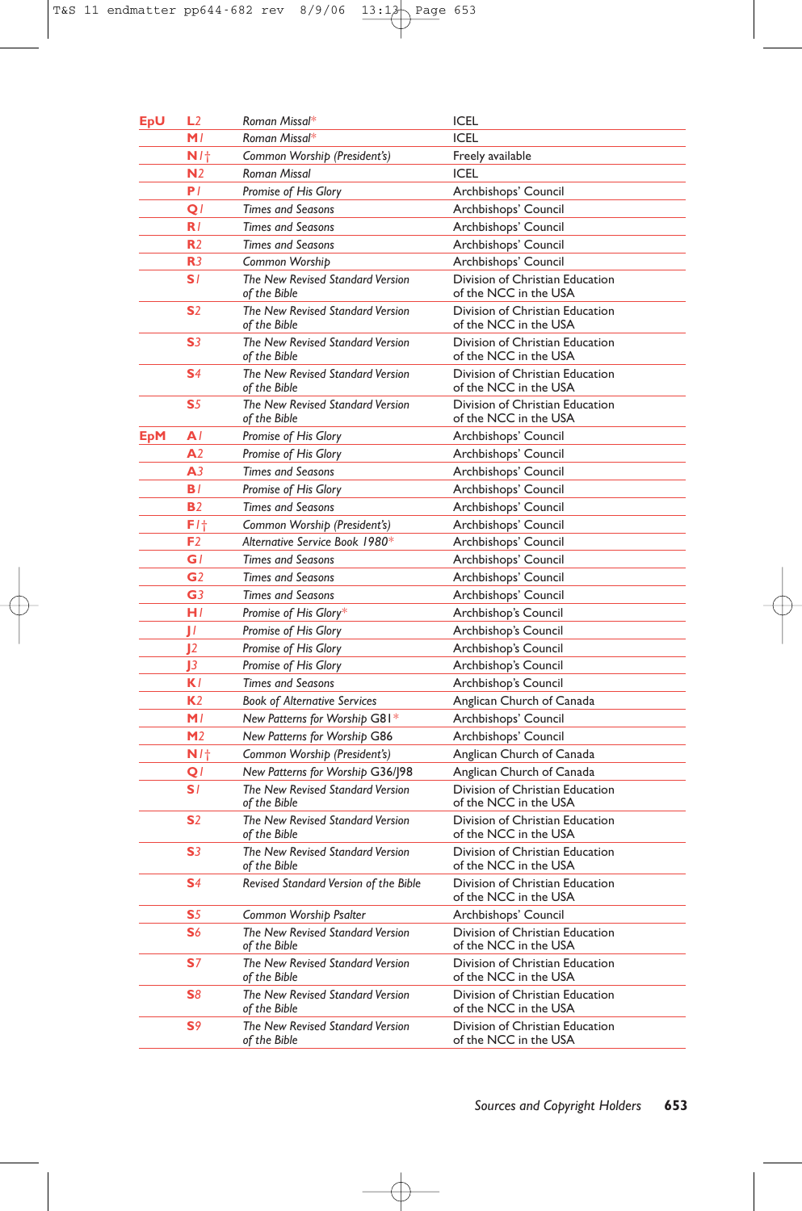| | | | |
|---|---|---|---|
| **EpU** | **L2** | *Roman Missal** | ICEL |
| | **M1** | *Roman Missal** | ICEL |
| | **N1†** | *Common Worship (President's)* | Freely available |
| | **N2** | *Roman Missal* | ICEL |
| | **P1** | *Promise of His Glory* | Archbishops' Council |
| | **Q1** | *Times and Seasons* | Archbishops' Council |
| | **R1** | *Times and Seasons* | Archbishops' Council |
| | **R2** | *Times and Seasons* | Archbishops' Council |
| | **R3** | *Common Worship* | Archbishops' Council |
| | **S1** | *The New Revised Standard Version of the Bible* | Division of Christian Education of the NCC in the USA |
| | **S2** | *The New Revised Standard Version of the Bible* | Division of Christian Education of the NCC in the USA |
| | **S3** | *The New Revised Standard Version of the Bible* | Division of Christian Education of the NCC in the USA |
| | **S4** | *The New Revised Standard Version of the Bible* | Division of Christian Education of the NCC in the USA |
| | **S5** | *The New Revised Standard Version of the Bible* | Division of Christian Education of the NCC in the USA |
| **EpM** | **A1** | *Promise of His Glory* | Archbishops' Council |
| | **A2** | *Promise of His Glory* | Archbishops' Council |
| | **A3** | *Times and Seasons* | Archbishops' Council |
| | **B1** | *Promise of His Glory* | Archbishops' Council |
| | **B2** | *Times and Seasons* | Archbishops' Council |
| | **F1†** | *Common Worship (President's)* | Archbishops' Council |
| | **F2** | *Alternative Service Book 1980** | Archbishops' Council |
| | **G1** | *Times and Seasons* | Archbishops' Council |
| | **G2** | *Times and Seasons* | Archbishops' Council |
| | **G3** | *Times and Seasons* | Archbishops' Council |
| | **H1** | *Promise of His Glory** | Archbishop's Council |
| | **J1** | *Promise of His Glory* | Archbishop's Council |
| | **J2** | *Promise of His Glory* | Archbishop's Council |
| | **J3** | *Promise of His Glory* | Archbishop's Council |
| | **K1** | *Times and Seasons* | Archbishop's Council |
| | **K2** | *Book of Alternative Services* | Anglican Church of Canada |
| | **M1** | *New Patterns for Worship* G81* | Archbishops' Council |
| | **M2** | *New Patterns for Worship* G86 | Archbishops' Council |
| | **N1†** | *Common Worship (President's)* | Anglican Church of Canada |
| | **Q1** | *New Patterns for Worship* G36/J98 | Anglican Church of Canada |
| | **S1** | *The New Revised Standard Version of the Bible* | Division of Christian Education of the NCC in the USA |
| | **S2** | *The New Revised Standard Version of the Bible* | Division of Christian Education of the NCC in the USA |
| | **S3** | *The New Revised Standard Version of the Bible* | Division of Christian Education of the NCC in the USA |
| | **S4** | *Revised Standard Version of the Bible* | Division of Christian Education of the NCC in the USA |
| | **S5** | *Common Worship Psalter* | Archbishops' Council |
| | **S6** | *The New Revised Standard Version of the Bible* | Division of Christian Education of the NCC in the USA |
| | **S7** | *The New Revised Standard Version of the Bible* | Division of Christian Education of the NCC in the USA |
| | **S8** | *The New Revised Standard Version of the Bible* | Division of Christian Education of the NCC in the USA |
| | **S9** | *The New Revised Standard Version of the Bible* | Division of Christian Education of the NCC in the USA |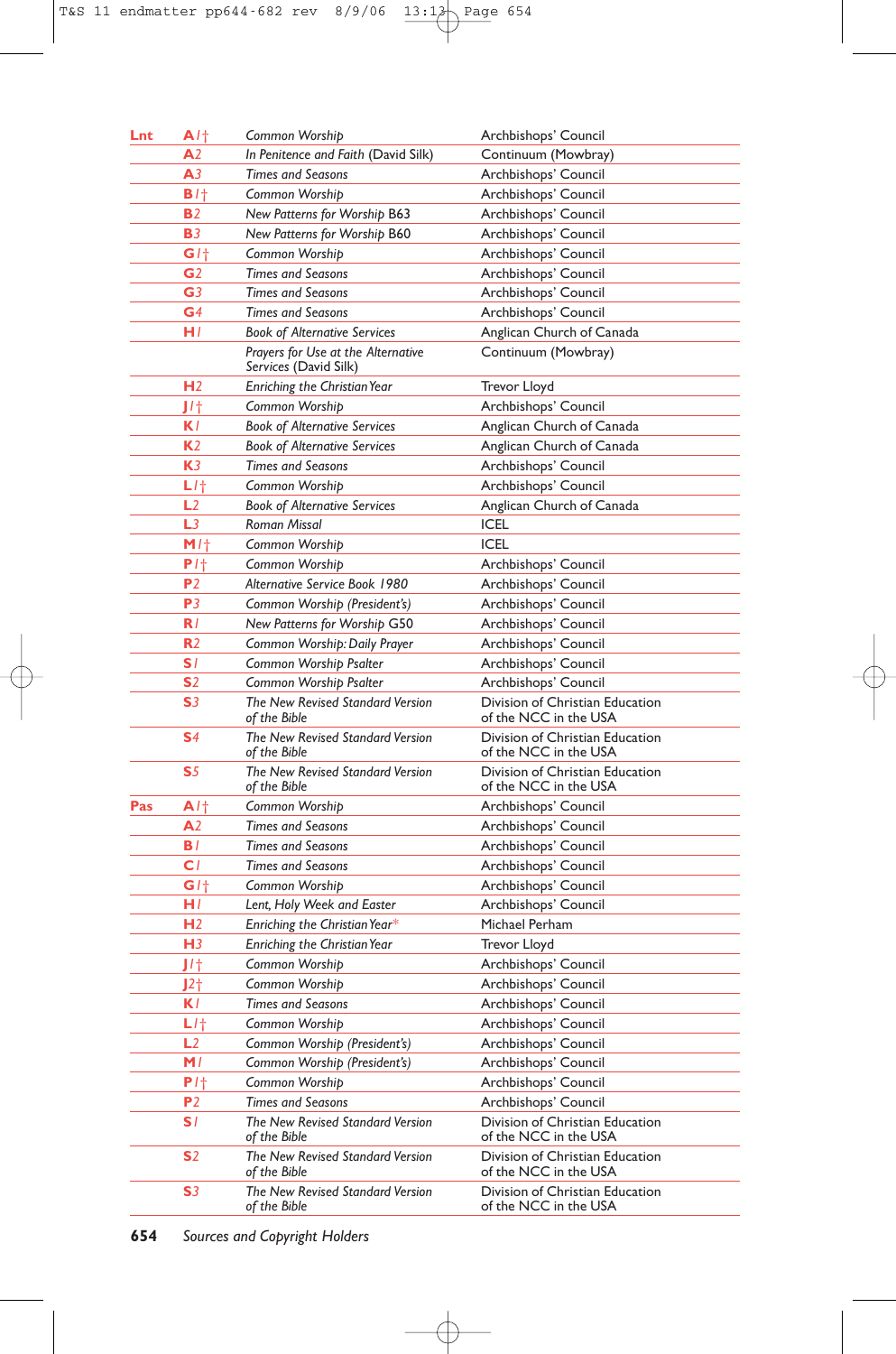| | | | |
|---|---|---|---|
| **Lnt** | **A***1*† | *Common Worship* | Archbishops' Council |
| | **A**2 | *In Penitence and Faith* (David Silk) | Continuum (Mowbray) |
| | **A**3 | *Times and Seasons* | Archbishops' Council |
| | **B***1*† | *Common Worship* | Archbishops' Council |
| | **B**2 | *New Patterns for Worship* B63 | Archbishops' Council |
| | **B**3 | *New Patterns for Worship* B60 | Archbishops' Council |
| | **G***1*† | *Common Worship* | Archbishops' Council |
| | **G**2 | *Times and Seasons* | Archbishops' Council |
| | **G**3 | *Times and Seasons* | Archbishops' Council |
| | **G**4 | *Times and Seasons* | Archbishops' Council |
| | **H***1* | *Book of Alternative Services* | Anglican Church of Canada |
| | | *Prayers for Use at the Alternative Services* (David Silk) | Continuum (Mowbray) |
| | **H**2 | *Enriching the Christian Year* | Trevor Lloyd |
| | **J***1*† | *Common Worship* | Archbishops' Council |
| | **K***1* | *Book of Alternative Services* | Anglican Church of Canada |
| | **K**2 | *Book of Alternative Services* | Anglican Church of Canada |
| | **K**3 | *Times and Seasons* | Archbishops' Council |
| | **L***1*† | *Common Worship* | Archbishops' Council |
| | **L**2 | *Book of Alternative Services* | Anglican Church of Canada |
| | **L**3 | *Roman Missal* | ICEL |
| | **M***1*† | *Common Worship* | ICEL |
| | **P***1*† | *Common Worship* | Archbishops' Council |
| | **P**2 | *Alternative Service Book 1980* | Archbishops' Council |
| | **P**3 | *Common Worship (President's)* | Archbishops' Council |
| | **R***1* | *New Patterns for Worship* G50 | Archbishops' Council |
| | **R**2 | *Common Worship: Daily Prayer* | Archbishops' Council |
| | **S***1* | *Common Worship Psalter* | Archbishops' Council |
| | **S**2 | *Common Worship Psalter* | Archbishops' Council |
| | **S**3 | *The New Revised Standard Version of the Bible* | Division of Christian Education of the NCC in the USA |
| | **S**4 | *The New Revised Standard Version of the Bible* | Division of Christian Education of the NCC in the USA |
| | **S**5 | *The New Revised Standard Version of the Bible* | Division of Christian Education of the NCC in the USA |
| **Pas** | **A***1*† | *Common Worship* | Archbishops' Council |
| | **A**2 | *Times and Seasons* | Archbishops' Council |
| | **B***1* | *Times and Seasons* | Archbishops' Council |
| | **C***1* | *Times and Seasons* | Archbishops' Council |
| | **G***1*† | *Common Worship* | Archbishops' Council |
| | **H***1* | *Lent, Holy Week and Easter* | Archbishops' Council |
| | **H**2 | *Enriching the Christian Year** | Michael Perham |
| | **H**3 | *Enriching the Christian Year* | Trevor Lloyd |
| | **J***1*† | *Common Worship* | Archbishops' Council |
| | **J**2† | *Common Worship* | Archbishops' Council |
| | **K***1* | *Times and Seasons* | Archbishops' Council |
| | **L***1*† | *Common Worship* | Archbishops' Council |
| | **L**2 | *Common Worship (President's)* | Archbishops' Council |
| | **M***1* | *Common Worship (President's)* | Archbishops' Council |
| | **P***1*† | *Common Worship* | Archbishops' Council |
| | **P**2 | *Times and Seasons* | Archbishops' Council |
| | **S***1* | *The New Revised Standard Version of the Bible* | Division of Christian Education of the NCC in the USA |
| | **S**2 | *The New Revised Standard Version of the Bible* | Division of Christian Education of the NCC in the USA |
| | **S**3 | *The New Revised Standard Version of the Bible* | Division of Christian Education of the NCC in the USA |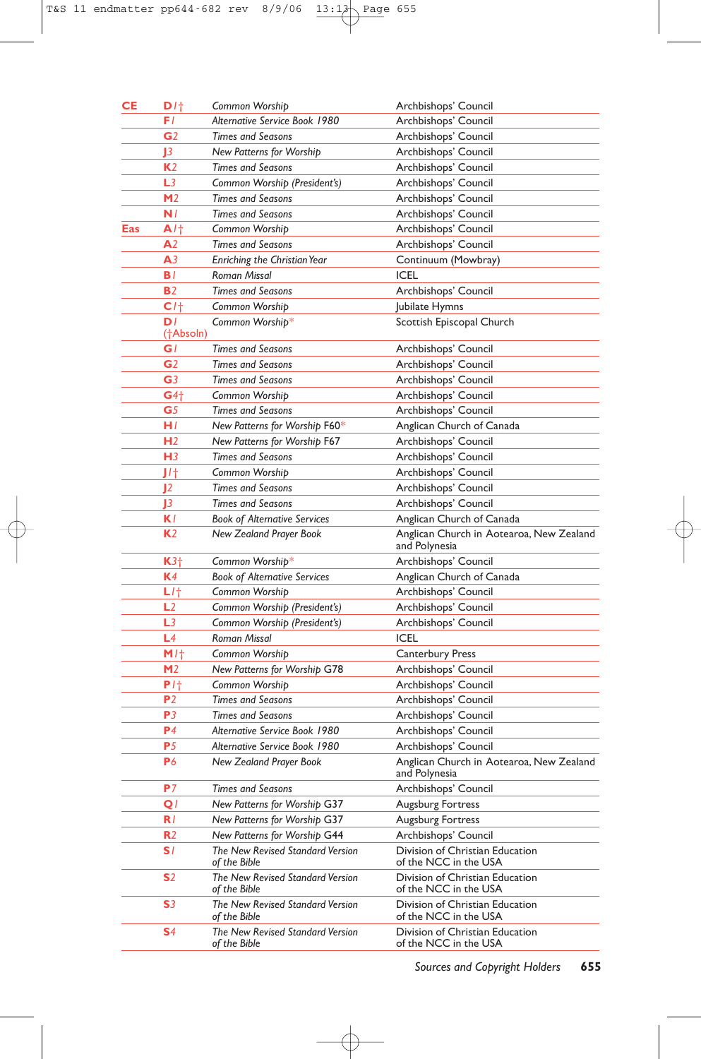| | | | |
|---|---|---|---|
| CE | D1† | *Common Worship* | Archbishops' Council |
| | F1 | *Alternative Service Book 1980* | Archbishops' Council |
| | G2 | *Times and Seasons* | Archbishops' Council |
| | J3 | *New Patterns for Worship* | Archbishops' Council |
| | K2 | *Times and Seasons* | Archbishops' Council |
| | L3 | *Common Worship (President's)* | Archbishops' Council |
| | M2 | *Times and Seasons* | Archbishops' Council |
| | N1 | *Times and Seasons* | Archbishops' Council |
| Eas | A1† | *Common Worship* | Archbishops' Council |
| | A2 | *Times and Seasons* | Archbishops' Council |
| | A3 | *Enriching the Christian Year* | Continuum (Mowbray) |
| | B1 | *Roman Missal* | ICEL |
| | B2 | *Times and Seasons* | Archbishops' Council |
| | C1† | *Common Worship* | Jubilate Hymns |
| | D1 (†Absoln) | *Common Worship** | Scottish Episcopal Church |
| | G1 | *Times and Seasons* | Archbishops' Council |
| | G2 | *Times and Seasons* | Archbishops' Council |
| | G3 | *Times and Seasons* | Archbishops' Council |
| | G4† | *Common Worship* | Archbishops' Council |
| | G5 | *Times and Seasons* | Archbishops' Council |
| | H1 | *New Patterns for Worship* F60* | Anglican Church of Canada |
| | H2 | *New Patterns for Worship* F67 | Archbishops' Council |
| | H3 | *Times and Seasons* | Archbishops' Council |
| | J1† | *Common Worship* | Archbishops' Council |
| | J2 | *Times and Seasons* | Archbishops' Council |
| | J3 | *Times and Seasons* | Archbishops' Council |
| | K1 | *Book of Alternative Services* | Anglican Church of Canada |
| | K2 | *New Zealand Prayer Book* | Anglican Church in Aotearoa, New Zealand and Polynesia |
| | K3† | *Common Worship** | Archbishops' Council |
| | K4 | *Book of Alternative Services* | Anglican Church of Canada |
| | L1† | *Common Worship* | Archbishops' Council |
| | L2 | *Common Worship (President's)* | Archbishops' Council |
| | L3 | *Common Worship (President's)* | Archbishops' Council |
| | L4 | *Roman Missal* | ICEL |
| | M1† | *Common Worship* | Canterbury Press |
| | M2 | *New Patterns for Worship* G78 | Archbishops' Council |
| | P1† | *Common Worship* | Archbishops' Council |
| | P2 | *Times and Seasons* | Archbishops' Council |
| | P3 | *Times and Seasons* | Archbishops' Council |
| | P4 | *Alternative Service Book 1980* | Archbishops' Council |
| | P5 | *Alternative Service Book 1980* | Archbishops' Council |
| | P6 | *New Zealand Prayer Book* | Anglican Church in Aotearoa, New Zealand and Polynesia |
| | P7 | *Times and Seasons* | Archbishops' Council |
| | Q1 | *New Patterns for Worship* G37 | Augsburg Fortress |
| | R1 | *New Patterns for Worship* G37 | Augsburg Fortress |
| | R2 | *New Patterns for Worship* G44 | Archbishops' Council |
| | S1 | *The New Revised Standard Version of the Bible* | Division of Christian Education of the NCC in the USA |
| | S2 | *The New Revised Standard Version of the Bible* | Division of Christian Education of the NCC in the USA |
| | S3 | *The New Revised Standard Version of the Bible* | Division of Christian Education of the NCC in the USA |
| | S4 | *The New Revised Standard Version of the Bible* | Division of Christian Education of the NCC in the USA |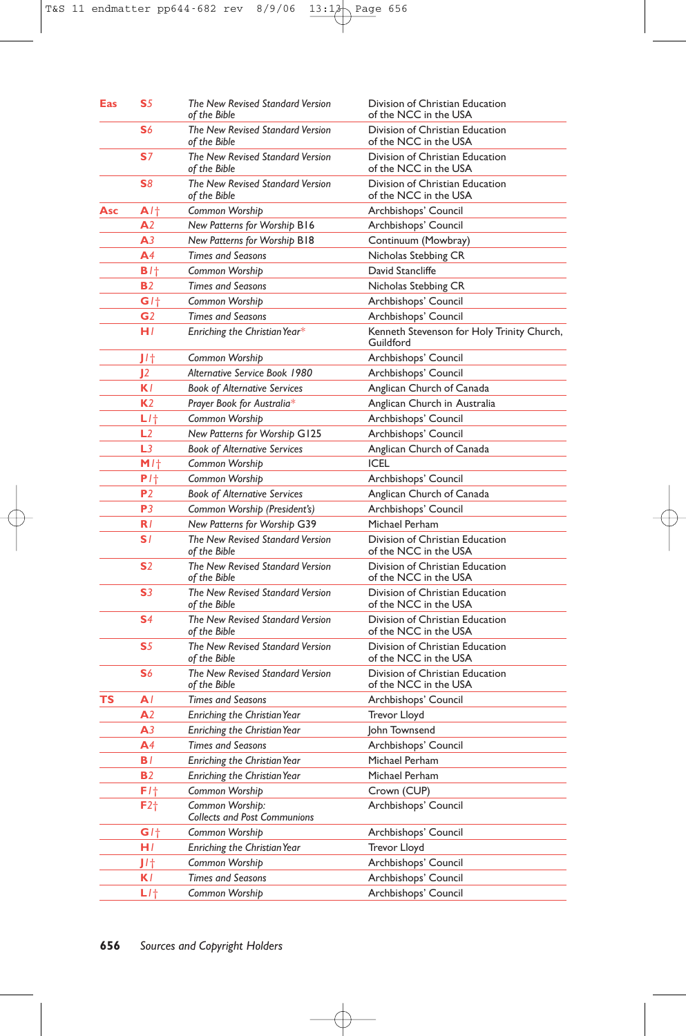| | | | |
|---|---|---|---|
| **Eas** | **S**5 | *The New Revised Standard Version of the Bible* | Division of Christian Education of the NCC in the USA |
| | **S**6 | *The New Revised Standard Version of the Bible* | Division of Christian Education of the NCC in the USA |
| | **S**7 | *The New Revised Standard Version of the Bible* | Division of Christian Education of the NCC in the USA |
| | **S**8 | *The New Revised Standard Version of the Bible* | Division of Christian Education of the NCC in the USA |
| **Asc** | **A**1† | *Common Worship* | Archbishops' Council |
| | **A**2 | *New Patterns for Worship* B16 | Archbishops' Council |
| | **A**3 | *New Patterns for Worship* B18 | Continuum (Mowbray) |
| | **A**4 | *Times and Seasons* | Nicholas Stebbing CR |
| | **B**1† | *Common Worship* | David Stancliffe |
| | **B**2 | *Times and Seasons* | Nicholas Stebbing CR |
| | **G**1† | *Common Worship* | Archbishops' Council |
| | **G**2 | *Times and Seasons* | Archbishops' Council |
| | **H**1 | *Enriching the Christian Year** | Kenneth Stevenson for Holy Trinity Church, Guildford |
| | **J**1† | *Common Worship* | Archbishops' Council |
| | **J**2 | *Alternative Service Book 1980* | Archbishops' Council |
| | **K**1 | *Book of Alternative Services* | Anglican Church of Canada |
| | **K**2 | *Prayer Book for Australia** | Anglican Church in Australia |
| | **L**1† | *Common Worship* | Archbishops' Council |
| | **L**2 | *New Patterns for Worship* G125 | Archbishops' Council |
| | **L**3 | *Book of Alternative Services* | Anglican Church of Canada |
| | **M**1† | *Common Worship* | ICEL |
| | **P**1† | *Common Worship* | Archbishops' Council |
| | **P**2 | *Book of Alternative Services* | Anglican Church of Canada |
| | **P**3 | *Common Worship (President's)* | Archbishops' Council |
| | **R**1 | *New Patterns for Worship* G39 | Michael Perham |
| | **S**1 | *The New Revised Standard Version of the Bible* | Division of Christian Education of the NCC in the USA |
| | **S**2 | *The New Revised Standard Version of the Bible* | Division of Christian Education of the NCC in the USA |
| | **S**3 | *The New Revised Standard Version of the Bible* | Division of Christian Education of the NCC in the USA |
| | **S**4 | *The New Revised Standard Version of the Bible* | Division of Christian Education of the NCC in the USA |
| | **S**5 | *The New Revised Standard Version of the Bible* | Division of Christian Education of the NCC in the USA |
| | **S**6 | *The New Revised Standard Version of the Bible* | Division of Christian Education of the NCC in the USA |
| **TS** | **A**1 | *Times and Seasons* | Archbishops' Council |
| | **A**2 | *Enriching the Christian Year* | Trevor Lloyd |
| | **A**3 | *Enriching the Christian Year* | John Townsend |
| | **A**4 | *Times and Seasons* | Archbishops' Council |
| | **B**1 | *Enriching the Christian Year* | Michael Perham |
| | **B**2 | *Enriching the Christian Year* | Michael Perham |
| | **F**1† | *Common Worship* | Crown (CUP) |
| | **F**2† | *Common Worship: Collects and Post Communions* | Archbishops' Council |
| | **G**1† | *Common Worship* | Archbishops' Council |
| | **H**1 | *Enriching the Christian Year* | Trevor Lloyd |
| | **J**1† | *Common Worship* | Archbishops' Council |
| | **K**1 | *Times and Seasons* | Archbishops' Council |
| | **L**1† | *Common Worship* | Archbishops' Council |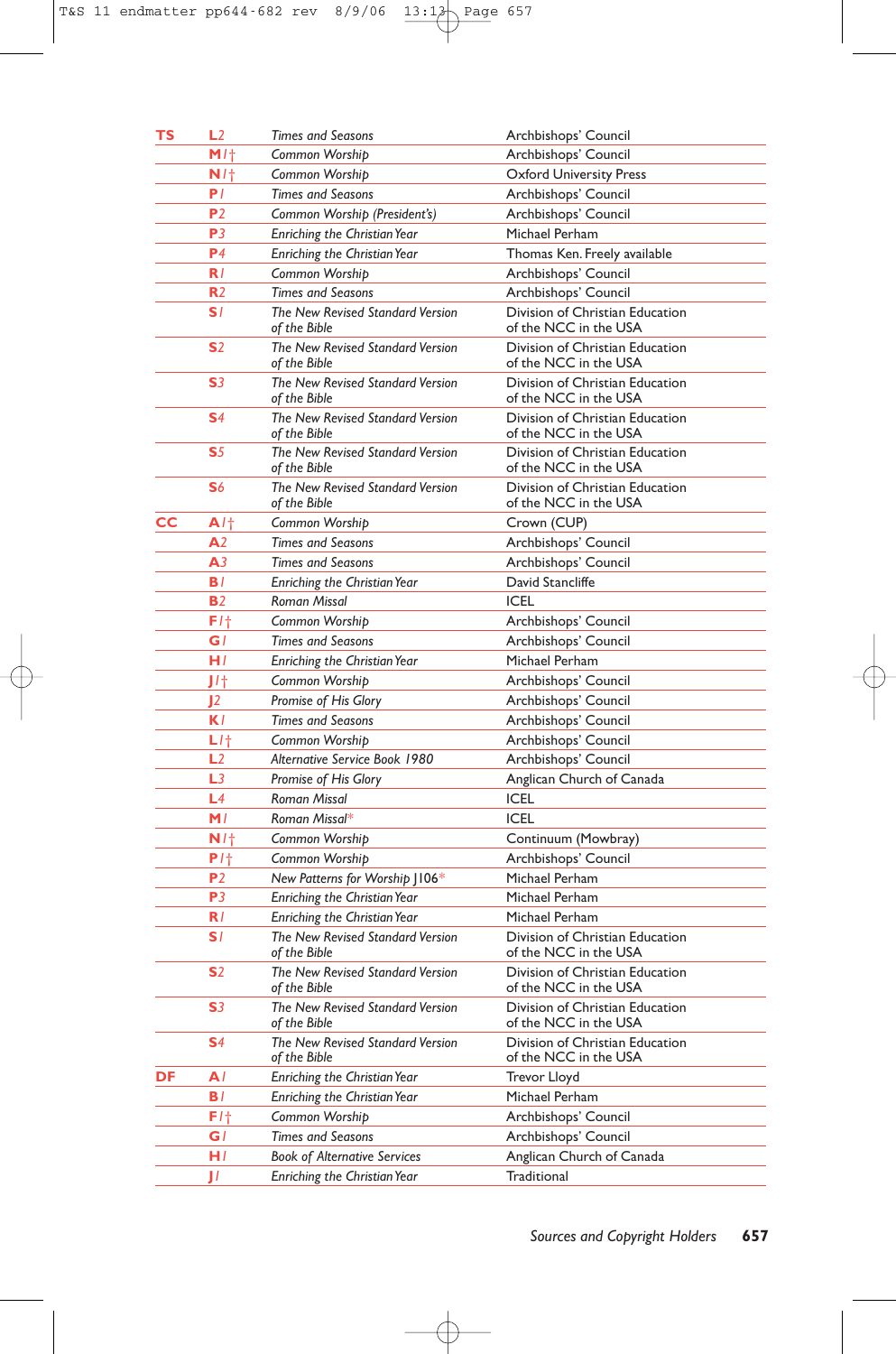| | | | |
|---|---|---|---|
| TS | L2 | *Times and Seasons* | Archbishops' Council |
| | M1† | *Common Worship* | Archbishops' Council |
| | N1† | *Common Worship* | Oxford University Press |
| | P1 | *Times and Seasons* | Archbishops' Council |
| | P2 | *Common Worship (President's)* | Archbishops' Council |
| | P3 | *Enriching the Christian Year* | Michael Perham |
| | P4 | *Enriching the Christian Year* | Thomas Ken. Freely available |
| | R1 | *Common Worship* | Archbishops' Council |
| | R2 | *Times and Seasons* | Archbishops' Council |
| | S1 | *The New Revised Standard Version of the Bible* | Division of Christian Education of the NCC in the USA |
| | S2 | *The New Revised Standard Version of the Bible* | Division of Christian Education of the NCC in the USA |
| | S3 | *The New Revised Standard Version of the Bible* | Division of Christian Education of the NCC in the USA |
| | S4 | *The New Revised Standard Version of the Bible* | Division of Christian Education of the NCC in the USA |
| | S5 | *The New Revised Standard Version of the Bible* | Division of Christian Education of the NCC in the USA |
| | S6 | *The New Revised Standard Version of the Bible* | Division of Christian Education of the NCC in the USA |
| CC | A1† | *Common Worship* | Crown (CUP) |
| | A2 | *Times and Seasons* | Archbishops' Council |
| | A3 | *Times and Seasons* | Archbishops' Council |
| | B1 | *Enriching the Christian Year* | David Stancliffe |
| | B2 | *Roman Missal* | ICEL |
| | F1† | *Common Worship* | Archbishops' Council |
| | G1 | *Times and Seasons* | Archbishops' Council |
| | H1 | *Enriching the Christian Year* | Michael Perham |
| | J1† | *Common Worship* | Archbishops' Council |
| | J2 | *Promise of His Glory* | Archbishops' Council |
| | K1 | *Times and Seasons* | Archbishops' Council |
| | L1† | *Common Worship* | Archbishops' Council |
| | L2 | *Alternative Service Book 1980* | Archbishops' Council |
| | L3 | *Promise of His Glory* | Anglican Church of Canada |
| | L4 | *Roman Missal* | ICEL |
| | M1 | *Roman Missal** | ICEL |
| | N1† | *Common Worship* | Continuum (Mowbray) |
| | P1† | *Common Worship* | Archbishops' Council |
| | P2 | *New Patterns for Worship* J106* | Michael Perham |
| | P3 | *Enriching the Christian Year* | Michael Perham |
| | R1 | *Enriching the Christian Year* | Michael Perham |
| | S1 | *The New Revised Standard Version of the Bible* | Division of Christian Education of the NCC in the USA |
| | S2 | *The New Revised Standard Version of the Bible* | Division of Christian Education of the NCC in the USA |
| | S3 | *The New Revised Standard Version of the Bible* | Division of Christian Education of the NCC in the USA |
| | S4 | *The New Revised Standard Version of the Bible* | Division of Christian Education of the NCC in the USA |
| DF | A1 | *Enriching the Christian Year* | Trevor Lloyd |
| | B1 | *Enriching the Christian Year* | Michael Perham |
| | F1† | *Common Worship* | Archbishops' Council |
| | G1 | *Times and Seasons* | Archbishops' Council |
| | H1 | *Book of Alternative Services* | Anglican Church of Canada |
| | J1 | *Enriching the Christian Year* | Traditional |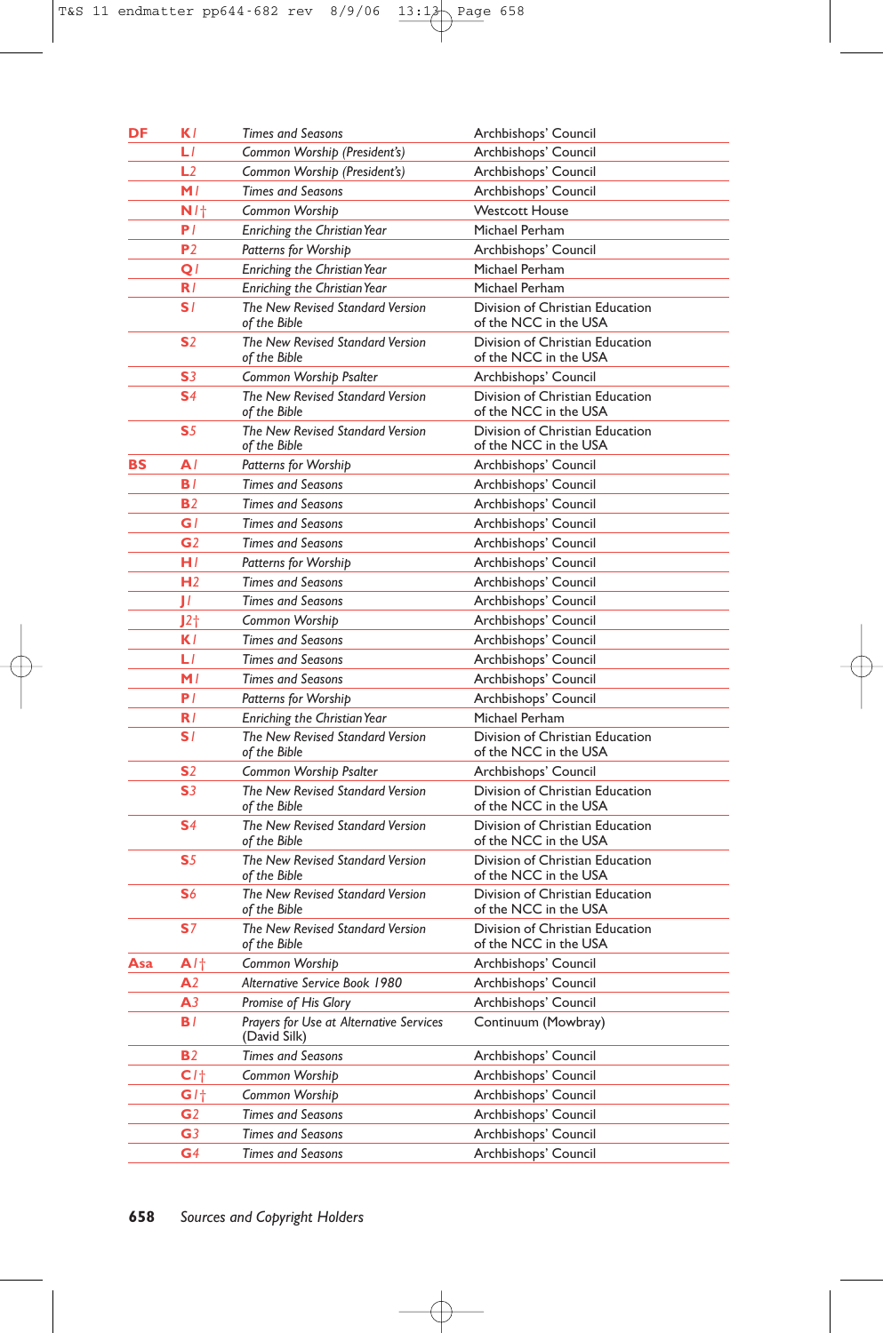| | | | |
|---|---|---|---|
| **DF** | **K**1 | *Times and Seasons* | Archbishops' Council |
| | **L**1 | *Common Worship (President's)* | Archbishops' Council |
| | **L**2 | *Common Worship (President's)* | Archbishops' Council |
| | **M**1 | *Times and Seasons* | Archbishops' Council |
| | **N**1† | *Common Worship* | Westcott House |
| | **P**1 | *Enriching the Christian Year* | Michael Perham |
| | **P**2 | *Patterns for Worship* | Archbishops' Council |
| | **Q**1 | *Enriching the Christian Year* | Michael Perham |
| | **R**1 | *Enriching the Christian Year* | Michael Perham |
| | **S**1 | *The New Revised Standard Version of the Bible* | Division of Christian Education of the NCC in the USA |
| | **S**2 | *The New Revised Standard Version of the Bible* | Division of Christian Education of the NCC in the USA |
| | **S**3 | *Common Worship Psalter* | Archbishops' Council |
| | **S**4 | *The New Revised Standard Version of the Bible* | Division of Christian Education of the NCC in the USA |
| | **S**5 | *The New Revised Standard Version of the Bible* | Division of Christian Education of the NCC in the USA |
| **BS** | **A**1 | *Patterns for Worship* | Archbishops' Council |
| | **B**1 | *Times and Seasons* | Archbishops' Council |
| | **B**2 | *Times and Seasons* | Archbishops' Council |
| | **G**1 | *Times and Seasons* | Archbishops' Council |
| | **G**2 | *Times and Seasons* | Archbishops' Council |
| | **H**1 | *Patterns for Worship* | Archbishops' Council |
| | **H**2 | *Times and Seasons* | Archbishops' Council |
| | **J**1 | *Times and Seasons* | Archbishops' Council |
| | **J**2† | *Common Worship* | Archbishops' Council |
| | **K**1 | *Times and Seasons* | Archbishops' Council |
| | **L**1 | *Times and Seasons* | Archbishops' Council |
| | **M**1 | *Times and Seasons* | Archbishops' Council |
| | **P**1 | *Patterns for Worship* | Archbishops' Council |
| | **R**1 | *Enriching the Christian Year* | Michael Perham |
| | **S**1 | *The New Revised Standard Version of the Bible* | Division of Christian Education of the NCC in the USA |
| | **S**2 | *Common Worship Psalter* | Archbishops' Council |
| | **S**3 | *The New Revised Standard Version of the Bible* | Division of Christian Education of the NCC in the USA |
| | **S**4 | *The New Revised Standard Version of the Bible* | Division of Christian Education of the NCC in the USA |
| | **S**5 | *The New Revised Standard Version of the Bible* | Division of Christian Education of the NCC in the USA |
| | **S**6 | *The New Revised Standard Version of the Bible* | Division of Christian Education of the NCC in the USA |
| | **S**7 | *The New Revised Standard Version of the Bible* | Division of Christian Education of the NCC in the USA |
| **Asa** | **A**1† | *Common Worship* | Archbishops' Council |
| | **A**2 | *Alternative Service Book 1980* | Archbishops' Council |
| | **A**3 | *Promise of His Glory* | Archbishops' Council |
| | **B**1 | *Prayers for Use at Alternative Services* (David Silk) | Continuum (Mowbray) |
| | **B**2 | *Times and Seasons* | Archbishops' Council |
| | **C**1† | *Common Worship* | Archbishops' Council |
| | **G**1† | *Common Worship* | Archbishops' Council |
| | **G**2 | *Times and Seasons* | Archbishops' Council |
| | **G**3 | *Times and Seasons* | Archbishops' Council |
| | **G**4 | *Times and Seasons* | Archbishops' Council |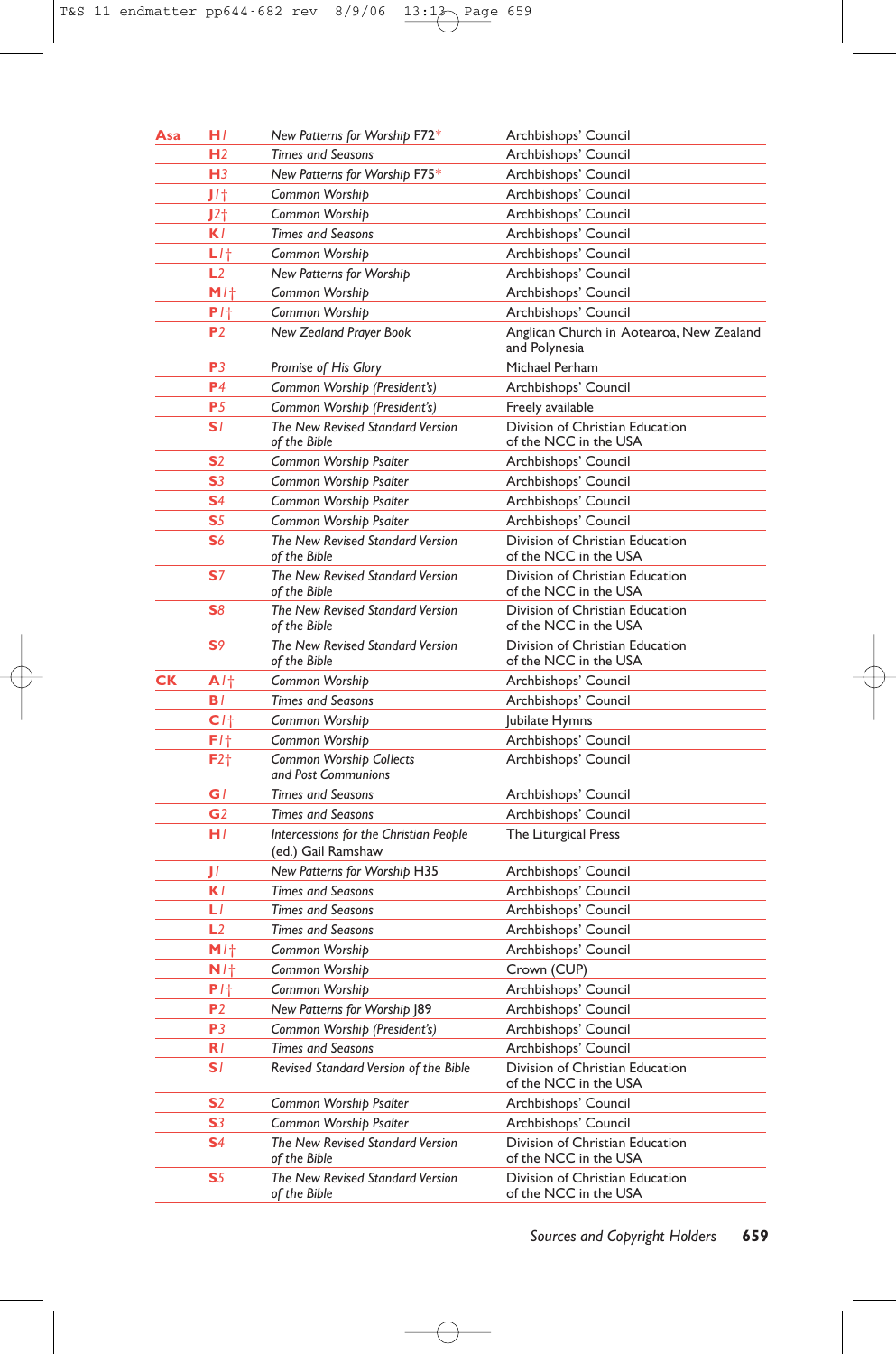| | | | |
|---|---|---|---|
| Asa | H*1* | *New Patterns for Worship* F72* | Archbishops' Council |
| | H*2* | *Times and Seasons* | Archbishops' Council |
| | H*3* | *New Patterns for Worship* F75* | Archbishops' Council |
| | J*1*† | *Common Worship* | Archbishops' Council |
| | J*2*† | *Common Worship* | Archbishops' Council |
| | K*1* | *Times and Seasons* | Archbishops' Council |
| | L*1*† | *Common Worship* | Archbishops' Council |
| | L*2* | *New Patterns for Worship* | Archbishops' Council |
| | M*1*† | *Common Worship* | Archbishops' Council |
| | P*1*† | *Common Worship* | Archbishops' Council |
| | P*2* | *New Zealand Prayer Book* | Anglican Church in Aotearoa, New Zealand and Polynesia |
| | P*3* | *Promise of His Glory* | Michael Perham |
| | P*4* | *Common Worship (President's)* | Archbishops' Council |
| | P*5* | *Common Worship (President's)* | Freely available |
| | S*1* | *The New Revised Standard Version of the Bible* | Division of Christian Education of the NCC in the USA |
| | S*2* | *Common Worship Psalter* | Archbishops' Council |
| | S*3* | *Common Worship Psalter* | Archbishops' Council |
| | S*4* | *Common Worship Psalter* | Archbishops' Council |
| | S*5* | *Common Worship Psalter* | Archbishops' Council |
| | S*6* | *The New Revised Standard Version of the Bible* | Division of Christian Education of the NCC in the USA |
| | S*7* | *The New Revised Standard Version of the Bible* | Division of Christian Education of the NCC in the USA |
| | S*8* | *The New Revised Standard Version of the Bible* | Division of Christian Education of the NCC in the USA |
| | S*9* | *The New Revised Standard Version of the Bible* | Division of Christian Education of the NCC in the USA |
| CK | A*1*† | *Common Worship* | Archbishops' Council |
| | B*1* | *Times and Seasons* | Archbishops' Council |
| | C*1*† | *Common Worship* | Jubilate Hymns |
| | F*1*† | *Common Worship* | Archbishops' Council |
| | F*2*† | *Common Worship Collects and Post Communions* | Archbishops' Council |
| | G*1* | *Times and Seasons* | Archbishops' Council |
| | G*2* | *Times and Seasons* | Archbishops' Council |
| | H*1* | *Intercessions for the Christian People* (ed.) Gail Ramshaw | The Liturgical Press |
| | J*1* | *New Patterns for Worship* H35 | Archbishops' Council |
| | K*1* | *Times and Seasons* | Archbishops' Council |
| | L*1* | *Times and Seasons* | Archbishops' Council |
| | L*2* | *Times and Seasons* | Archbishops' Council |
| | M*1*† | *Common Worship* | Archbishops' Council |
| | N*1*† | *Common Worship* | Crown (CUP) |
| | P*1*† | *Common Worship* | Archbishops' Council |
| | P*2* | *New Patterns for Worship* J89 | Archbishops' Council |
| | P*3* | *Common Worship (President's)* | Archbishops' Council |
| | R*1* | *Times and Seasons* | Archbishops' Council |
| | S*1* | *Revised Standard Version of the Bible* | Division of Christian Education of the NCC in the USA |
| | S*2* | *Common Worship Psalter* | Archbishops' Council |
| | S*3* | *Common Worship Psalter* | Archbishops' Council |
| | S*4* | *The New Revised Standard Version of the Bible* | Division of Christian Education of the NCC in the USA |
| | S*5* | *The New Revised Standard Version of the Bible* | Division of Christian Education of the NCC in the USA |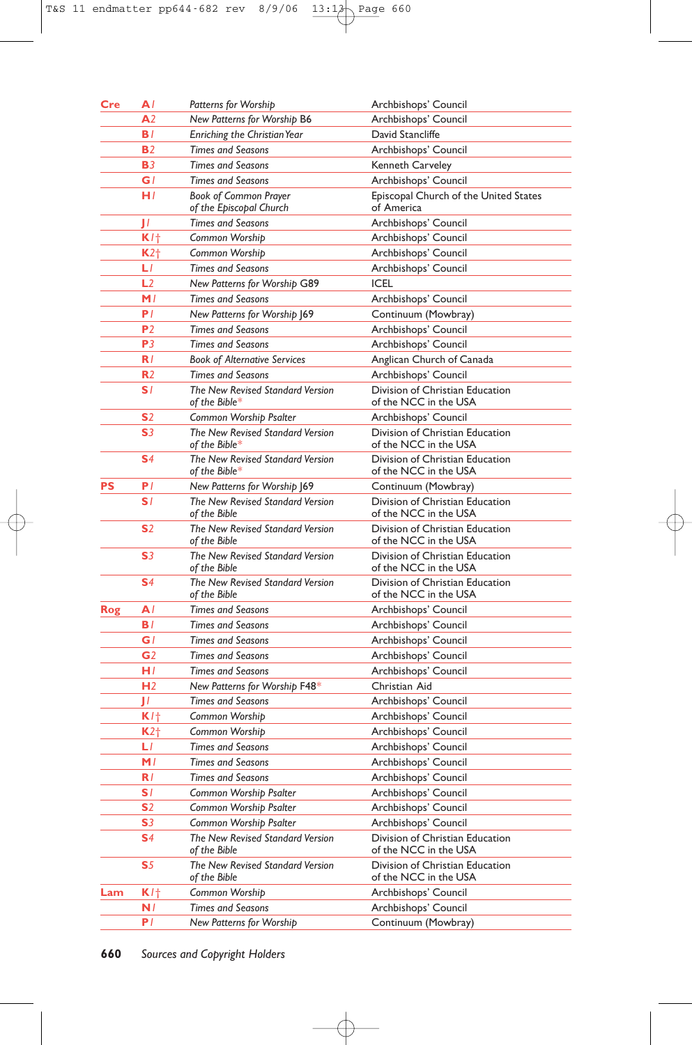| | | | |
|---|---|---|---|
| **Cre** | **A1** | *Patterns for Worship* | Archbishops' Council |
| | **A2** | *New Patterns for Worship* B6 | Archbishops' Council |
| | **B1** | *Enriching the Christian Year* | David Stancliffe |
| | **B2** | *Times and Seasons* | Archbishops' Council |
| | **B3** | *Times and Seasons* | Kenneth Carveley |
| | **G1** | *Times and Seasons* | Archbishops' Council |
| | **H1** | *Book of Common Prayer of the Episcopal Church* | Episcopal Church of the United States of America |
| | **J1** | *Times and Seasons* | Archbishops' Council |
| | **K1**† | *Common Worship* | Archbishops' Council |
| | **K2**† | *Common Worship* | Archbishops' Council |
| | **L1** | *Times and Seasons* | Archbishops' Council |
| | **L2** | *New Patterns for Worship* G89 | ICEL |
| | **M1** | *Times and Seasons* | Archbishops' Council |
| | **P1** | *New Patterns for Worship* J69 | Continuum (Mowbray) |
| | **P2** | *Times and Seasons* | Archbishops' Council |
| | **P3** | *Times and Seasons* | Archbishops' Council |
| | **R1** | *Book of Alternative Services* | Anglican Church of Canada |
| | **R2** | *Times and Seasons* | Archbishops' Council |
| | **S1** | *The New Revised Standard Version of the Bible** | Division of Christian Education of the NCC in the USA |
| | **S2** | *Common Worship Psalter* | Archbishops' Council |
| | **S3** | *The New Revised Standard Version of the Bible** | Division of Christian Education of the NCC in the USA |
| | **S4** | *The New Revised Standard Version of the Bible** | Division of Christian Education of the NCC in the USA |
| **PS** | **P1** | *New Patterns for Worship* J69 | Continuum (Mowbray) |
| | **S1** | *The New Revised Standard Version of the Bible* | Division of Christian Education of the NCC in the USA |
| | **S2** | *The New Revised Standard Version of the Bible* | Division of Christian Education of the NCC in the USA |
| | **S3** | *The New Revised Standard Version of the Bible* | Division of Christian Education of the NCC in the USA |
| | **S4** | *The New Revised Standard Version of the Bible* | Division of Christian Education of the NCC in the USA |
| **Rog** | **A1** | *Times and Seasons* | Archbishops' Council |
| | **B1** | *Times and Seasons* | Archbishops' Council |
| | **G1** | *Times and Seasons* | Archbishops' Council |
| | **G2** | *Times and Seasons* | Archbishops' Council |
| | **H1** | *Times and Seasons* | Archbishops' Council |
| | **H2** | *New Patterns for Worship* F48* | Christian Aid |
| | **J1** | *Times and Seasons* | Archbishops' Council |
| | **K1**† | *Common Worship* | Archbishops' Council |
| | **K2**† | *Common Worship* | Archbishops' Council |
| | **L1** | *Times and Seasons* | Archbishops' Council |
| | **M1** | *Times and Seasons* | Archbishops' Council |
| | **R1** | *Times and Seasons* | Archbishops' Council |
| | **S1** | *Common Worship Psalter* | Archbishops' Council |
| | **S2** | *Common Worship Psalter* | Archbishops' Council |
| | **S3** | *Common Worship Psalter* | Archbishops' Council |
| | **S4** | *The New Revised Standard Version of the Bible* | Division of Christian Education of the NCC in the USA |
| | **S5** | *The New Revised Standard Version of the Bible* | Division of Christian Education of the NCC in the USA |
| **Lam** | **K1**† | *Common Worship* | Archbishops' Council |
| | **N1** | *Times and Seasons* | Archbishops' Council |
| | **P1** | *New Patterns for Worship* | Continuum (Mowbray) |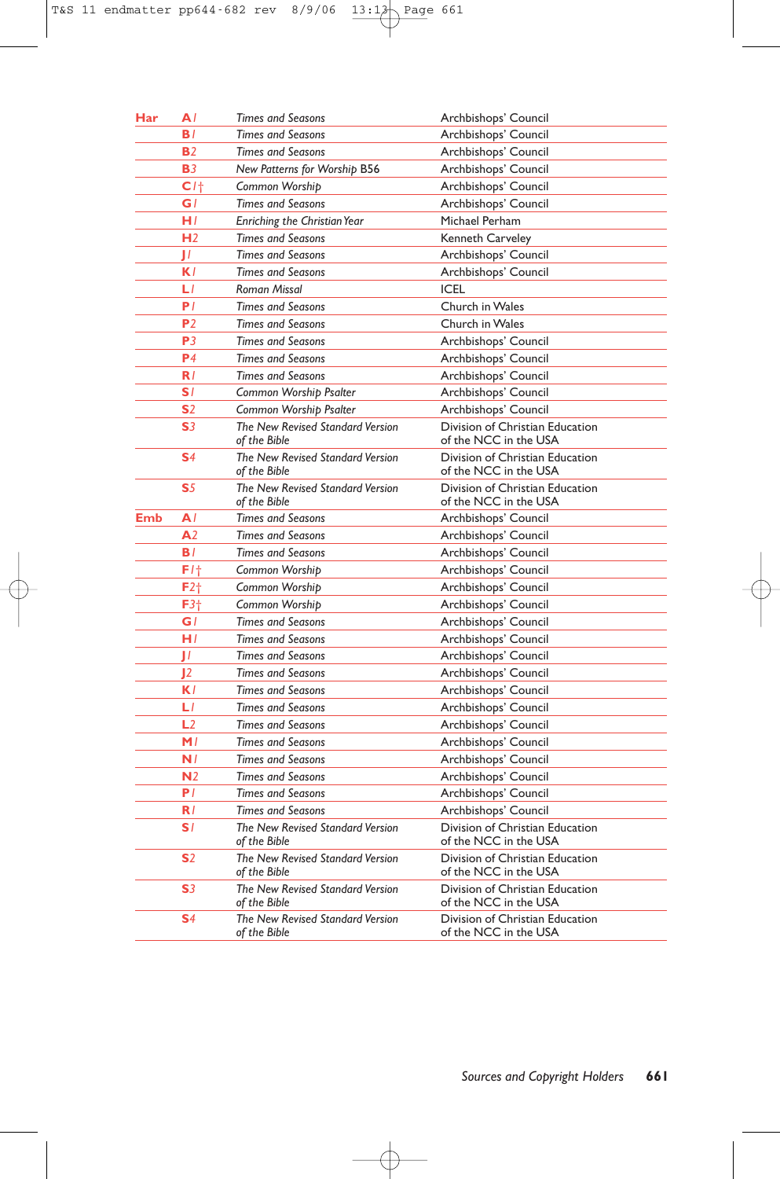| | | | |
|---|---|---|---|
| **Har** | **A**1 | *Times and Seasons* | Archbishops' Council |
| | **B**1 | *Times and Seasons* | Archbishops' Council |
| | **B**2 | *Times and Seasons* | Archbishops' Council |
| | **B**3 | *New Patterns for Worship* B56 | Archbishops' Council |
| | **C**1† | *Common Worship* | Archbishops' Council |
| | **G**1 | *Times and Seasons* | Archbishops' Council |
| | **H**1 | *Enriching the Christian Year* | Michael Perham |
| | **H**2 | *Times and Seasons* | Kenneth Carveley |
| | **J**1 | *Times and Seasons* | Archbishops' Council |
| | **K**1 | *Times and Seasons* | Archbishops' Council |
| | **L**1 | *Roman Missal* | ICEL |
| | **P**1 | *Times and Seasons* | Church in Wales |
| | **P**2 | *Times and Seasons* | Church in Wales |
| | **P**3 | *Times and Seasons* | Archbishops' Council |
| | **P**4 | *Times and Seasons* | Archbishops' Council |
| | **R**1 | *Times and Seasons* | Archbishops' Council |
| | **S**1 | *Common Worship Psalter* | Archbishops' Council |
| | **S**2 | *Common Worship Psalter* | Archbishops' Council |
| | **S**3 | *The New Revised Standard Version of the Bible* | Division of Christian Education of the NCC in the USA |
| | **S**4 | *The New Revised Standard Version of the Bible* | Division of Christian Education of the NCC in the USA |
| | **S**5 | *The New Revised Standard Version of the Bible* | Division of Christian Education of the NCC in the USA |
| **Emb** | **A**1 | *Times and Seasons* | Archbishops' Council |
| | **A**2 | *Times and Seasons* | Archbishops' Council |
| | **B**1 | *Times and Seasons* | Archbishops' Council |
| | **F**1† | *Common Worship* | Archbishops' Council |
| | **F**2† | *Common Worship* | Archbishops' Council |
| | **F**3† | *Common Worship* | Archbishops' Council |
| | **G**1 | *Times and Seasons* | Archbishops' Council |
| | **H**1 | *Times and Seasons* | Archbishops' Council |
| | **J**1 | *Times and Seasons* | Archbishops' Council |
| | **J**2 | *Times and Seasons* | Archbishops' Council |
| | **K**1 | *Times and Seasons* | Archbishops' Council |
| | **L**1 | *Times and Seasons* | Archbishops' Council |
| | **L**2 | *Times and Seasons* | Archbishops' Council |
| | **M**1 | *Times and Seasons* | Archbishops' Council |
| | **N**1 | *Times and Seasons* | Archbishops' Council |
| | **N**2 | *Times and Seasons* | Archbishops' Council |
| | **P**1 | *Times and Seasons* | Archbishops' Council |
| | **R**1 | *Times and Seasons* | Archbishops' Council |
| | **S**1 | *The New Revised Standard Version of the Bible* | Division of Christian Education of the NCC in the USA |
| | **S**2 | *The New Revised Standard Version of the Bible* | Division of Christian Education of the NCC in the USA |
| | **S**3 | *The New Revised Standard Version of the Bible* | Division of Christian Education of the NCC in the USA |
| | **S**4 | *The New Revised Standard Version of the Bible* | Division of Christian Education of the NCC in the USA |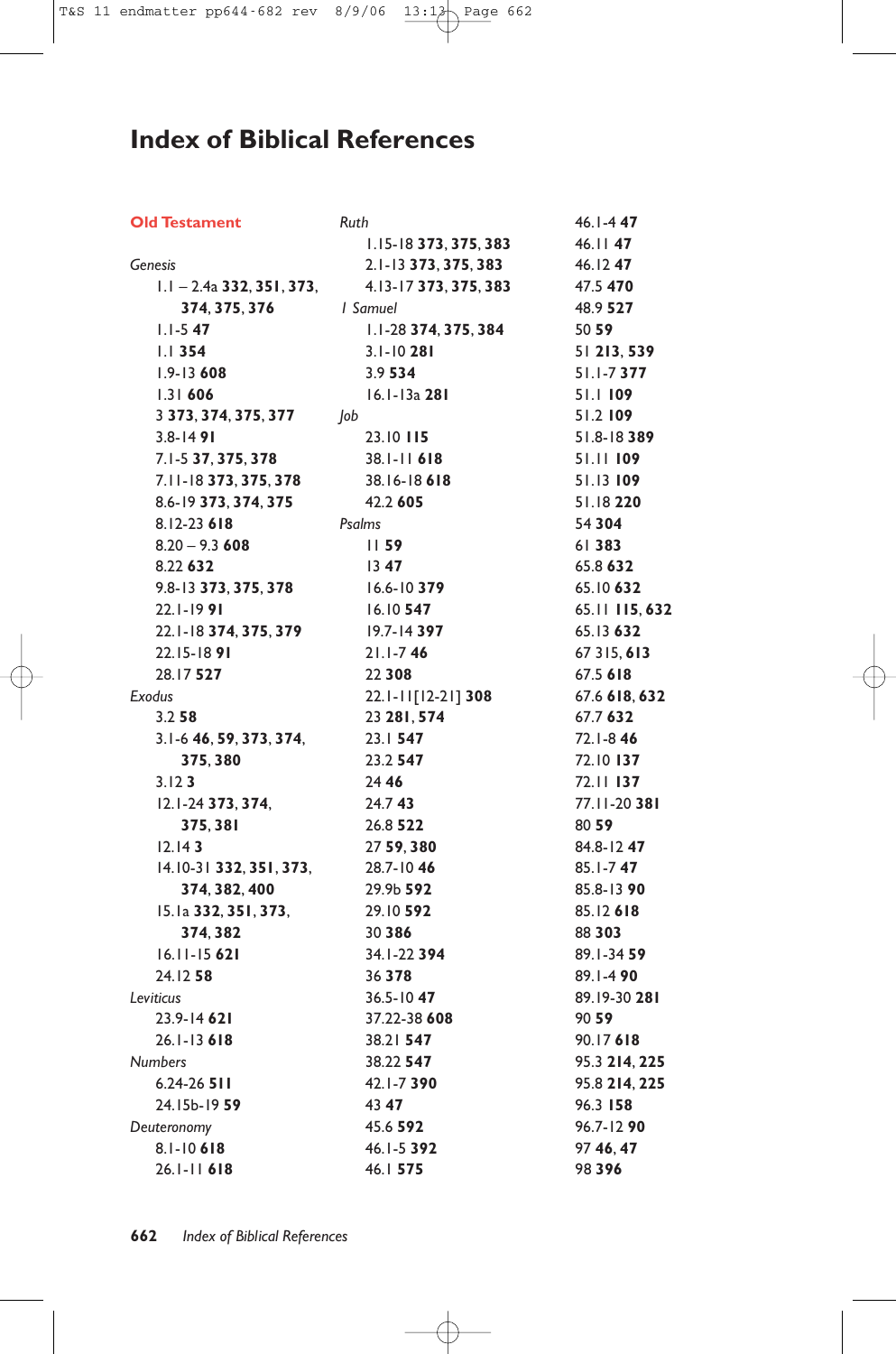# Index of Biblical References

## Old Testament

*Genesis*

- 1.1 – 2.4a **332**, **351**, **373**, **374**, **375**, **376**
- 1.1-5 **47**
- 1.1 **354**
- 1.9-13 **608**
- 1.31 **606**
- 3 **373**, **374**, **375**, **377**
- 3.8-14 **91**
- 7.1-5 **37**, **375**, **378**
- 7.11-18 **373**, **375**, **378**
- 8.6-19 **373**, **374**, **375**
- 8.12-23 **618**
- 8.20 – 9.3 **608**
- 8.22 **632**
- 9.8-13 **373**, **375**, **378**
- 22.1-19 **91**
- 22.1-18 **374**, **375**, **379**
- 22.15-18 **91**
- 28.17 **527**

*Exodus*

- 3.2 **58**
- 3.1-6 **46**, **59**, **373**, **374**, **375**, **380**
- 3.12 **3**
- 12.1-24 **373**, **374**, **375**, **381**
- 12.14 **3**
- 14.10-31 **332**, **351**, **373**, **374**, **382**, **400**
- 15.1a **332**, **351**, **373**, **374**, **382**
- 16.11-15 **621**
- 24.12 **58**

*Leviticus*

- 23.9-14 **621**
- 26.1-13 **618**

*Numbers*

- 6.24-26 **511**
- 24.15b-19 **59**

*Deuteronomy*

- 8.1-10 **618**
- 26.1-11 **618**

*Ruth*

- 1.15-18 **373**, **375**, **383**
- 2.1-13 **373**, **375**, **383**
- 4.13-17 **373**, **375**, **383**

*1 Samuel*

- 1.1-28 **374**, **375**, **384**
- 3.1-10 **281**
- 3.9 **534**
- 16.1-13a **281**

*Job*

- 23.10 **115**
- 38.1-11 **618**
- 38.16-18 **618**
- 42.2 **605**

*Psalms*

- 11 **59**
- 13 **47**
- 16.6-10 **379**
- 16.10 **547**
- 19.7-14 **397**
- 21.1-7 **46**
- 22 **308**
- 22.1-11[12-21] **308**
- 23 **281**, **574**
- 23.1 **547**
- 23.2 **547**
- 24 **46**
- 24.7 **43**
- 26.8 **522**
- 27 **59**, **380**
- 28.7-10 **46**
- 29.9b **592**
- 29.10 **592**
- 30 **386**
- 34.1-22 **394**
- 36 **378**
- 36.5-10 **47**
- 37.22-38 **608**
- 38.21 **547**
- 38.22 **547**
- 42.1-7 **390**
- 43 **47**
- 45.6 **592**
- 46.1-5 **392**
- 46.1 **575**
- 46.1-4 **47**
- 46.11 **47**
- 46.12 **47**
- 47.5 **470**
- 48.9 **527**
- 50 **59**
- 51 **213**, **539**
- 51.1-7 **377**
- 51.1 **109**
- 51.2 **109**
- 51.8-18 **389**
- 51.11 **109**
- 51.13 **109**
- 51.18 **220**
- 54 **304**
- 61 **383**
- 65.8 **632**
- 65.10 **632**
- 65.11 **115**, **632**
- 65.13 **632**
- 67 315, **613**
- 67.5 **618**
- 67.6 **618**, **632**
- 67.7 **632**
- 72.1-8 **46**
- 72.10 **137**
- 72.11 **137**
- 77.11-20 **381**
- 80 **59**
- 84.8-12 **47**
- 85.1-7 **47**
- 85.8-13 **90**
- 85.12 **618**
- 88 **303**
- 89.1-34 **59**
- 89.1-4 **90**
- 89.19-30 **281**
- 90 **59**
- 90.17 **618**
- 95.3 **214**, **225**
- 95.8 **214**, **225**
- 96.3 **158**
- 96.7-12 **90**
- 97 **46**, **47**
- 98 **396**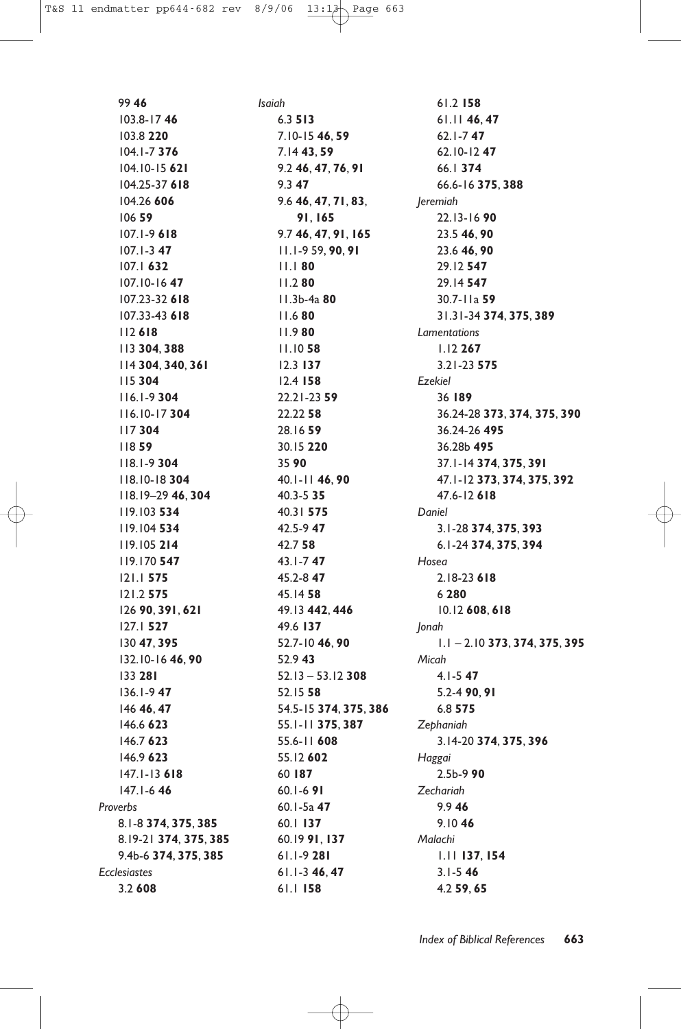99 **46**
103.8-17 **46**
103.8 **220**
104.1-7 **376**
104.10-15 **621**
104.25-37 **618**
104.26 **606**
106 **59**
107.1-9 **618**
107.1-3 **47**
107.1 **632**
107.10-16 **47**
107.23-32 **618**
107.33-43 **618**
112 **618**
113 **304**, **388**
114 **304**, **340**, **361**
115 **304**
116.1-9 **304**
116.10-17 **304**
117 **304**
118 **59**
118.1-9 **304**
118.10-18 **304**
118.19–29 **46**, **304**
119.103 **534**
119.104 **534**
119.105 **214**
119.170 **547**
121.1 **575**
121.2 **575**
126 **90**, **391**, **621**
127.1 **527**
130 **47**, **395**
132.10-16 **46**, **90**
133 **281**
136.1-9 **47**
146 **46**, **47**
146.6 **623**
146.7 **623**
146.9 **623**
147.1-13 **618**
147.1-6 **46**

*Proverbs*
8.1-8 **374**, **375**, **385**
8.19-21 **374**, **375**, **385**
9.4b-6 **374**, **375**, **385**

*Ecclesiastes*
3.2 **608**

*Isaiah*
6.3 **513**
7.10-15 **46**, **59**
7.14 **43**, **59**
9.2 **46**, **47**, **76**, **91**
9.3 **47**
9.6 **46**, **47**, **71**, **83**, **91**, **165**
9.7 **46**, **47**, **91**, **165**
11.1-9 59, **90**, **91**
11.1 **80**
11.2 **80**
11.3b-4a **80**
11.6 **80**
11.9 **80**
11.10 **58**
12.3 **137**
12.4 **158**
22.21-23 **59**
22.22 **58**
28.16 **59**
30.15 **220**
35 **90**
40.1-11 **46**, **90**
40.3-5 **35**
40.31 **575**
42.5-9 **47**
42.7 **58**
43.1-7 **47**
45.2-8 **47**
45.14 **58**
49.13 **442**, **446**
49.6 **137**
52.7-10 **46**, **90**
52.9 **43**
52.13 – 53.12 **308**
52.15 **58**
54.5-15 **374**, **375**, **386**
55.1-11 **375**, **387**
55.6-11 **608**
55.12 **602**
60 **187**
60.1-6 **91**
60.1-5a **47**
60.1 **137**
60.19 **91**, **137**
61.1-9 **281**
61.1-3 **46**, **47**
61.1 **158**
61.2 **158**
61.11 **46**, **47**
62.1-7 **47**
62.10-12 **47**
66.1 **374**
66.6-16 **375**, **388**

*Jeremiah*
22.13-16 **90**
23.5 **46**, **90**
23.6 **46**, **90**
29.12 **547**
29.14 **547**
30.7-11a **59**
31.31-34 **374**, **375**, **389**

*Lamentations*
1.12 **267**
3.21-23 **575**

*Ezekiel*
36 **189**
36.24-28 **373**, **374**, **375**, **390**
36.24-26 **495**
36.28b **495**
37.1-14 **374**, **375**, **391**
47.1-12 **373**, **374**, **375**, **392**
47.6-12 **618**

*Daniel*
3.1-28 **374**, **375**, **393**
6.1-24 **374**, **375**, **394**

*Hosea*
2.18-23 **618**
6 **280**
10.12 **608**, **618**

*Jonah*
1.1 – 2.10 **373**, **374**, **375**, **395**

*Micah*
4.1-5 **47**
5.2-4 **90**, **91**
6.8 **575**

*Zephaniah*
3.14-20 **374**, **375**, **396**

*Haggai*
2.5b-9 **90**

*Zechariah*
9.9 **46**
9.10 **46**

*Malachi*
1.11 **137**, **154**
3.1-5 **46**
4.2 **59**, **65**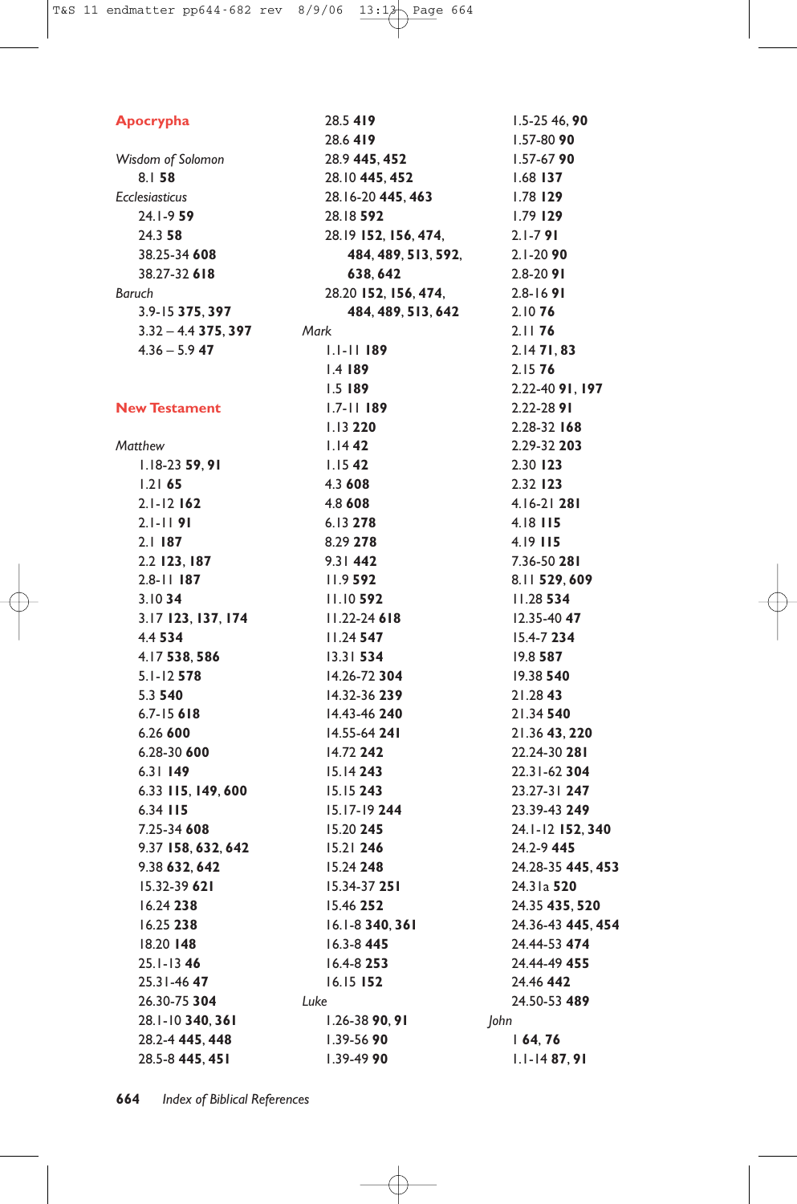## Apocrypha

*Wisdom of Solomon*
- 8.1 **58**

*Ecclesiasticus*
- 24.1-9 **59**
- 24.3 **58**
- 38.25-34 **608**
- 38.27-32 **618**

*Baruch*
- 3.9-15 **375**, **397**
- 3.32 – 4.4 **375**, **397**
- 4.36 – 5.9 **47**

## New Testament

*Matthew*
- 1.18-23 **59**, **91**
- 1.21 **65**
- 2.1-12 **162**
- 2.1-11 **91**
- 2.1 **187**
- 2.2 **123**, **187**
- 2.8-11 **187**
- 3.10 **34**
- 3.17 **123**, **137**, **174**
- 4.4 **534**
- 4.17 **538**, **586**
- 5.1-12 **578**
- 5.3 **540**
- 6.7-15 **618**
- 6.26 **600**
- 6.28-30 **600**
- 6.31 **149**
- 6.33 **115**, **149**, **600**
- 6.34 **115**
- 7.25-34 **608**
- 9.37 **158**, **632**, **642**
- 9.38 **632**, **642**
- 15.32-39 **621**
- 16.24 **238**
- 16.25 **238**
- 18.20 **148**
- 25.1-13 **46**
- 25.31-46 **47**
- 26.30-75 **304**
- 28.1-10 **340**, **361**
- 28.2-4 **445**, **448**
- 28.5-8 **445**, **451**
- 28.5 **419**
- 28.6 **419**
- 28.9 **445**, **452**
- 28.10 **445**, **452**
- 28.16-20 **445**, **463**
- 28.18 **592**
- 28.19 **152**, **156**, **474**, **484**, **489**, **513**, **592**, **638**, **642**
- 28.20 **152**, **156**, **474**, **484**, **489**, **513**, **642**

*Mark*
- 1.1-11 **189**
- 1.4 **189**
- 1.5 **189**
- 1.7-11 **189**
- 1.13 **220**
- 1.14 **42**
- 1.15 **42**
- 4.3 **608**
- 4.8 **608**
- 6.13 **278**
- 8.29 **278**
- 9.31 **442**
- 11.9 **592**
- 11.10 **592**
- 11.22-24 **618**
- 11.24 **547**
- 13.31 **534**
- 14.26-72 **304**
- 14.32-36 **239**
- 14.43-46 **240**
- 14.55-64 **241**
- 14.72 **242**
- 15.14 **243**
- 15.15 **243**
- 15.17-19 **244**
- 15.20 **245**
- 15.21 **246**
- 15.24 **248**
- 15.34-37 **251**
- 15.46 **252**
- 16.1-8 **340**, **361**
- 16.3-8 **445**
- 16.4-8 **253**
- 16.15 **152**

*Luke*
- 1.26-38 **90**, **91**
- 1.39-56 **90**
- 1.39-49 **90**
- 1.5-25 46, **90**
- 1.57-80 **90**
- 1.57-67 **90**
- 1.68 **137**
- 1.78 **129**
- 1.79 **129**
- 2.1-7 **91**
- 2.1-20 **90**
- 2.8-20 **91**
- 2.8-16 **91**
- 2.10 **76**
- 2.11 **76**
- 2.14 **71**, **83**
- 2.15 **76**
- 2.22-40 **91**, **197**
- 2.22-28 **91**
- 2.28-32 **168**
- 2.29-32 **203**
- 2.30 **123**
- 2.32 **123**
- 4.16-21 **281**
- 4.18 **115**
- 4.19 **115**
- 7.36-50 **281**
- 8.11 **529**, **609**
- 11.28 **534**
- 12.35-40 **47**
- 15.4-7 **234**
- 19.8 **587**
- 19.38 **540**
- 21.28 **43**
- 21.34 **540**
- 21.36 **43**, **220**
- 22.24-30 **281**
- 22.31-62 **304**
- 23.27-31 **247**
- 23.39-43 **249**
- 24.1-12 **152**, **340**
- 24.2-9 **445**
- 24.28-35 **445**, **453**
- 24.31a **520**
- 24.35 **435**, **520**
- 24.36-43 **445**, **454**
- 24.44-53 **474**
- 24.44-49 **455**
- 24.46 **442**
- 24.50-53 **489**

*John*
- 1 **64**, **76**
- 1.1-14 **87**, **91**

*Index of Biblical References*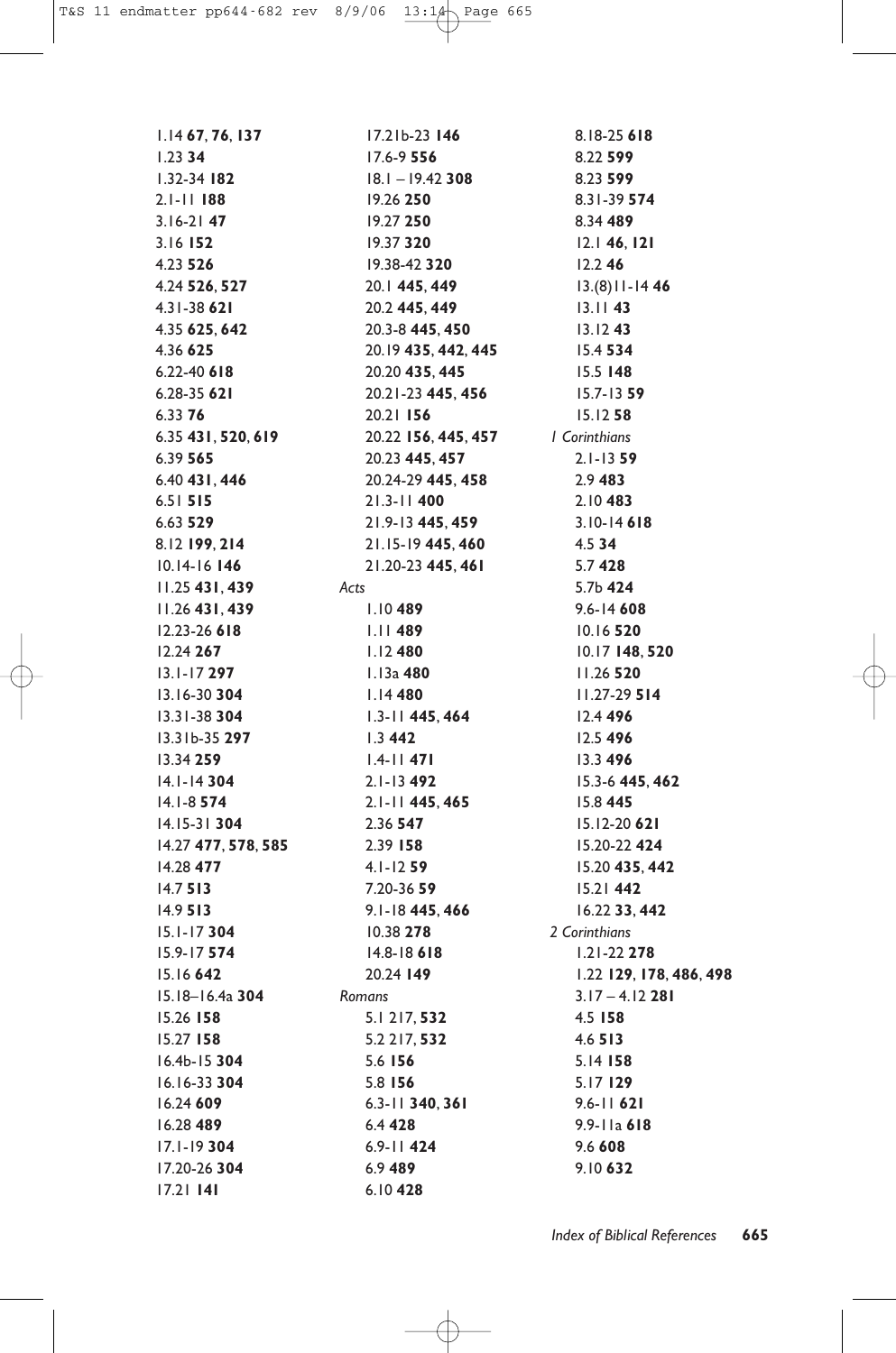1.14 **67**, **76**, **137**
1.23 **34**
1.32-34 **182**
2.1-11 **188**
3.16-21 **47**
3.16 **152**
4.23 **526**
4.24 **526**, **527**
4.31-38 **621**
4.35 **625**, **642**
4.36 **625**
6.22-40 **618**
6.28-35 **621**
6.33 **76**
6.35 **431**, **520**, **619**
6.39 **565**
6.40 **431**, **446**
6.51 **515**
6.63 **529**
8.12 **199**, **214**
10.14-16 **146**
11.25 **431**, **439**
11.26 **431**, **439**
12.23-26 **618**
12.24 **267**
13.1-17 **297**
13.16-30 **304**
13.31-38 **304**
13.31b-35 **297**
13.34 **259**
14.1-14 **304**
14.1-8 **574**
14.15-31 **304**
14.27 **477**, **578**, **585**
14.28 **477**
14.7 **513**
14.9 **513**
15.1-17 **304**
15.9-17 **574**
15.16 **642**
15.18–16.4a **304**
15.26 **158**
15.27 **158**
16.4b-15 **304**
16.16-33 **304**
16.24 **609**
16.28 **489**
17.1-19 **304**
17.20-26 **304**
17.21 **141**
17.21b-23 **146**
17.6-9 **556**
18.1 – 19.42 **308**
19.26 **250**
19.27 **250**
19.37 **320**
19.38-42 **320**
20.1 **445**, **449**
20.2 **445**, **449**
20.3-8 **445**, **450**
20.19 **435**, **442**, **445**
20.20 **435**, **445**
20.21-23 **445**, **456**
20.21 **156**
20.22 **156**, **445**, **457**
20.23 **445**, **457**
20.24-29 **445**, **458**
21.3-11 **400**
21.9-13 **445**, **459**
21.15-19 **445**, **460**
21.20-23 **445**, **461**

*Acts*

1.10 **489**
1.11 **489**
1.12 **480**
1.13a **480**
1.14 **480**
1.3-11 **445**, **464**
1.3 **442**
1.4-11 **471**
2.1-13 **492**
2.1-11 **445**, **465**
2.36 **547**
2.39 **158**
4.1-12 **59**
7.20-36 **59**
9.1-18 **445**, **466**
10.38 **278**
14.8-18 **618**
20.24 **149**

*Romans*

5.1 217, **532**
5.2 217, **532**
5.6 **156**
5.8 **156**
6.3-11 **340**, **361**
6.4 **428**
6.9-11 **424**
6.9 **489**
6.10 **428**
8.18-25 **618**
8.22 **599**
8.23 **599**
8.31-39 **574**
8.34 **489**
12.1 **46**, **121**
12.2 **46**
13.(8)11-14 **46**
13.11 **43**
13.12 **43**
15.4 **534**
15.5 **148**
15.7-13 **59**
15.12 **58**

*1 Corinthians*

2.1-13 **59**
2.9 **483**
2.10 **483**
3.10-14 **618**
4.5 **34**
5.7 **428**
5.7b **424**
9.6-14 **608**
10.16 **520**
10.17 **148**, **520**
11.26 **520**
11.27-29 **514**
12.4 **496**
12.5 **496**
13.3 **496**
15.3-6 **445**, **462**
15.8 **445**
15.12-20 **621**
15.20-22 **424**
15.20 **435**, **442**
15.21 **442**
16.22 **33**, **442**

*2 Corinthians*

1.21-22 **278**
1.22 **129**, **178**, **486**, **498**
3.17 – 4.12 **281**
4.5 **158**
4.6 **513**
5.14 **158**
5.17 **129**
9.6-11 **621**
9.9-11a **618**
9.6 **608**
9.10 **632**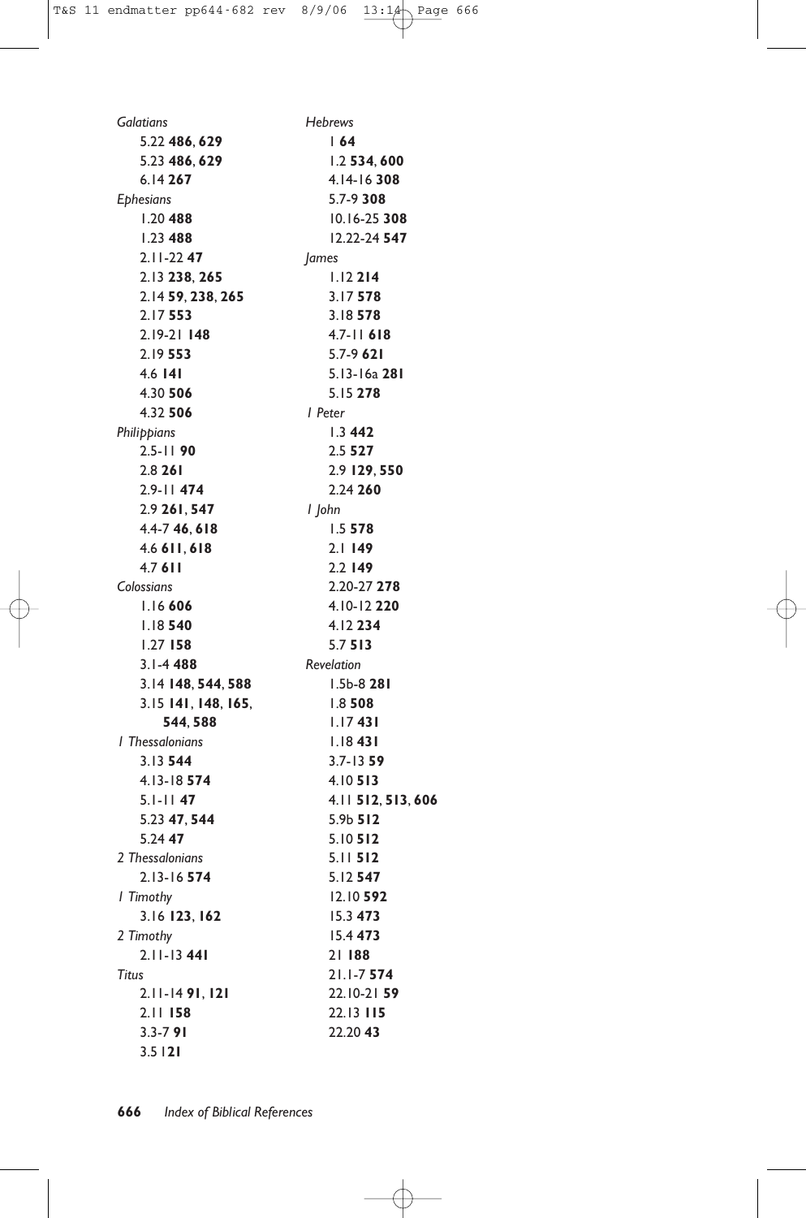*Galatians*
5.22 **486**, **629**
5.23 **486**, **629**
6.14 **267**

*Ephesians*
1.20 **488**
1.23 **488**
2.11-22 **47**
2.13 **238**, **265**
2.14 **59**, **238**, **265**
2.17 **553**
2.19-21 **148**
2.19 **553**
4.6 **141**
4.30 **506**
4.32 **506**

*Philippians*
2.5-11 **90**
2.8 **261**
2.9-11 **474**
2.9 **261**, **547**
4.4-7 **46**, **618**
4.6 **611**, **618**
4.7 **611**

*Colossians*
1.16 **606**
1.18 **540**
1.27 **158**
3.1-4 **488**
3.14 **148**, **544**, **588**
3.15 **141**, **148**, **165**, **544**, **588**

*1 Thessalonians*
3.13 **544**
4.13-18 **574**
5.1-11 **47**
5.23 **47**, **544**
5.24 **47**

*2 Thessalonians*
2.13-16 **574**

*1 Timothy*
3.16 **123**, **162**

*2 Timothy*
2.11-13 **441**

*Titus*
2.11-14 **91**, **121**
2.11 **158**
3.3-7 **91**
3.5 1**21**

*Hebrews*
1 **64**
1.2 **534**, **600**
4.14-16 **308**
5.7-9 **308**
10.16-25 **308**
12.22-24 **547**

*James*
1.12 **214**
3.17 **578**
3.18 **578**
4.7-11 **618**
5.7-9 **621**
5.13-16a **281**
5.15 **278**

*1 Peter*
1.3 **442**
2.5 **527**
2.9 **129**, **550**
2.24 **260**

*1 John*
1.5 **578**
2.1 **149**
2.2 **149**
2.20-27 **278**
4.10-12 **220**
4.12 **234**
5.7 **513**

*Revelation*
1.5b-8 **281**
1.8 **508**
1.17 **431**
1.18 **431**
3.7-13 **59**
4.10 **513**
4.11 **512**, **513**, **606**
5.9b **512**
5.10 **512**
5.11 **512**
5.12 **547**
12.10 **592**
15.3 **473**
15.4 **473**
21 **188**
21.1-7 **574**
22.10-21 **59**
22.13 **115**
22.20 **43**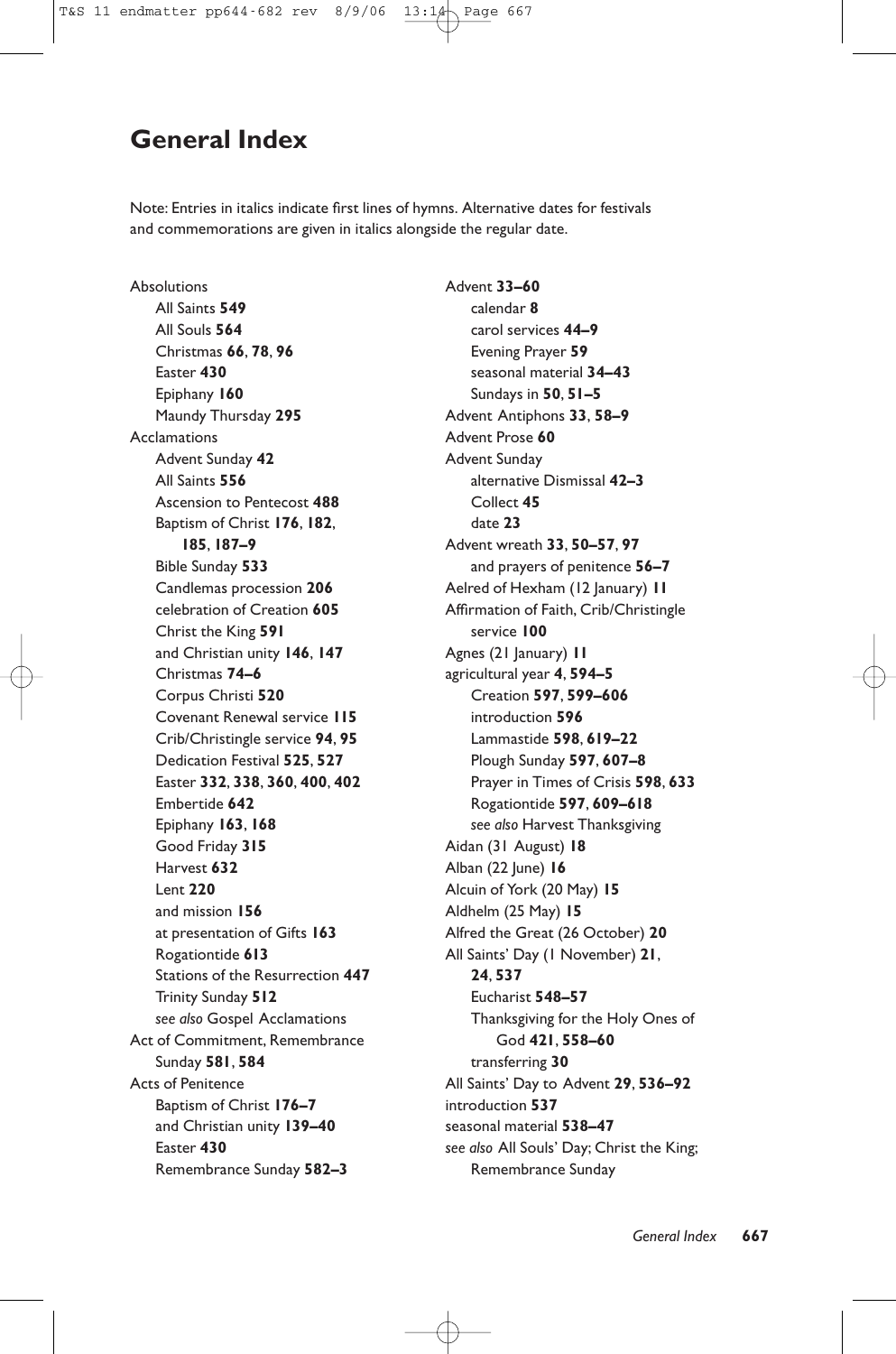# General Index

Note: Entries in italics indicate first lines of hymns. Alternative dates for festivals and commemorations are given in italics alongside the regular date.

Absolutions
- All Saints **549**
- All Souls **564**
- Christmas **66**, **78**, **96**
- Easter **430**
- Epiphany **160**
- Maundy Thursday **295**

Acclamations
- Advent Sunday **42**
- All Saints **556**
- Ascension to Pentecost **488**
- Baptism of Christ **176**, **182**, **185**, **187–9**
- Bible Sunday **533**
- Candlemas procession **206**
- celebration of Creation **605**
- Christ the King **591**
- and Christian unity **146**, **147**
- Christmas **74–6**
- Corpus Christi **520**
- Covenant Renewal service **115**
- Crib/Christingle service **94**, **95**
- Dedication Festival **525**, **527**
- Easter **332**, **338**, **360**, **400**, **402**
- Embertide **642**
- Epiphany **163**, **168**
- Good Friday **315**
- Harvest **632**
- Lent **220**
- and mission **156**
- at presentation of Gifts **163**
- Rogationtide **613**
- Stations of the Resurrection **447**
- Trinity Sunday **512**
- *see also* Gospel Acclamations

Act of Commitment, Remembrance Sunday **581**, **584**

Acts of Penitence
- Baptism of Christ **176–7**
- and Christian unity **139–40**
- Easter **430**
- Remembrance Sunday **582–3**

Advent **33–60**
- calendar **8**
- carol services **44–9**
- Evening Prayer **59**
- seasonal material **34–43**
- Sundays in **50**, **51–5**

Advent Antiphons **33**, **58–9**

Advent Prose **60**

Advent Sunday
- alternative Dismissal **42–3**
- Collect **45**
- date **23**

Advent wreath **33**, **50–57**, **97**
- and prayers of penitence **56–7**

Aelred of Hexham (12 January) **11**

Affirmation of Faith, Crib/Christingle service **100**

Agnes (21 January) **11**

agricultural year **4**, **594–5**
- Creation **597**, **599–606**
- introduction **596**
- Lammastide **598**, **619–22**
- Plough Sunday **597**, **607–8**
- Prayer in Times of Crisis **598**, **633**
- Rogationtide **597**, **609–618**
- *see also* Harvest Thanksgiving

Aidan (31 August) **18**

Alban (22 June) **16**

Alcuin of York (20 May) **15**

Aldhelm (25 May) **15**

Alfred the Great (26 October) **20**

All Saints' Day (1 November) **21**, **24**, **537**
- Eucharist **548–57**
- Thanksgiving for the Holy Ones of God **421**, **558–60**
- transferring **30**

All Saints' Day to Advent **29**, **536–92**

introduction **537**

seasonal material **538–47**

*see also* All Souls' Day; Christ the King; Remembrance Sunday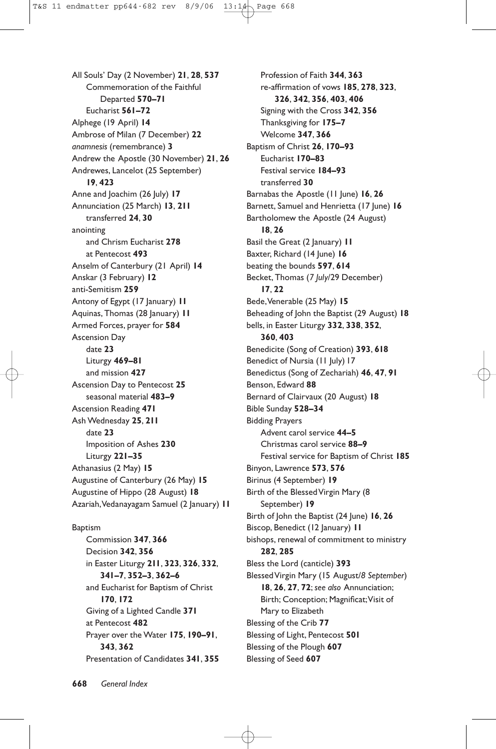All Souls' Day (2 November) **21**, **28**, **537**
- Commemoration of the Faithful Departed **570–71**
- Eucharist **561–72**

Alphege (19 April) **14**
Ambrose of Milan (7 December) **22**
*anamnesis* (remembrance) **3**
Andrew the Apostle (30 November) **21**, **26**
Andrewes, Lancelot (25 September) **19**, **423**
Anne and Joachim (26 July) **17**
Annunciation (25 March) **13**, **211**
- transferred **24**, **30**

anointing
- and Chrism Eucharist **278**
- at Pentecost **493**

Anselm of Canterbury (21 April) **14**
Anskar (3 February) **12**
anti-Semitism **259**
Antony of Egypt (17 January) **11**
Aquinas, Thomas (28 January) **11**
Armed Forces, prayer for **584**
Ascension Day
- date **23**
- Liturgy **469–81**
- and mission **427**

Ascension Day to Pentecost **25**
- seasonal material **483–9**

Ascension Reading **471**
Ash Wednesday **25**, **211**
- date **23**
- Imposition of Ashes **230**
- Liturgy **221–35**

Athanasius (2 May) **15**
Augustine of Canterbury (26 May) **15**
Augustine of Hippo (28 August) **18**
Azariah, Vedanayagam Samuel (2 January) **11**

Baptism
- Commission **347**, **366**
- Decision **342**, **356**
- in Easter Liturgy **211**, **323**, **326**, **332**, **341–7**, **352–3**, **362–6**
- and Eucharist for Baptism of Christ **170**, **172**
- Giving of a Lighted Candle **371**
- at Pentecost **482**
- Prayer over the Water **175**, **190–91**, **343**, **362**
- Presentation of Candidates **341**, **355**
- Profession of Faith **344**, **363**
- re-affirmation of vows **185**, **278**, **323**, **326**, **342**, **356**, **403**, **406**
- Signing with the Cross **342**, **356**
- Thanksgiving for **175–7**
- Welcome **347**, **366**

Baptism of Christ **26**, **170–93**
- Eucharist **170–83**
- Festival service **184–93**
- transferred **30**

Barnabas the Apostle (11 June) **16**, **26**
Barnett, Samuel and Henrietta (17 June) **16**
Bartholomew the Apostle (24 August) **18**, **26**
Basil the Great (2 January) **11**
Baxter, Richard (14 June) **16**
beating the bounds **597**, **614**
Becket, Thomas (*7 July*/29 December) **17**, **22**
Bede, Venerable (25 May) **15**
Beheading of John the Baptist (29 August) **18**
bells, in Easter Liturgy **332**, **338**, **352**, **360**, **403**
Benedicite (Song of Creation) **393**, **618**
Benedict of Nursia (11 July) 17
Benedictus (Song of Zechariah) **46**, **47**, **91**
Benson, Edward **88**
Bernard of Clairvaux (20 August) **18**
Bible Sunday **528–34**
Bidding Prayers
- Advent carol service **44–5**
- Christmas carol service **88–9**
- Festival service for Baptism of Christ **185**

Binyon, Lawrence **573**, **576**
Birinus (4 September) **19**
Birth of the Blessed Virgin Mary (8 September) **19**
Birth of John the Baptist (24 June) **16**, **26**
Biscop, Benedict (12 January) **11**
bishops, renewal of commitment to ministry **282**, **285**
Bless the Lord (canticle) **393**
Blessed Virgin Mary (15 August/*8 September*) **18**, **26**, **27**, **72**; *see also* Annunciation; Birth; Conception; Magnificat; Visit of Mary to Elizabeth
Blessing of the Crib **77**
Blessing of Light, Pentecost **501**
Blessing of the Plough **607**
Blessing of Seed **607**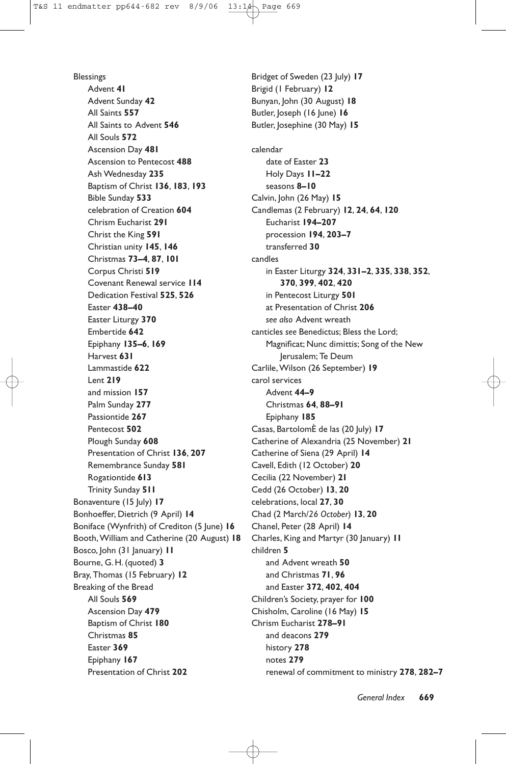Blessings
- Advent **41**
- Advent Sunday **42**
- All Saints **557**
- All Saints to Advent **546**
- All Souls **572**
- Ascension Day **481**
- Ascension to Pentecost **488**
- Ash Wednesday **235**
- Baptism of Christ **136**, **183**, **193**
- Bible Sunday **533**
- celebration of Creation **604**
- Chrism Eucharist **291**
- Christ the King **591**
- Christian unity **145**, **146**
- Christmas **73–4**, **87**, **101**
- Corpus Christi **519**
- Covenant Renewal service **114**
- Dedication Festival **525**, **526**
- Easter **438–40**
- Easter Liturgy **370**
- Embertide **642**
- Epiphany **135–6**, **169**
- Harvest **631**
- Lammastide **622**
- Lent **219**
- and mission **157**
- Palm Sunday **277**
- Passiontide **267**
- Pentecost **502**
- Plough Sunday **608**
- Presentation of Christ **136**, **207**
- Remembrance Sunday **581**
- Rogationtide **613**
- Trinity Sunday **511**

Bonaventure (15 July) **17**
Bonhoeffer, Dietrich (9 April) **14**
Boniface (Wynfrith) of Crediton (5 June) **16**
Booth, William and Catherine (20 August) **18**
Bosco, John (31 January) **11**
Bourne, G. H. (quoted) **3**
Bray, Thomas (15 February) **12**
Breaking of the Bread
- All Souls **569**
- Ascension Day **479**
- Baptism of Christ **180**
- Christmas **85**
- Easter **369**
- Epiphany **167**
- Presentation of Christ **202**

Bridget of Sweden (23 July) **17**
Brigid (1 February) **12**
Bunyan, John (30 August) **18**
Butler, Joseph (16 June) **16**
Butler, Josephine (30 May) **15**

calendar
- date of Easter **23**
- Holy Days **11–22**
- seasons **8–10**

Calvin, John (26 May) **15**
Candlemas (2 February) **12**, **24**, **64**, **120**
- Eucharist **194–207**
- procession **194**, **203–7**
- transferred **30**

candles
- in Easter Liturgy **324**, **331–2**, **335**, **338**, **352**, **370**, **399**, **402**, **420**
- in Pentecost Liturgy **501**
- at Presentation of Christ **206**
- *see also* Advent wreath

canticles *see* Benedictus; Bless the Lord; Magnificat; Nunc dimittis; Song of the New Jerusalem; Te Deum
Carlile, Wilson (26 September) **19**
carol services
- Advent **44–9**
- Christmas **64**, **88–91**
- Epiphany **185**

Casas, BartolomÈ de las (20 July) **17**
Catherine of Alexandria (25 November) **21**
Catherine of Siena (29 April) **14**
Cavell, Edith (12 October) **20**
Cecilia (22 November) **21**
Cedd (26 October) **13**, **20**
celebrations, local **27**, **30**
Chad (2 March/*26 October*) **13**, **20**
Chanel, Peter (28 April) **14**
Charles, King and Martyr (30 January) **11**
children **5**
- and Advent wreath **50**
- and Christmas **71**, **96**
- and Easter **372**, **402**, **404**

Children's Society, prayer for **100**
Chisholm, Caroline (16 May) **15**
Chrism Eucharist **278–91**
- and deacons **279**
- history **278**
- notes **279**
- renewal of commitment to ministry **278**, **282–7**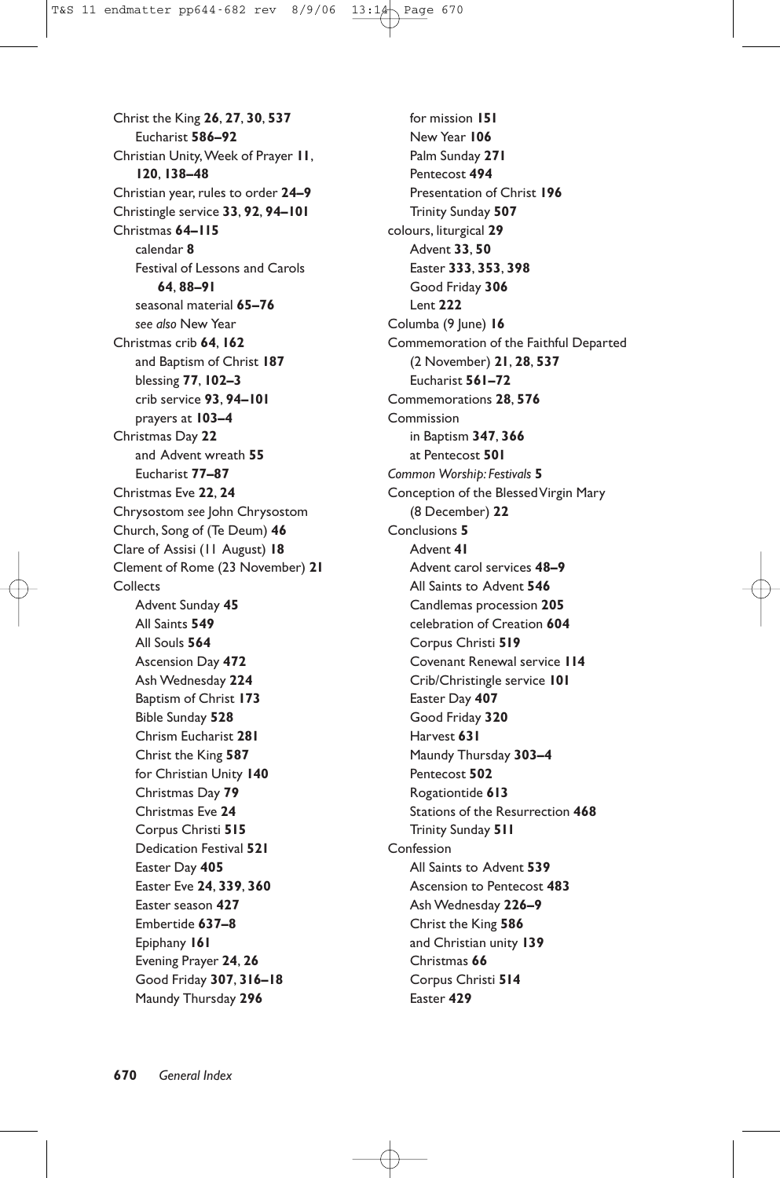Christ the King **26**, **27**, **30**, **537**
  Eucharist **586–92**
Christian Unity, Week of Prayer **11**, **120**, **138–48**
Christian year, rules to order **24–9**
Christingle service **33**, **92**, **94–101**
Christmas **64–115**
  calendar **8**
  Festival of Lessons and Carols **64**, **88–91**
  seasonal material **65–76**
  *see also* New Year
Christmas crib **64**, **162**
  and Baptism of Christ **187**
  blessing **77**, **102–3**
  crib service **93**, **94–101**
  prayers at **103–4**
Christmas Day **22**
  and Advent wreath **55**
  Eucharist **77–87**
Christmas Eve **22**, **24**
Chrysostom *see* John Chrysostom
Church, Song of (Te Deum) **46**
Clare of Assisi (11 August) **18**
Clement of Rome (23 November) **21**
Collects
  Advent Sunday **45**
  All Saints **549**
  All Souls **564**
  Ascension Day **472**
  Ash Wednesday **224**
  Baptism of Christ **173**
  Bible Sunday **528**
  Chrism Eucharist **281**
  Christ the King **587**
  for Christian Unity **140**
  Christmas Day **79**
  Christmas Eve **24**
  Corpus Christi **515**
  Dedication Festival **521**
  Easter Day **405**
  Easter Eve **24**, **339**, **360**
  Easter season **427**
  Embertide **637–8**
  Epiphany **161**
  Evening Prayer **24**, **26**
  Good Friday **307**, **316–18**
  Maundy Thursday **296**
  for mission **151**
  New Year **106**
  Palm Sunday **271**
  Pentecost **494**
  Presentation of Christ **196**
  Trinity Sunday **507**
colours, liturgical **29**
  Advent **33**, **50**
  Easter **333**, **353**, **398**
  Good Friday **306**
  Lent **222**
Columba (9 June) **16**
Commemoration of the Faithful Departed (2 November) **21**, **28**, **537**
  Eucharist **561–72**
Commemorations **28**, **576**
Commission
  in Baptism **347**, **366**
  at Pentecost **501**
*Common Worship: Festivals* **5**
Conception of the Blessed Virgin Mary (8 December) **22**
Conclusions **5**
  Advent **41**
  Advent carol services **48–9**
  All Saints to Advent **546**
  Candlemas procession **205**
  celebration of Creation **604**
  Corpus Christi **519**
  Covenant Renewal service **114**
  Crib/Christingle service **101**
  Easter Day **407**
  Good Friday **320**
  Harvest **631**
  Maundy Thursday **303–4**
  Pentecost **502**
  Rogationtide **613**
  Stations of the Resurrection **468**
  Trinity Sunday **511**
Confession
  All Saints to Advent **539**
  Ascension to Pentecost **483**
  Ash Wednesday **226–9**
  Christ the King **586**
  and Christian unity **139**
  Christmas **66**
  Corpus Christi **514**
  Easter **429**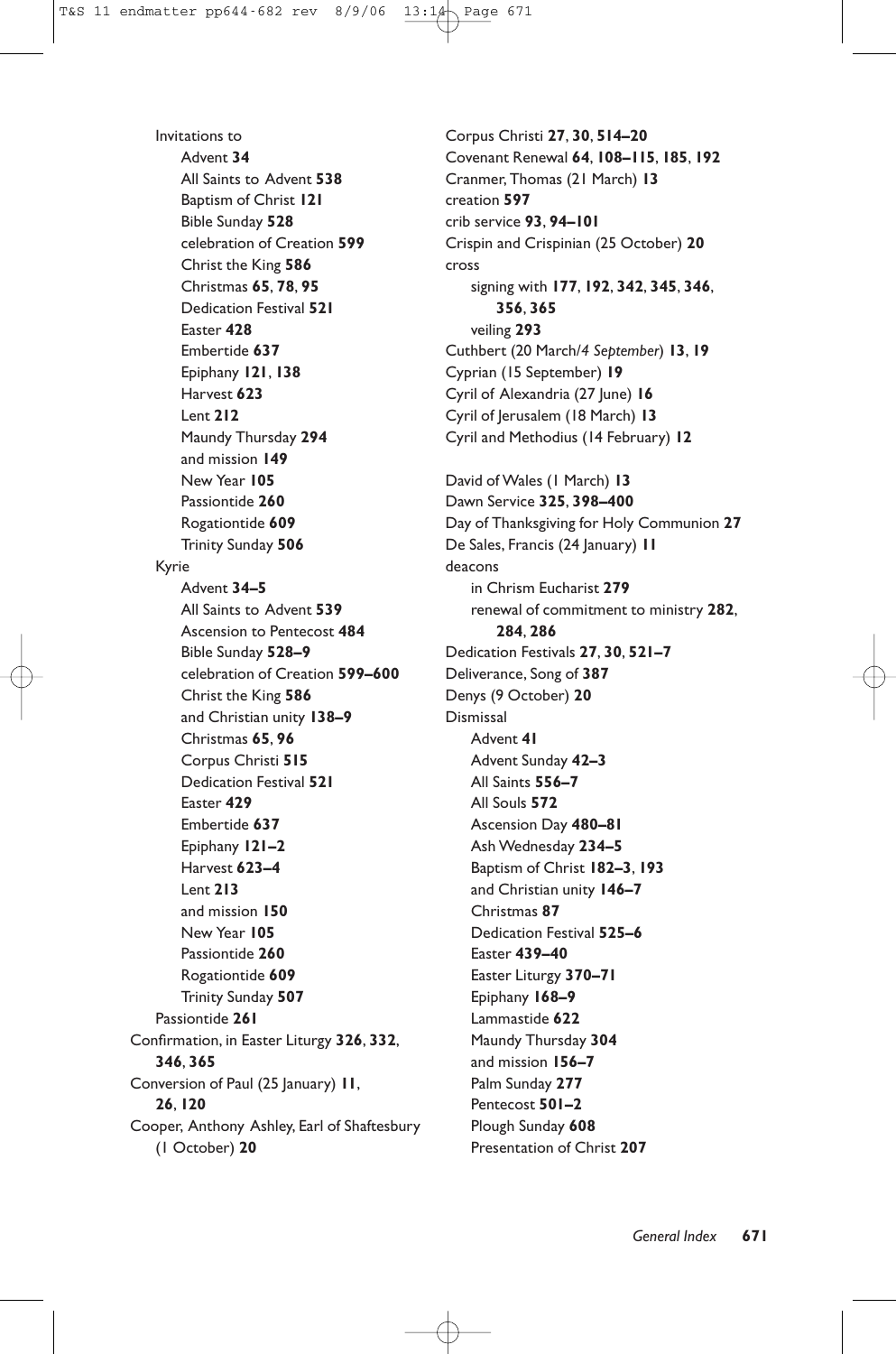Invitations to
- Advent **34**
- All Saints to Advent **538**
- Baptism of Christ **121**
- Bible Sunday **528**
- celebration of Creation **599**
- Christ the King **586**
- Christmas **65**, **78**, **95**
- Dedication Festival **521**
- Easter **428**
- Embertide **637**
- Epiphany **121**, **138**
- Harvest **623**
- Lent **212**
- Maundy Thursday **294**
- and mission **149**
- New Year **105**
- Passiontide **260**
- Rogationtide **609**
- Trinity Sunday **506**

Kyrie
- Advent **34–5**
- All Saints to Advent **539**
- Ascension to Pentecost **484**
- Bible Sunday **528–9**
- celebration of Creation **599–600**
- Christ the King **586**
- and Christian unity **138–9**
- Christmas **65**, **96**
- Corpus Christi **515**
- Dedication Festival **521**
- Easter **429**
- Embertide **637**
- Epiphany **121–2**
- Harvest **623–4**
- Lent **213**
- and mission **150**
- New Year **105**
- Passiontide **260**
- Rogationtide **609**
- Trinity Sunday **507**

Passiontide **261**

Confirmation, in Easter Liturgy **326**, **332**, **346**, **365**

Conversion of Paul (25 January) **11**, **26**, **120**

Cooper, Anthony Ashley, Earl of Shaftesbury (1 October) **20**

Corpus Christi **27**, **30**, **514–20**

Covenant Renewal **64**, **108–115**, **185**, **192**

Cranmer, Thomas (21 March) **13**

creation **597**

crib service **93**, **94–101**

Crispin and Crispinian (25 October) **20**

cross
- signing with **177**, **192**, **342**, **345**, **346**, **356**, **365**
- veiling **293**

Cuthbert (20 March/*4 September*) **13**, **19**

Cyprian (15 September) **19**

Cyril of Alexandria (27 June) **16**

Cyril of Jerusalem (18 March) **13**

Cyril and Methodius (14 February) **12**

David of Wales (1 March) **13**

Dawn Service **325**, **398–400**

Day of Thanksgiving for Holy Communion **27**

De Sales, Francis (24 January) **11**

deacons
- in Chrism Eucharist **279**
- renewal of commitment to ministry **282**, **284**, **286**

Dedication Festivals **27**, **30**, **521–7**

Deliverance, Song of **387**

Denys (9 October) **20**

Dismissal
- Advent **41**
- Advent Sunday **42–3**
- All Saints **556–7**
- All Souls **572**
- Ascension Day **480–81**
- Ash Wednesday **234–5**
- Baptism of Christ **182–3**, **193**
- and Christian unity **146–7**
- Christmas **87**
- Dedication Festival **525–6**
- Easter **439–40**
- Easter Liturgy **370–71**
- Epiphany **168–9**
- Lammastide **622**
- Maundy Thursday **304**
- and mission **156–7**
- Palm Sunday **277**
- Pentecost **501–2**
- Plough Sunday **608**
- Presentation of Christ **207**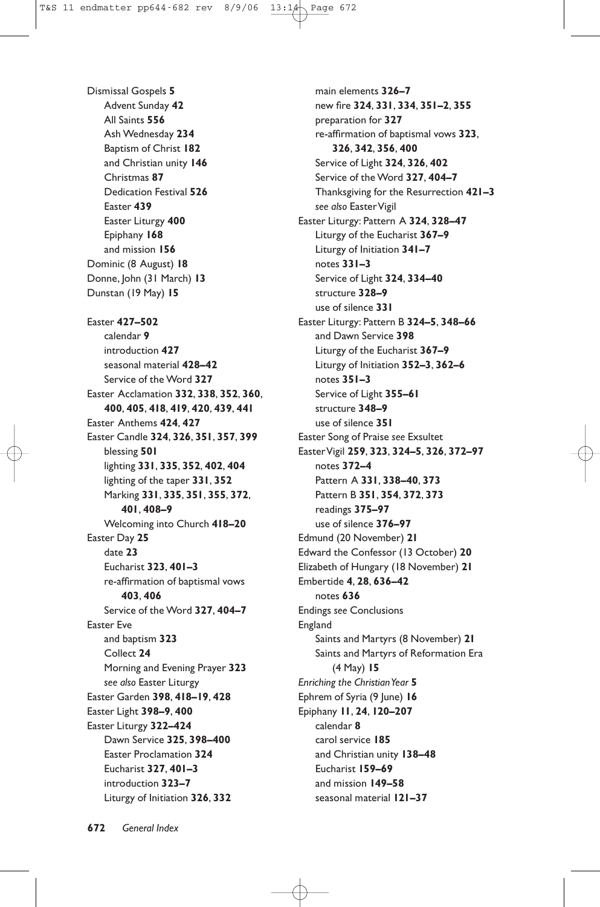Dismissal Gospels **5**
- Advent Sunday **42**
- All Saints **556**
- Ash Wednesday **234**
- Baptism of Christ **182**
- and Christian unity **146**
- Christmas **87**
- Dedication Festival **526**
- Easter **439**
- Easter Liturgy **400**
- Epiphany **168**
- and mission **156**

Dominic (8 August) **18**
Donne, John (31 March) **13**
Dunstan (19 May) **15**

Easter **427–502**
- calendar **9**
- introduction **427**
- seasonal material **428–42**
- Service of the Word **327**

Easter Acclamation **332**, **338**, **352**, **360**, **400**, **405**, **418**, **419**, **420**, **439**, **441**
Easter Anthems **424**, **427**
Easter Candle **324**, **326**, **351**, **357**, **399**
- blessing **501**
- lighting **331**, **335**, **352**, **402**, **404**
- lighting of the taper **331**, **352**
- Marking **331**, **335**, **351**, **355**, **372**, **401**, **408–9**
- Welcoming into Church **418–20**

Easter Day **25**
- date **23**
- Eucharist **323**, **401–3**
- re-affirmation of baptismal vows **403**, **406**
- Service of the Word **327**, **404–7**

Easter Eve
- and baptism **323**
- Collect **24**
- Morning and Evening Prayer **323**
- *see also* Easter Liturgy

Easter Garden **398**, **418–19**, **428**
Easter Light **398–9**, **400**
Easter Liturgy **322–424**
- Dawn Service **325**, **398–400**
- Easter Proclamation **324**
- Eucharist **327**, **401–3**
- introduction **323–7**
- Liturgy of Initiation **326**, **332**
- main elements **326–7**
- new fire **324**, **331**, **334**, **351–2**, **355**
- preparation for **327**
- re-affirmation of baptismal vows **323**, **326**, **342**, **356**, **400**
- Service of Light **324**, **326**, **402**
- Service of the Word **327**, **404–7**
- Thanksgiving for the Resurrection **421–3**
- *see also* Easter Vigil

Easter Liturgy: Pattern A **324**, **328–47**
- Liturgy of the Eucharist **367–9**
- Liturgy of Initiation **341–7**
- notes **331–3**
- Service of Light **324**, **334–40**
- structure **328–9**
- use of silence **331**

Easter Liturgy: Pattern B **324–5**, **348–66**
- and Dawn Service **398**
- Liturgy of the Eucharist **367–9**
- Liturgy of Initiation **352–3**, **362–6**
- notes **351–3**
- Service of Light **355–61**
- structure **348–9**
- use of silence **351**

Easter Song of Praise *see* Exsultet
Easter Vigil **259**, **323**, **324–5**, **326**, **372–97**
- notes **372–4**
- Pattern A **331**, **338–40**, **373**
- Pattern B **351**, **354**, **372**, **373**
- readings **375–97**
- use of silence **376–97**

Edmund (20 November) **21**
Edward the Confessor (13 October) **20**
Elizabeth of Hungary (18 November) **21**
Embertide **4**, **28**, **636–42**
- notes **636**

Endings *see* Conclusions
England
- Saints and Martyrs (8 November) **21**
- Saints and Martyrs of Reformation Era (4 May) **15**

*Enriching the Christian Year* **5**
Ephrem of Syria (9 June) **16**
Epiphany **11**, **24**, **120–207**
- calendar **8**
- carol service **185**
- and Christian unity **138–48**
- Eucharist **159–69**
- and mission **149–58**
- seasonal material **121–37**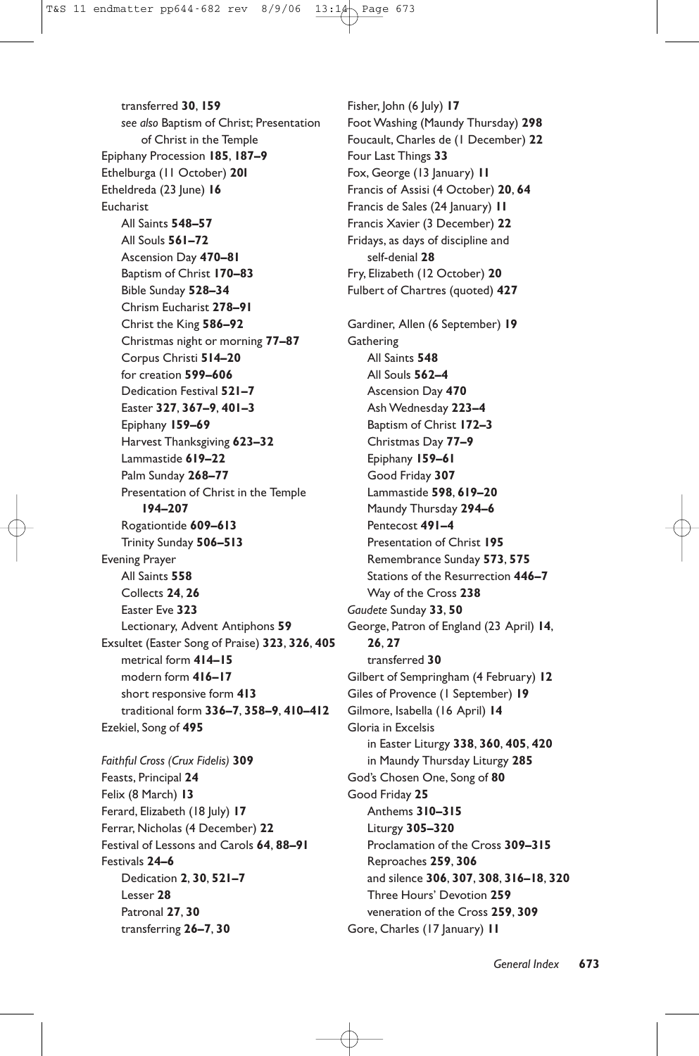transferred **30**, **159**
*see also* Baptism of Christ; Presentation of Christ in the Temple
Epiphany Procession **185**, **187–9**
Ethelburga (11 October) **201**
Etheldreda (23 June) **16**
Eucharist
All Saints **548–57**
All Souls **561–72**
Ascension Day **470–81**
Baptism of Christ **170–83**
Bible Sunday **528–34**
Chrism Eucharist **278–91**
Christ the King **586–92**
Christmas night or morning **77–87**
Corpus Christi **514–20**
for creation **599–606**
Dedication Festival **521–7**
Easter **327**, **367–9**, **401–3**
Epiphany **159–69**
Harvest Thanksgiving **623–32**
Lammastide **619–22**
Palm Sunday **268–77**
Presentation of Christ in the Temple **194–207**
Rogationtide **609–613**
Trinity Sunday **506–513**
Evening Prayer
All Saints **558**
Collects **24**, **26**
Easter Eve **323**
Lectionary, Advent Antiphons **59**
Exsultet (Easter Song of Praise) **323**, **326**, **405**
metrical form **414–15**
modern form **416–17**
short responsive form **413**
traditional form **336–7**, **358–9**, **410–412**
Ezekiel, Song of **495**

*Faithful Cross (Crux Fidelis)* **309**
Feasts, Principal **24**
Felix (8 March) **13**
Ferard, Elizabeth (18 July) **17**
Ferrar, Nicholas (4 December) **22**
Festival of Lessons and Carols **64**, **88–91**
Festivals **24–6**
Dedication **2**, **30**, **521–7**
Lesser **28**
Patronal **27**, **30**
transferring **26–7**, **30**

Fisher, John (6 July) **17**
Foot Washing (Maundy Thursday) **298**
Foucault, Charles de (1 December) **22**
Four Last Things **33**
Fox, George (13 January) **11**
Francis of Assisi (4 October) **20**, **64**
Francis de Sales (24 January) **11**
Francis Xavier (3 December) **22**
Fridays, as days of discipline and self-denial **28**
Fry, Elizabeth (12 October) **20**
Fulbert of Chartres (quoted) **427**

Gardiner, Allen (6 September) **19**
Gathering
All Saints **548**
All Souls **562–4**
Ascension Day **470**
Ash Wednesday **223–4**
Baptism of Christ **172–3**
Christmas Day **77–9**
Epiphany **159–61**
Good Friday **307**
Lammastide **598**, **619–20**
Maundy Thursday **294–6**
Pentecost **491–4**
Presentation of Christ **195**
Remembrance Sunday **573**, **575**
Stations of the Resurrection **446–7**
Way of the Cross **238**
*Gaudete* Sunday **33**, **50**
George, Patron of England (23 April) **14**, **26**, **27**
transferred **30**
Gilbert of Sempringham (4 February) **12**
Giles of Provence (1 September) **19**
Gilmore, Isabella (16 April) **14**
Gloria in Excelsis
in Easter Liturgy **338**, **360**, **405**, **420**
in Maundy Thursday Liturgy **285**
God's Chosen One, Song of **80**
Good Friday **25**
Anthems **310–315**
Liturgy **305–320**
Proclamation of the Cross **309–315**
Reproaches **259**, **306**
and silence **306**, **307**, **308**, **316–18**, **320**
Three Hours' Devotion **259**
veneration of the Cross **259**, **309**
Gore, Charles (17 January) **11**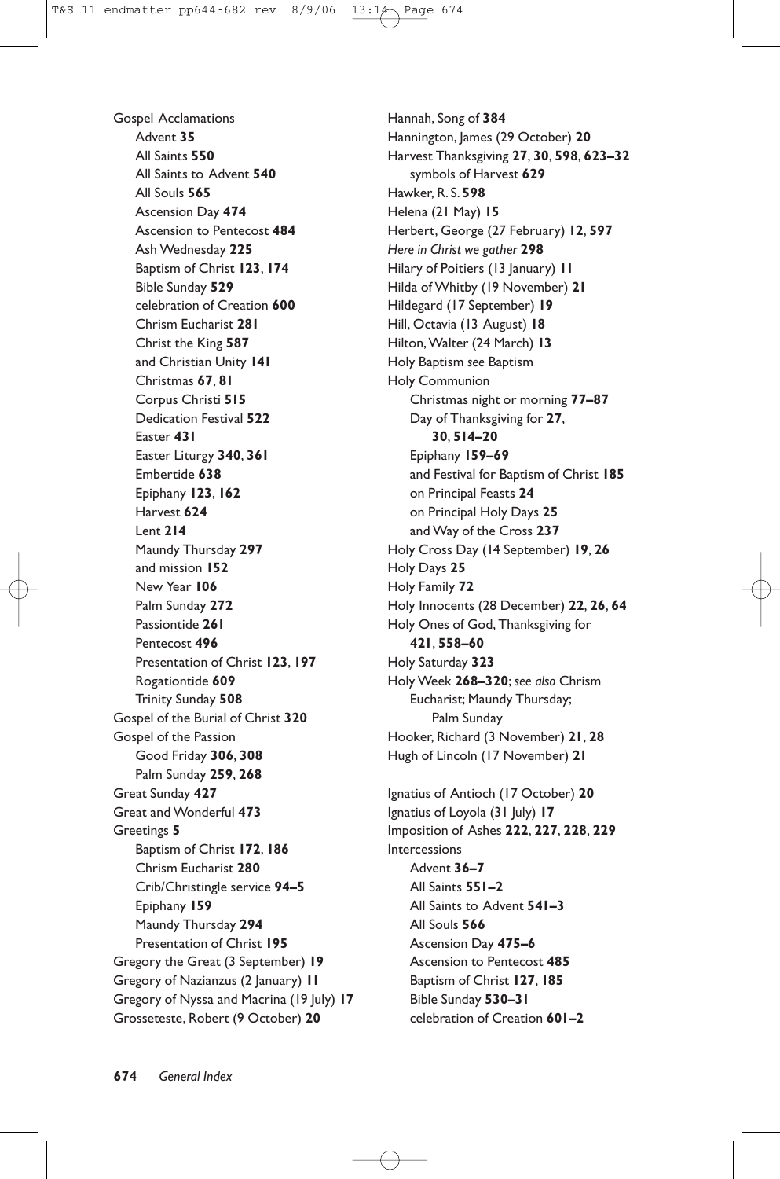Gospel Acclamations
- Advent **35**
- All Saints **550**
- All Saints to Advent **540**
- All Souls **565**
- Ascension Day **474**
- Ascension to Pentecost **484**
- Ash Wednesday **225**
- Baptism of Christ **123**, **174**
- Bible Sunday **529**
- celebration of Creation **600**
- Chrism Eucharist **281**
- Christ the King **587**
- and Christian Unity **141**
- Christmas **67**, **81**
- Corpus Christi **515**
- Dedication Festival **522**
- Easter **431**
- Easter Liturgy **340**, **361**
- Embertide **638**
- Epiphany **123**, **162**
- Harvest **624**
- Lent **214**
- Maundy Thursday **297**
- and mission **152**
- New Year **106**
- Palm Sunday **272**
- Passiontide **261**
- Pentecost **496**
- Presentation of Christ **123**, **197**
- Rogationtide **609**
- Trinity Sunday **508**

Gospel of the Burial of Christ **320**

Gospel of the Passion
- Good Friday **306**, **308**
- Palm Sunday **259**, **268**

Great Sunday **427**

Great and Wonderful **473**

Greetings **5**
- Baptism of Christ **172**, **186**
- Chrism Eucharist **280**
- Crib/Christingle service **94–5**
- Epiphany **159**
- Maundy Thursday **294**
- Presentation of Christ **195**

Gregory the Great (3 September) **19**

Gregory of Nazianzus (2 January) **11**

Gregory of Nyssa and Macrina (19 July) **17**

Grosseteste, Robert (9 October) **20**

Hannah, Song of **384**

Hannington, James (29 October) **20**

Harvest Thanksgiving **27**, **30**, **598**, **623–32**
- symbols of Harvest **629**

Hawker, R. S. **598**

Helena (21 May) **15**

Herbert, George (27 February) **12**, **597**

*Here in Christ we gather* **298**

Hilary of Poitiers (13 January) **11**

Hilda of Whitby (19 November) **21**

Hildegard (17 September) **19**

Hill, Octavia (13 August) **18**

Hilton, Walter (24 March) **13**

Holy Baptism *see* Baptism

Holy Communion
- Christmas night or morning **77–87**
- Day of Thanksgiving for **27**, **30**, **514–20**
- Epiphany **159–69**
- and Festival for Baptism of Christ **185**
- on Principal Feasts **24**
- on Principal Holy Days **25**
- and Way of the Cross **237**

Holy Cross Day (14 September) **19**, **26**

Holy Days **25**

Holy Family **72**

Holy Innocents (28 December) **22**, **26**, **64**

Holy Ones of God, Thanksgiving for **421**, **558–60**

Holy Saturday **323**

Holy Week **268–320**; *see also* Chrism Eucharist; Maundy Thursday; Palm Sunday

Hooker, Richard (3 November) **21**, **28**

Hugh of Lincoln (17 November) **21**

Ignatius of Antioch (17 October) **20**

Ignatius of Loyola (31 July) **17**

Imposition of Ashes **222**, **227**, **228**, **229**

Intercessions
- Advent **36–7**
- All Saints **551–2**
- All Saints to Advent **541–3**
- All Souls **566**
- Ascension Day **475–6**
- Ascension to Pentecost **485**
- Baptism of Christ **127**, **185**
- Bible Sunday **530–31**
- celebration of Creation **601–2**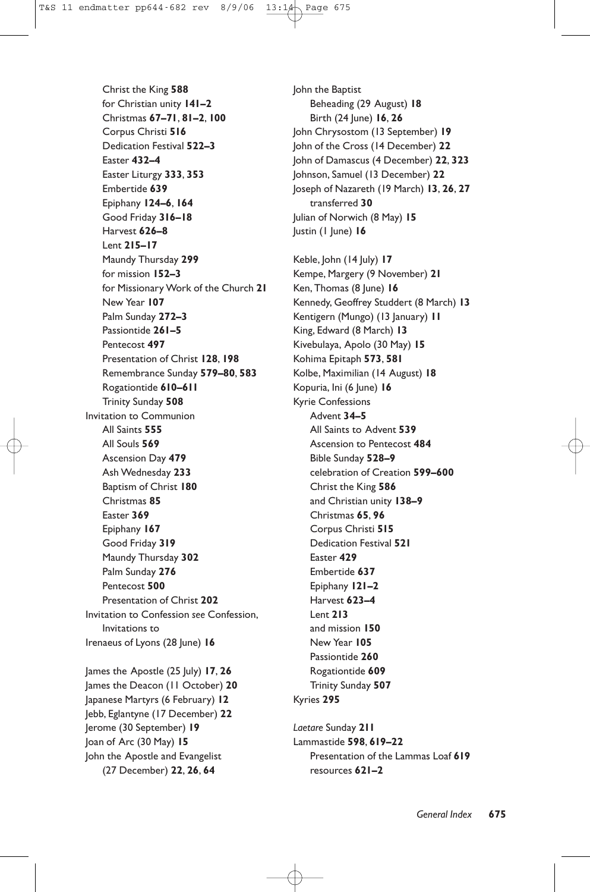Christ the King **588**
for Christian unity **141–2**
Christmas **67–71**, **81–2**, **100**
Corpus Christi **516**
Dedication Festival **522–3**
Easter **432–4**
Easter Liturgy **333**, **353**
Embertide **639**
Epiphany **124–6**, **164**
Good Friday **316–18**
Harvest **626–8**
Lent **215–17**
Maundy Thursday **299**
for mission **152–3**
for Missionary Work of the Church **21**
New Year **107**
Palm Sunday **272–3**
Passiontide **261–5**
Pentecost **497**
Presentation of Christ **128**, **198**
Remembrance Sunday **579–80**, **583**
Rogationtide **610–611**
Trinity Sunday **508**

Invitation to Communion
All Saints **555**
All Souls **569**
Ascension Day **479**
Ash Wednesday **233**
Baptism of Christ **180**
Christmas **85**
Easter **369**
Epiphany **167**
Good Friday **319**
Maundy Thursday **302**
Palm Sunday **276**
Pentecost **500**
Presentation of Christ **202**

Invitation to Confession *see* Confession, Invitations to

Irenaeus of Lyons (28 June) **16**

James the Apostle (25 July) **17**, **26**
James the Deacon (11 October) **20**
Japanese Martyrs (6 February) **12**
Jebb, Eglantyne (17 December) **22**
Jerome (30 September) **19**
Joan of Arc (30 May) **15**
John the Apostle and Evangelist (27 December) **22**, **26**, **64**
John the Baptist
Beheading (29 August) **18**
Birth (24 June) **16**, **26**
John Chrysostom (13 September) **19**
John of the Cross (14 December) **22**
John of Damascus (4 December) **22**, **323**
Johnson, Samuel (13 December) **22**
Joseph of Nazareth (19 March) **13**, **26**, **27**
transferred **30**
Julian of Norwich (8 May) **15**
Justin (1 June) **16**

Keble, John (14 July) **17**
Kempe, Margery (9 November) **21**
Ken, Thomas (8 June) **16**
Kennedy, Geoffrey Studdert (8 March) **13**
Kentigern (Mungo) (13 January) **11**
King, Edward (8 March) **13**
Kivebulaya, Apolo (30 May) **15**
Kohima Epitaph **573**, **581**
Kolbe, Maximilian (14 August) **18**
Kopuria, Ini (6 June) **16**

Kyrie Confessions
Advent **34–5**
All Saints to Advent **539**
Ascension to Pentecost **484**
Bible Sunday **528–9**
celebration of Creation **599–600**
Christ the King **586**
and Christian unity **138–9**
Christmas **65**, **96**
Corpus Christi **515**
Dedication Festival **521**
Easter **429**
Embertide **637**
Epiphany **121–2**
Harvest **623–4**
Lent **213**
and mission **150**
New Year **105**
Passiontide **260**
Rogationtide **609**
Trinity Sunday **507**

Kyries **295**

*Laetare* Sunday **211**
Lammastide **598**, **619–22**
Presentation of the Lammas Loaf **619**
resources **621–2**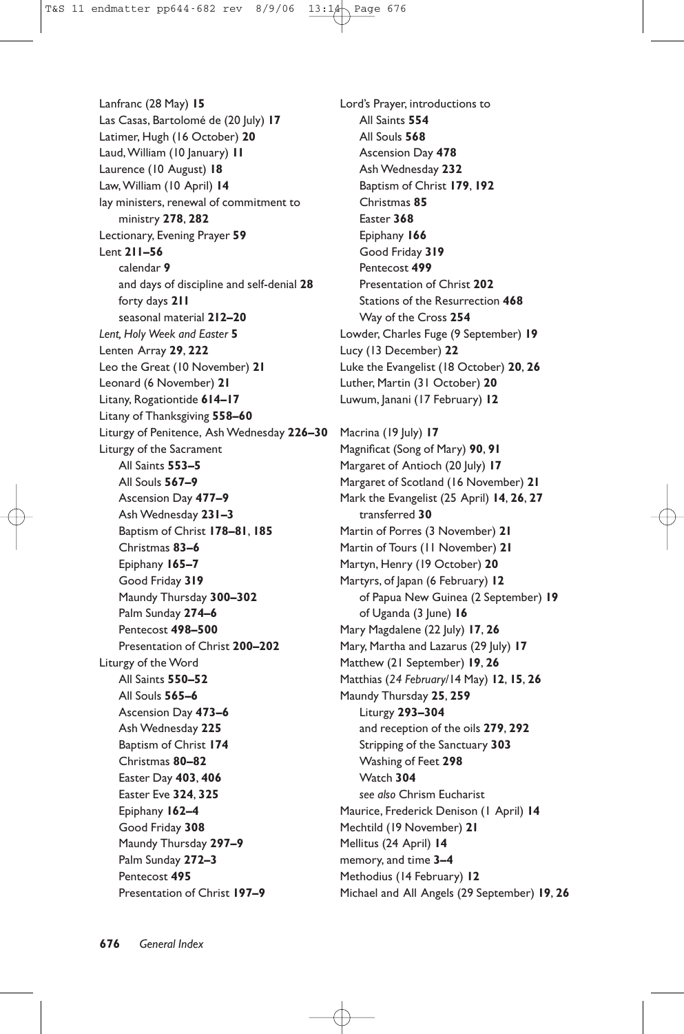Lanfranc (28 May) **15**
Las Casas, Bartolomé de (20 July) **17**
Latimer, Hugh (16 October) **20**
Laud, William (10 January) **11**
Laurence (10 August) **18**
Law, William (10 April) **14**
lay ministers, renewal of commitment to
  ministry **278**, **282**
Lectionary, Evening Prayer **59**
Lent **211–56**
  calendar **9**
  and days of discipline and self-denial **28**
  forty days **211**
  seasonal material **212–20**
*Lent, Holy Week and Easter* **5**
Lenten Array **29**, **222**
Leo the Great (10 November) **21**
Leonard (6 November) **21**
Litany, Rogationtide **614–17**
Litany of Thanksgiving **558–60**
Liturgy of Penitence, Ash Wednesday **226–30**
Liturgy of the Sacrament
  All Saints **553–5**
  All Souls **567–9**
  Ascension Day **477–9**
  Ash Wednesday **231–3**
  Baptism of Christ **178–81**, **185**
  Christmas **83–6**
  Epiphany **165–7**
  Good Friday **319**
  Maundy Thursday **300–302**
  Palm Sunday **274–6**
  Pentecost **498–500**
  Presentation of Christ **200–202**
Liturgy of the Word
  All Saints **550–52**
  All Souls **565–6**
  Ascension Day **473–6**
  Ash Wednesday **225**
  Baptism of Christ **174**
  Christmas **80–82**
  Easter Day **403**, **406**
  Easter Eve **324**, **325**
  Epiphany **162–4**
  Good Friday **308**
  Maundy Thursday **297–9**
  Palm Sunday **272–3**
  Pentecost **495**
  Presentation of Christ **197–9**
Lord's Prayer, introductions to
  All Saints **554**
  All Souls **568**
  Ascension Day **478**
  Ash Wednesday **232**
  Baptism of Christ **179**, **192**
  Christmas **85**
  Easter **368**
  Epiphany **166**
  Good Friday **319**
  Pentecost **499**
  Presentation of Christ **202**
  Stations of the Resurrection **468**
  Way of the Cross **254**
Lowder, Charles Fuge (9 September) **19**
Lucy (13 December) **22**
Luke the Evangelist (18 October) **20**, **26**
Luther, Martin (31 October) **20**
Luwum, Janani (17 February) **12**

Macrina (19 July) **17**
Magnificat (Song of Mary) **90**, **91**
Margaret of Antioch (20 July) **17**
Margaret of Scotland (16 November) **21**
Mark the Evangelist (25 April) **14**, **26**, **27**
  transferred **30**
Martin of Porres (3 November) **21**
Martin of Tours (11 November) **21**
Martyn, Henry (19 October) **20**
Martyrs, of Japan (6 February) **12**
  of Papua New Guinea (2 September) **19**
  of Uganda (3 June) **16**
Mary Magdalene (22 July) **17**, **26**
Mary, Martha and Lazarus (29 July) **17**
Matthew (21 September) **19**, **26**
Matthias (*24 February*/14 May) **12**, **15**, **26**
Maundy Thursday **25**, **259**
  Liturgy **293–304**
  and reception of the oils **279**, **292**
  Stripping of the Sanctuary **303**
  Washing of Feet **298**
  Watch **304**
  *see also* Chrism Eucharist
Maurice, Frederick Denison (1 April) **14**
Mechtild (19 November) **21**
Mellitus (24 April) **14**
memory, and time **3–4**
Methodius (14 February) **12**
Michael and All Angels (29 September) **19**, **26**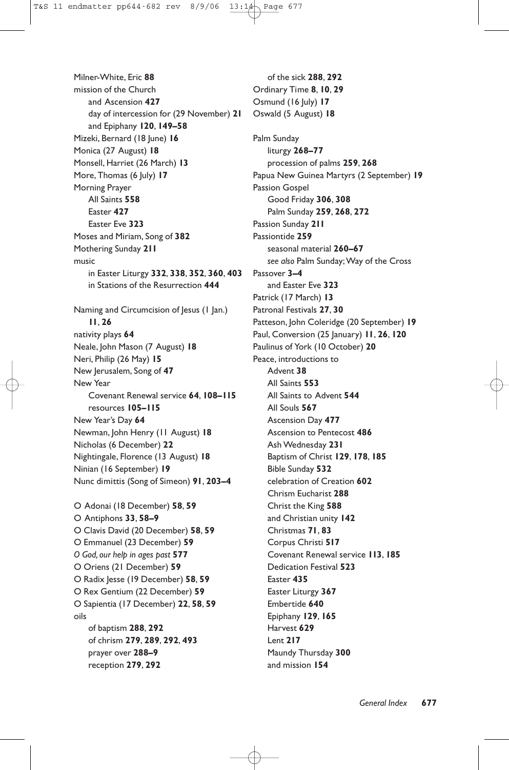Milner-White, Eric **88**
mission of the Church
  and Ascension **427**
  day of intercession for (29 November) **21**
  and Epiphany **120**, **149–58**
Mizeki, Bernard (18 June) **16**
Monica (27 August) **18**
Monsell, Harriet (26 March) **13**
More, Thomas (6 July) **17**
Morning Prayer
  All Saints **558**
  Easter **427**
  Easter Eve **323**
Moses and Miriam, Song of **382**
Mothering Sunday **211**
music
  in Easter Liturgy **332**, **338**, **352**, **360**, **403**
  in Stations of the Resurrection **444**

Naming and Circumcision of Jesus (1 Jan.) **11**, **26**
nativity plays **64**
Neale, John Mason (7 August) **18**
Neri, Philip (26 May) **15**
New Jerusalem, Song of **47**
New Year
  Covenant Renewal service **64**, **108–115**
  resources **105–115**
New Year's Day **64**
Newman, John Henry (11 August) **18**
Nicholas (6 December) **22**
Nightingale, Florence (13 August) **18**
Ninian (16 September) **19**
Nunc dimittis (Song of Simeon) **91**, **203–4**

O Adonai (18 December) **58**, **59**
O Antiphons **33**, **58–9**
O Clavis David (20 December) **58**, **59**
O Emmanuel (23 December) **59**
*O God, our help in ages past* **577**
O Oriens (21 December) **59**
O Radix Jesse (19 December) **58**, **59**
O Rex Gentium (22 December) **59**
O Sapientia (17 December) **22**, **58**, **59**
oils
  of baptism **288**, **292**
  of chrism **279**, **289**, **292**, **493**
  prayer over **288–9**
  reception **279**, **292**
  of the sick **288**, **292**
Ordinary Time **8**, **10**, **29**
Osmund (16 July) **17**
Oswald (5 August) **18**

Palm Sunday
  liturgy **268–77**
  procession of palms **259**, **268**
Papua New Guinea Martyrs (2 September) **19**
Passion Gospel
  Good Friday **306**, **308**
  Palm Sunday **259**, **268**, **272**
Passion Sunday **211**
Passiontide **259**
  seasonal material **260–67**
  *see also* Palm Sunday; Way of the Cross
Passover **3–4**
  and Easter Eve **323**
Patrick (17 March) **13**
Patronal Festivals **27**, **30**
Patteson, John Coleridge (20 September) **19**
Paul, Conversion (25 January) **11**, **26**, **120**
Paulinus of York (10 October) **20**
Peace, introductions to
  Advent **38**
  All Saints **553**
  All Saints to Advent **544**
  All Souls **567**
  Ascension Day **477**
  Ascension to Pentecost **486**
  Ash Wednesday **231**
  Baptism of Christ **129**, **178**, **185**
  Bible Sunday **532**
  celebration of Creation **602**
  Chrism Eucharist **288**
  Christ the King **588**
  and Christian unity **142**
  Christmas **71**, **83**
  Corpus Christi **517**
  Covenant Renewal service **113**, **185**
  Dedication Festival **523**
  Easter **435**
  Easter Liturgy **367**
  Embertide **640**
  Epiphany **129**, **165**
  Harvest **629**
  Lent **217**
  Maundy Thursday **300**
  and mission **154**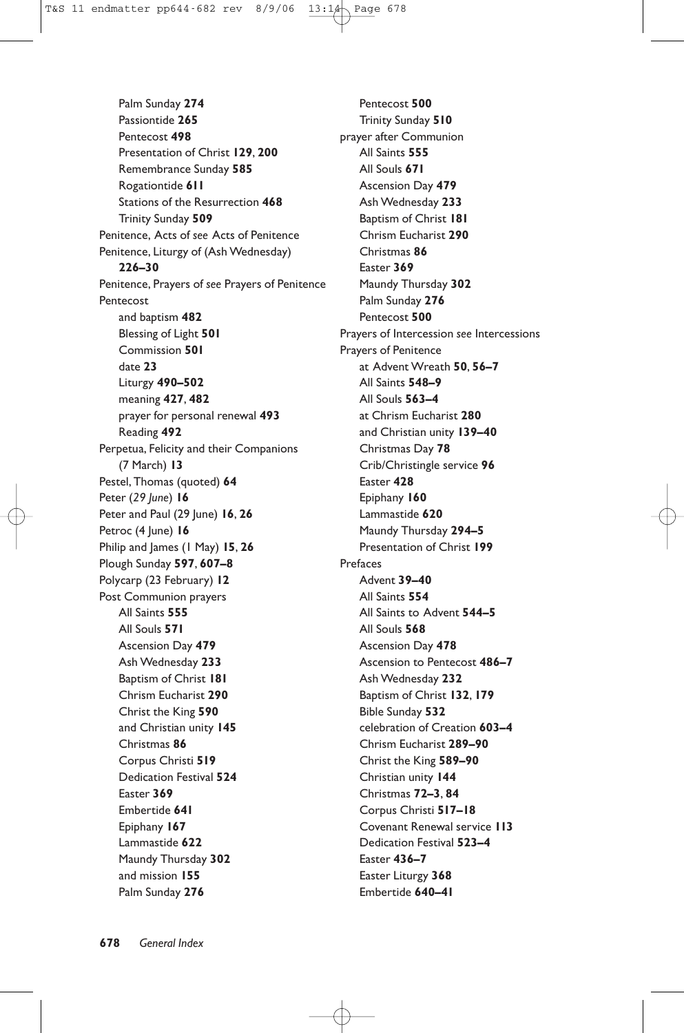Palm Sunday **274**
Passiontide **265**
Pentecost **498**
Presentation of Christ **129**, **200**
Remembrance Sunday **585**
Rogationtide **611**
Stations of the Resurrection **468**
Trinity Sunday **509**

Penitence, Acts of *see* Acts of Penitence

Penitence, Liturgy of (Ash Wednesday) **226–30**

Penitence, Prayers of *see* Prayers of Penitence

Pentecost
and baptism **482**
Blessing of Light **501**
Commission **501**
date **23**
Liturgy **490–502**
meaning **427**, **482**
prayer for personal renewal **493**
Reading **492**

Perpetua, Felicity and their Companions (7 March) **13**

Pestel, Thomas (quoted) **64**

Peter (*29 June*) **16**

Peter and Paul (29 June) **16**, **26**

Petroc (4 June) **16**

Philip and James (1 May) **15**, **26**

Plough Sunday **597**, **607–8**

Polycarp (23 February) **12**

Post Communion prayers
All Saints **555**
All Souls **571**
Ascension Day **479**
Ash Wednesday **233**
Baptism of Christ **181**
Chrism Eucharist **290**
Christ the King **590**
and Christian unity **145**
Christmas **86**
Corpus Christi **519**
Dedication Festival **524**
Easter **369**
Embertide **641**
Epiphany **167**
Lammastide **622**
Maundy Thursday **302**
and mission **155**
Palm Sunday **276**
Pentecost **500**
Trinity Sunday **510**

prayer after Communion
All Saints **555**
All Souls **671**
Ascension Day **479**
Ash Wednesday **233**
Baptism of Christ **181**
Chrism Eucharist **290**
Christmas **86**
Easter **369**
Maundy Thursday **302**
Palm Sunday **276**
Pentecost **500**

Prayers of Intercession *see* Intercessions

Prayers of Penitence
at Advent Wreath **50**, **56–7**
All Saints **548–9**
All Souls **563–4**
at Chrism Eucharist **280**
and Christian unity **139–40**
Christmas Day **78**
Crib/Christingle service **96**
Easter **428**
Epiphany **160**
Lammastide **620**
Maundy Thursday **294–5**
Presentation of Christ **199**

Prefaces
Advent **39–40**
All Saints **554**
All Saints to Advent **544–5**
All Souls **568**
Ascension Day **478**
Ascension to Pentecost **486–7**
Ash Wednesday **232**
Baptism of Christ **132**, **179**
Bible Sunday **532**
celebration of Creation **603–4**
Chrism Eucharist **289–90**
Christ the King **589–90**
Christian unity **144**
Christmas **72–3**, **84**
Corpus Christi **517–18**
Covenant Renewal service **113**
Dedication Festival **523–4**
Easter **436–7**
Easter Liturgy **368**
Embertide **640–41**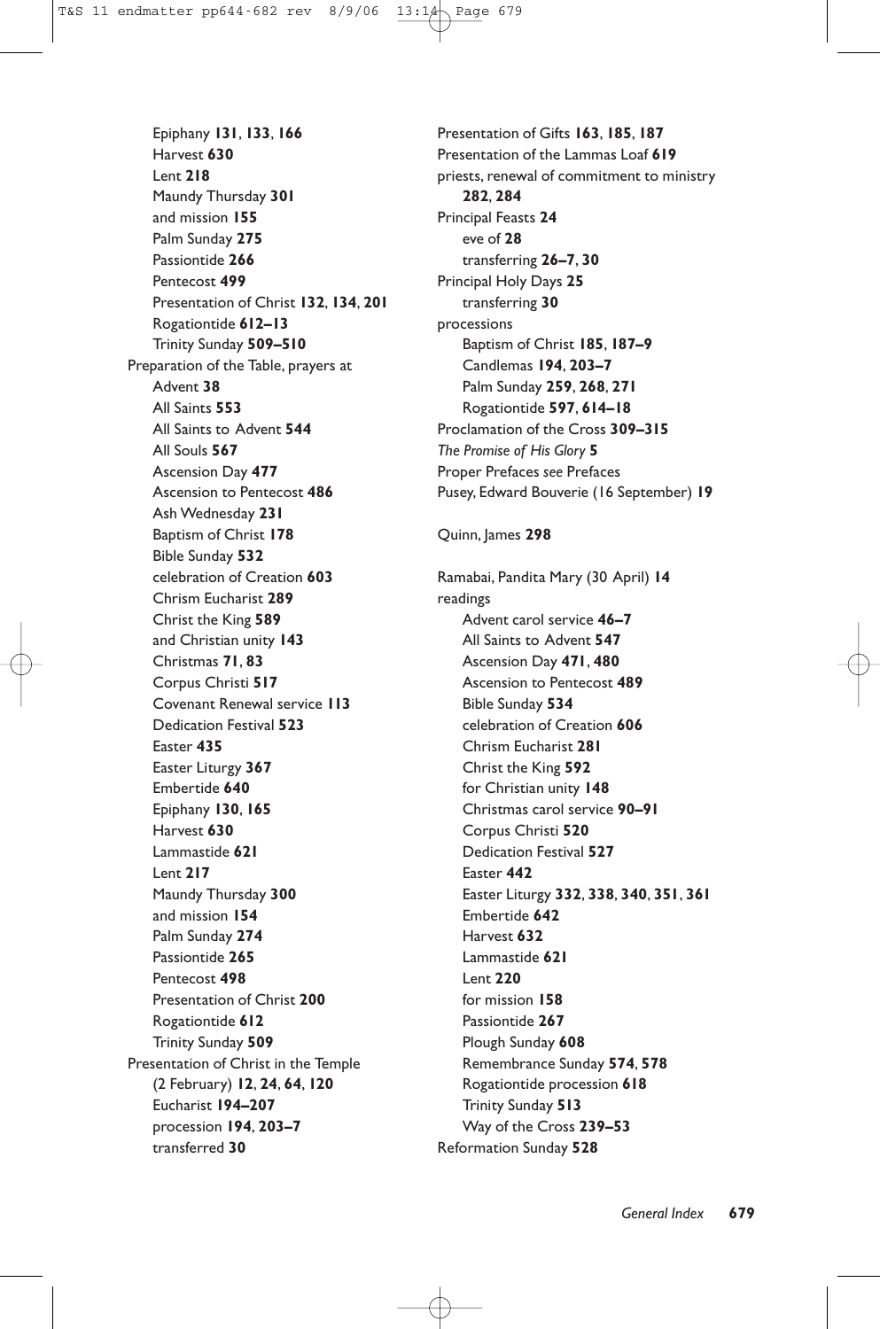Epiphany **131**, **133**, **166**
Harvest **630**
Lent **218**
Maundy Thursday **301**
and mission **155**
Palm Sunday **275**
Passiontide **266**
Pentecost **499**
Presentation of Christ **132**, **134**, **201**
Rogationtide **612–13**
Trinity Sunday **509–510**

Preparation of the Table, prayers at
Advent **38**
All Saints **553**
All Saints to Advent **544**
All Souls **567**
Ascension Day **477**
Ascension to Pentecost **486**
Ash Wednesday **231**
Baptism of Christ **178**
Bible Sunday **532**
celebration of Creation **603**
Chrism Eucharist **289**
Christ the King **589**
and Christian unity **143**
Christmas **71**, **83**
Corpus Christi **517**
Covenant Renewal service **113**
Dedication Festival **523**
Easter **435**
Easter Liturgy **367**
Embertide **640**
Epiphany **130**, **165**
Harvest **630**
Lammastide **621**
Lent **217**
Maundy Thursday **300**
and mission **154**
Palm Sunday **274**
Passiontide **265**
Pentecost **498**
Presentation of Christ **200**
Rogationtide **612**
Trinity Sunday **509**

Presentation of Christ in the Temple (2 February) **12**, **24**, **64**, **120**
Eucharist **194–207**
procession **194**, **203–7**
transferred **30**

Presentation of Gifts **163**, **185**, **187**
Presentation of the Lammas Loaf **619**
priests, renewal of commitment to ministry **282**, **284**
Principal Feasts **24**
eve of **28**
transferring **26–7**, **30**
Principal Holy Days **25**
transferring **30**
processions
Baptism of Christ **185**, **187–9**
Candlemas **194**, **203–7**
Palm Sunday **259**, **268**, **271**
Rogationtide **597**, **614–18**
Proclamation of the Cross **309–315**
*The Promise of His Glory* **5**
Proper Prefaces *see* Prefaces
Pusey, Edward Bouverie (16 September) **19**

Quinn, James **298**

Ramabai, Pandita Mary (30 April) **14**
readings
Advent carol service **46–7**
All Saints to Advent **547**
Ascension Day **471**, **480**
Ascension to Pentecost **489**
Bible Sunday **534**
celebration of Creation **606**
Chrism Eucharist **281**
Christ the King **592**
for Christian unity **148**
Christmas carol service **90–91**
Corpus Christi **520**
Dedication Festival **527**
Easter **442**
Easter Liturgy **332**, **338**, **340**, **351**, **361**
Embertide **642**
Harvest **632**
Lammastide **621**
Lent **220**
for mission **158**
Passiontide **267**
Plough Sunday **608**
Remembrance Sunday **574**, **578**
Rogationtide procession **618**
Trinity Sunday **513**
Way of the Cross **239–53**
Reformation Sunday **528**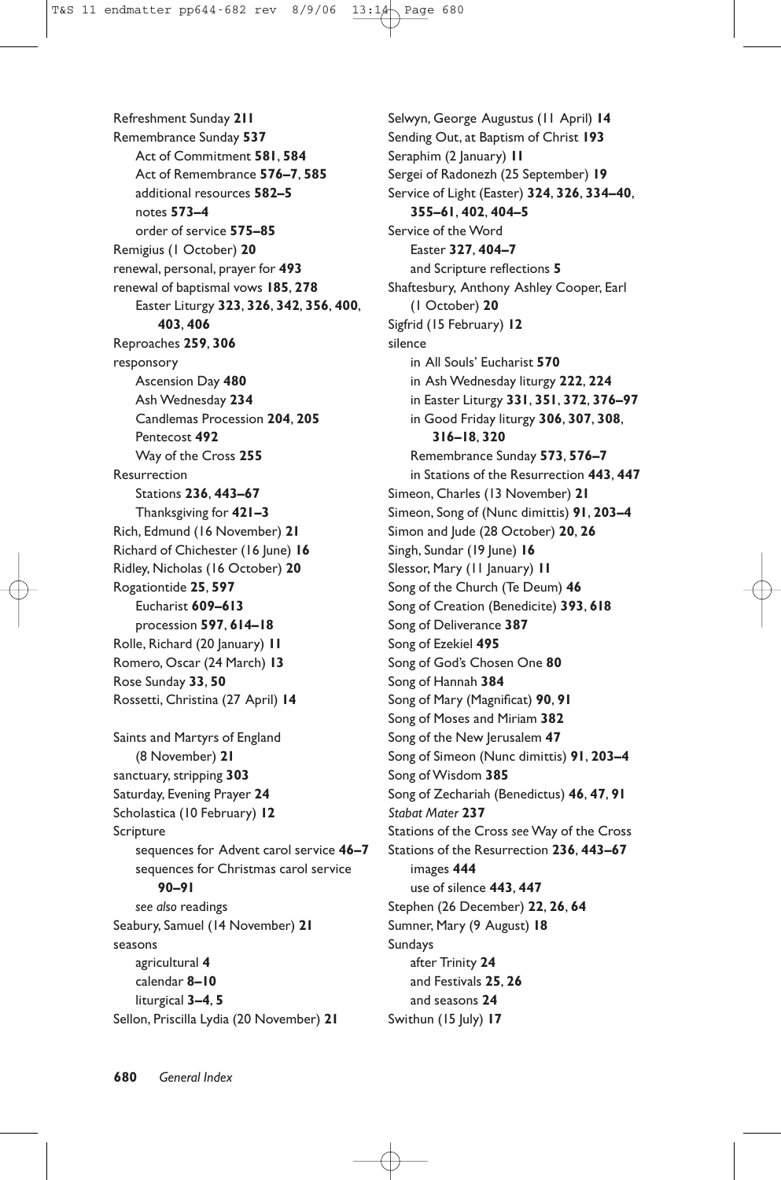Refreshment Sunday **211**
Remembrance Sunday **537**
  Act of Commitment **581**, **584**
  Act of Remembrance **576–7**, **585**
  additional resources **582–5**
  notes **573–4**
  order of service **575–85**
Remigius (1 October) **20**
renewal, personal, prayer for **493**
renewal of baptismal vows **185**, **278**
  Easter Liturgy **323**, **326**, **342**, **356**, **400**, **403**, **406**
Reproaches **259**, **306**
responsory
  Ascension Day **480**
  Ash Wednesday **234**
  Candlemas Procession **204**, **205**
  Pentecost **492**
  Way of the Cross **255**
Resurrection
  Stations **236**, **443–67**
  Thanksgiving for **421–3**
Rich, Edmund (16 November) **21**
Richard of Chichester (16 June) **16**
Ridley, Nicholas (16 October) **20**
Rogationtide **25**, **597**
  Eucharist **609–613**
  procession **597**, **614–18**
Rolle, Richard (20 January) **11**
Romero, Oscar (24 March) **13**
Rose Sunday **33**, **50**
Rossetti, Christina (27 April) **14**

Saints and Martyrs of England (8 November) **21**
sanctuary, stripping **303**
Saturday, Evening Prayer **24**
Scholastica (10 February) **12**
Scripture
  sequences for Advent carol service **46–7**
  sequences for Christmas carol service **90–91**
  *see also* readings
Seabury, Samuel (14 November) **21**
seasons
  agricultural **4**
  calendar **8–10**
  liturgical **3–4**, **5**
Sellon, Priscilla Lydia (20 November) **21**
Selwyn, George Augustus (11 April) **14**
Sending Out, at Baptism of Christ **193**
Seraphim (2 January) **11**
Sergei of Radonezh (25 September) **19**
Service of Light (Easter) **324**, **326**, **334–40**, **355–61**, **402**, **404–5**
Service of the Word
  Easter **327**, **404–7**
  and Scripture reflections **5**
Shaftesbury, Anthony Ashley Cooper, Earl (1 October) **20**
Sigfrid (15 February) **12**
silence
  in All Souls' Eucharist **570**
  in Ash Wednesday liturgy **222**, **224**
  in Easter Liturgy **331**, **351**, **372**, **376–97**
  in Good Friday liturgy **306**, **307**, **308**, **316–18**, **320**
  Remembrance Sunday **573**, **576–7**
  in Stations of the Resurrection **443**, **447**
Simeon, Charles (13 November) **21**
Simeon, Song of (Nunc dimittis) **91**, **203–4**
Simon and Jude (28 October) **20**, **26**
Singh, Sundar (19 June) **16**
Slessor, Mary (11 January) **11**
Song of the Church (Te Deum) **46**
Song of Creation (Benedicite) **393**, **618**
Song of Deliverance **387**
Song of Ezekiel **495**
Song of God's Chosen One **80**
Song of Hannah **384**
Song of Mary (Magnificat) **90**, **91**
Song of Moses and Miriam **382**
Song of the New Jerusalem **47**
Song of Simeon (Nunc dimittis) **91**, **203–4**
Song of Wisdom **385**
Song of Zechariah (Benedictus) **46**, **47**, **91**
*Stabat Mater* **237**
Stations of the Cross *see* Way of the Cross
Stations of the Resurrection **236**, **443–67**
  images **444**
  use of silence **443**, **447**
Stephen (26 December) **22**, **26**, **64**
Sumner, Mary (9 August) **18**
Sundays
  after Trinity **24**
  and Festivals **25**, **26**
  and seasons **24**
Swithun (15 July) **17**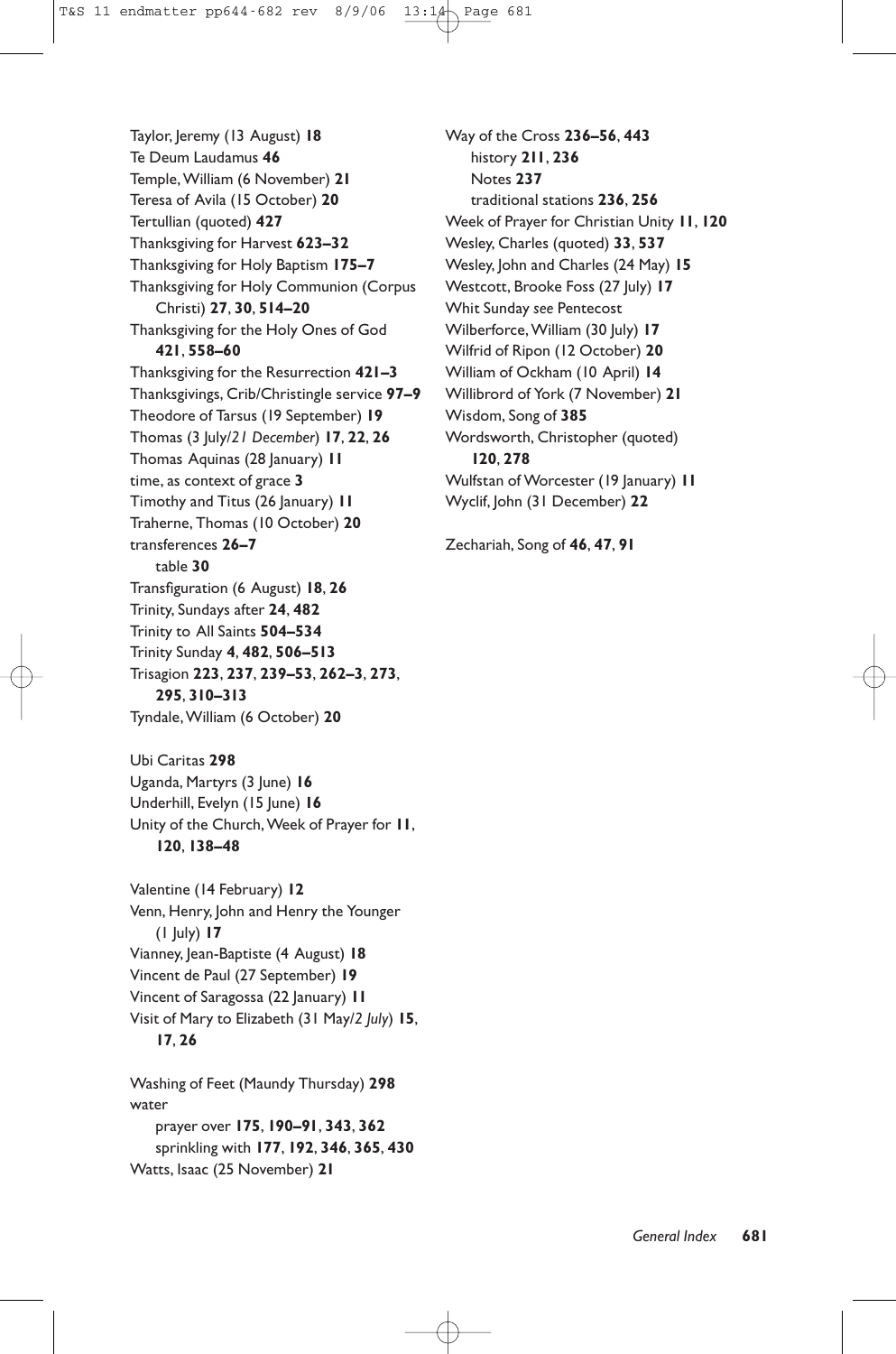Taylor, Jeremy (13 August) **18**
Te Deum Laudamus **46**
Temple, William (6 November) **21**
Teresa of Avila (15 October) **20**
Tertullian (quoted) **427**
Thanksgiving for Harvest **623–32**
Thanksgiving for Holy Baptism **175–7**
Thanksgiving for Holy Communion (Corpus Christi) **27**, **30**, **514–20**
Thanksgiving for the Holy Ones of God **421**, **558–60**
Thanksgiving for the Resurrection **421–3**
Thanksgivings, Crib/Christingle service **97–9**
Theodore of Tarsus (19 September) **19**
Thomas (3 July/*21 December*) **17**, **22**, **26**
Thomas Aquinas (28 January) **11**
time, as context of grace **3**
Timothy and Titus (26 January) **11**
Traherne, Thomas (10 October) **20**
transferences **26–7**
  table **30**
Transfiguration (6 August) **18**, **26**
Trinity, Sundays after **24**, **482**
Trinity to All Saints **504–534**
Trinity Sunday **4**, **482**, **506–513**
Trisagion **223**, **237**, **239–53**, **262–3**, **273**, **295**, **310–313**
Tyndale, William (6 October) **20**

Ubi Caritas **298**
Uganda, Martyrs (3 June) **16**
Underhill, Evelyn (15 June) **16**
Unity of the Church, Week of Prayer for **11**, **120**, **138–48**

Valentine (14 February) **12**
Venn, Henry, John and Henry the Younger (1 July) **17**
Vianney, Jean-Baptiste (4 August) **18**
Vincent de Paul (27 September) **19**
Vincent of Saragossa (22 January) **11**
Visit of Mary to Elizabeth (31 May/*2 July*) **15**, **17**, **26**

Washing of Feet (Maundy Thursday) **298**
water
  prayer over **175**, **190–91**, **343**, **362**
  sprinkling with **177**, **192**, **346**, **365**, **430**
Watts, Isaac (25 November) **21**
Way of the Cross **236–56**, **443**
  history **211**, **236**
  Notes **237**
  traditional stations **236**, **256**
Week of Prayer for Christian Unity **11**, **120**
Wesley, Charles (quoted) **33**, **537**
Wesley, John and Charles (24 May) **15**
Westcott, Brooke Foss (27 July) **17**
Whit Sunday *see* Pentecost
Wilberforce, William (30 July) **17**
Wilfrid of Ripon (12 October) **20**
William of Ockham (10 April) **14**
Willibrord of York (7 November) **21**
Wisdom, Song of **385**
Wordsworth, Christopher (quoted) **120**, **278**
Wulfstan of Worcester (19 January) **11**
Wyclif, John (31 December) **22**

Zechariah, Song of **46**, **47**, **91**